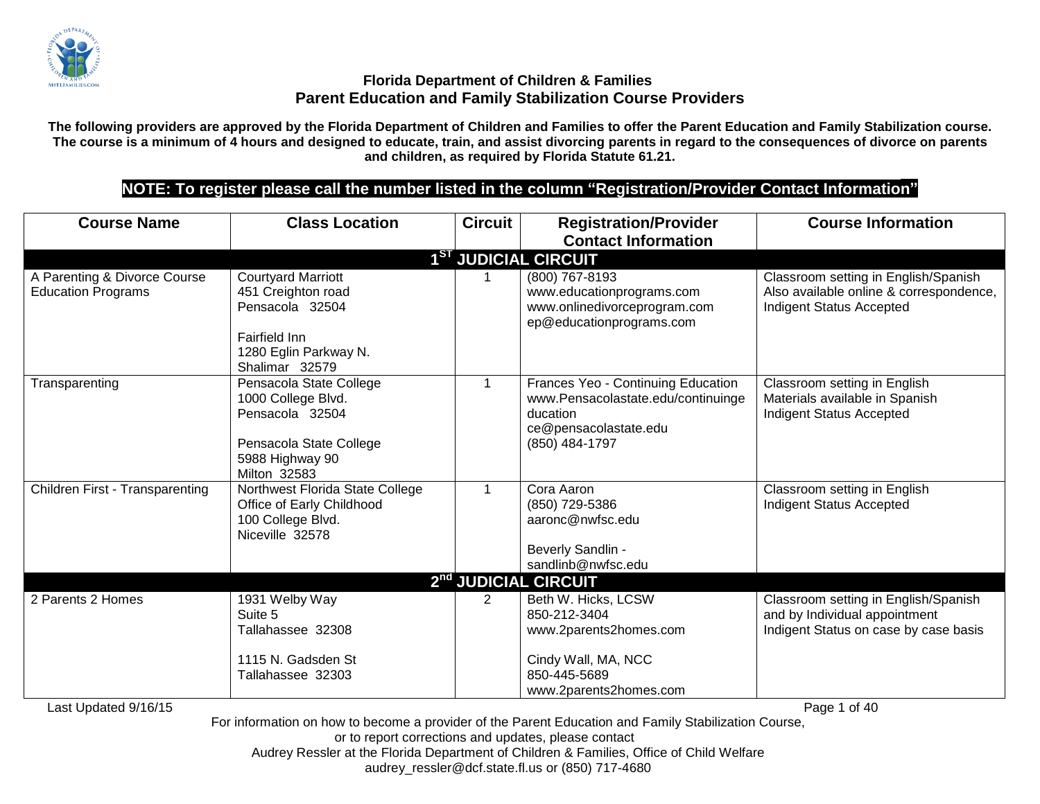# Florida Department of Children & Families
## Parent Education and Family Stabilization Course Providers

**The following providers are approved by the Florida Department of Children and Families to offer the Parent Education and Family Stabilization course. The course is a minimum of 4 hours and designed to educate, train, and assist divorcing parents in regard to the consequences of divorce on parents and children, as required by Florida Statute 61.21.**

**NOTE: To register please call the number listed in the column "Registration/Provider Contact Information"**

| Course Name | Class Location | Circuit | Registration/Provider Contact Information | Course Information |
|---|---|---|---|---|
| | | **1ST JUDICIAL CIRCUIT** | | |
| A Parenting & Divorce Course Education Programs | Courtyard Marriott<br>451 Creighton road<br>Pensacola 32504<br><br>Fairfield Inn<br>1280 Eglin Parkway N.<br>Shalimar 32579 | 1 | (800) 767-8193<br>www.educationprograms.com<br>www.onlinedivorceprogram.com<br>ep@educationprograms.com | Classroom setting in English/Spanish<br>Also available online & correspondence,<br>Indigent Status Accepted |
| Transparenting | Pensacola State College<br>1000 College Blvd.<br>Pensacola 32504<br><br>Pensacola State College<br>5988 Highway 90<br>Milton 32583 | 1 | Frances Yeo - Continuing Education<br>www.Pensacolastate.edu/continuingeducation<br>ce@pensacolastate.edu<br>(850) 484-1797 | Classroom setting in English<br>Materials available in Spanish<br>Indigent Status Accepted |
| Children First - Transparenting | Northwest Florida State College<br>Office of Early Childhood<br>100 College Blvd.<br>Niceville 32578 | 1 | Cora Aaron<br>(850) 729-5386<br>aaronc@nwfsc.edu<br><br>Beverly Sandlin -<br>sandlinb@nwfsc.edu | Classroom setting in English<br>Indigent Status Accepted |
| | | **2nd JUDICIAL CIRCUIT** | | |
| 2 Parents 2 Homes | 1931 Welby Way<br>Suite 5<br>Tallahassee 32308<br><br>1115 N. Gadsden St<br>Tallahassee 32303 | 2 | Beth W. Hicks, LCSW<br>850-212-3404<br>www.2parents2homes.com<br><br>Cindy Wall, MA, NCC<br>850-445-5689<br>www.2parents2homes.com | Classroom setting in English/Spanish<br>and by Individual appointment<br>Indigent Status on case by case basis |

Last Updated 9/16/15

For information on how to become a provider of the Parent Education and Family Stabilization Course, or to report corrections and updates, please contact Audrey Ressler at the Florida Department of Children & Families, Office of Child Welfare audrey_ressler@dcf.state.fl.us or (850) 717-4680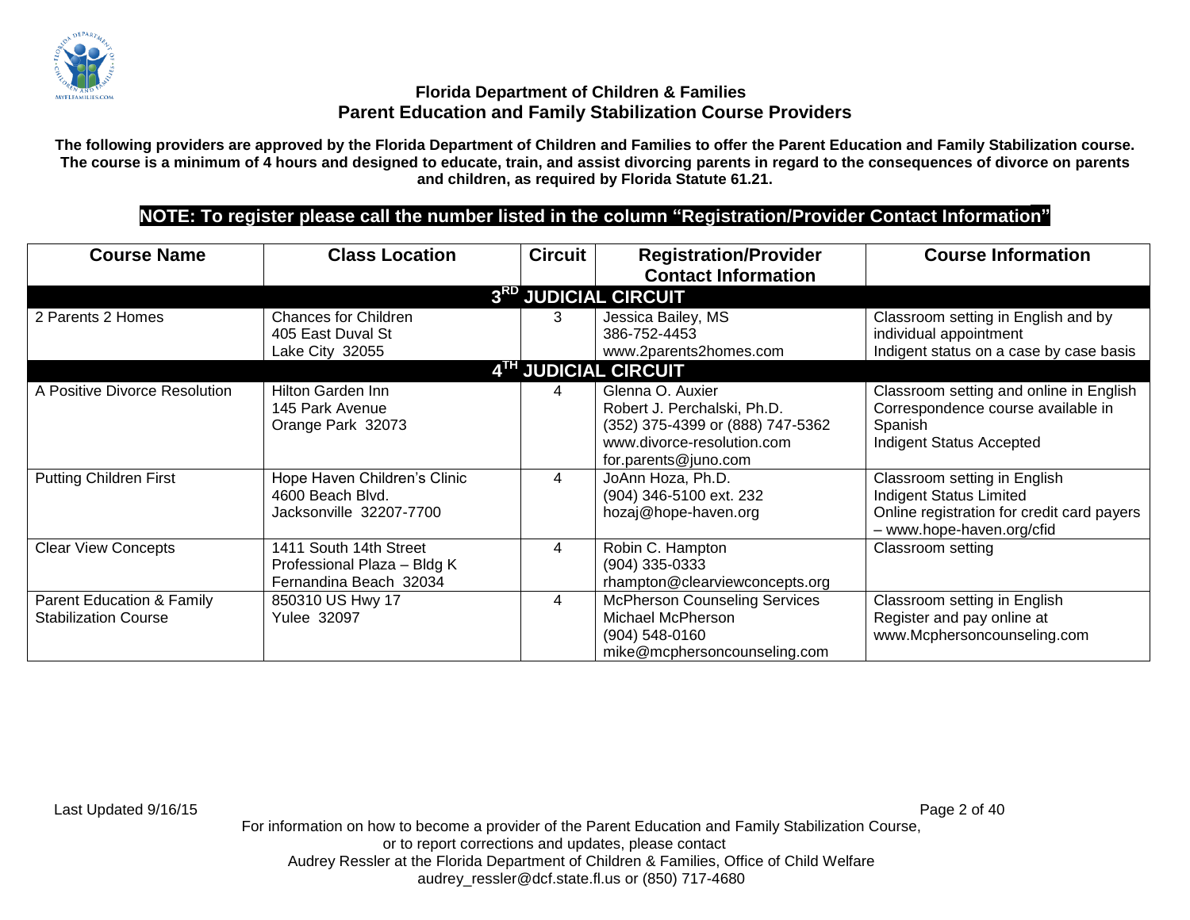# Florida Department of Children & Families
## Parent Education and Family Stabilization Course Providers

**The following providers are approved by the Florida Department of Children and Families to offer the Parent Education and Family Stabilization course. The course is a minimum of 4 hours and designed to educate, train, and assist divorcing parents in regard to the consequences of divorce on parents and children, as required by Florida Statute 61.21.**

**NOTE: To register please call the number listed in the column "Registration/Provider Contact Information"**

| Course Name | Class Location | Circuit | Registration/Provider Contact Information | Course Information |
|---|---|---|---|---|
| **3RD JUDICIAL CIRCUIT** | | | | |
| 2 Parents 2 Homes | Chances for Children<br>405 East Duval St<br>Lake City 32055 | 3 | Jessica Bailey, MS<br>386-752-4453<br>www.2parents2homes.com | Classroom setting in English and by individual appointment<br>Indigent status on a case by case basis |
| **4TH JUDICIAL CIRCUIT** | | | | |
| A Positive Divorce Resolution | Hilton Garden Inn<br>145 Park Avenue<br>Orange Park 32073 | 4 | Glenna O. Auxier<br>Robert J. Perchalski, Ph.D.<br>(352) 375-4399 or (888) 747-5362<br>www.divorce-resolution.com<br>for.parents@juno.com | Classroom setting and online in English<br>Correspondence course available in Spanish<br>Indigent Status Accepted |
| Putting Children First | Hope Haven Children's Clinic<br>4600 Beach Blvd.<br>Jacksonville 32207-7700 | 4 | JoAnn Hoza, Ph.D.<br>(904) 346-5100 ext. 232<br>hozaj@hope-haven.org | Classroom setting in English<br>Indigent Status Limited<br>Online registration for credit card payers – www.hope-haven.org/cfid |
| Clear View Concepts | 1411 South 14th Street<br>Professional Plaza – Bldg K<br>Fernandina Beach 32034 | 4 | Robin C. Hampton<br>(904) 335-0333<br>rhampton@clearviewconcepts.org | Classroom setting |
| Parent Education & Family Stabilization Course | 850310 US Hwy 17<br>Yulee 32097 | 4 | McPherson Counseling Services<br>Michael McPherson<br>(904) 548-0160<br>mike@mcphersoncounseling.com | Classroom setting in English<br>Register and pay online at www.Mcphersoncounseling.com |

Last Updated 9/16/15

For information on how to become a provider of the Parent Education and Family Stabilization Course, or to report corrections and updates, please contact Audrey Ressler at the Florida Department of Children & Families, Office of Child Welfare audrey_ressler@dcf.state.fl.us or (850) 717-4680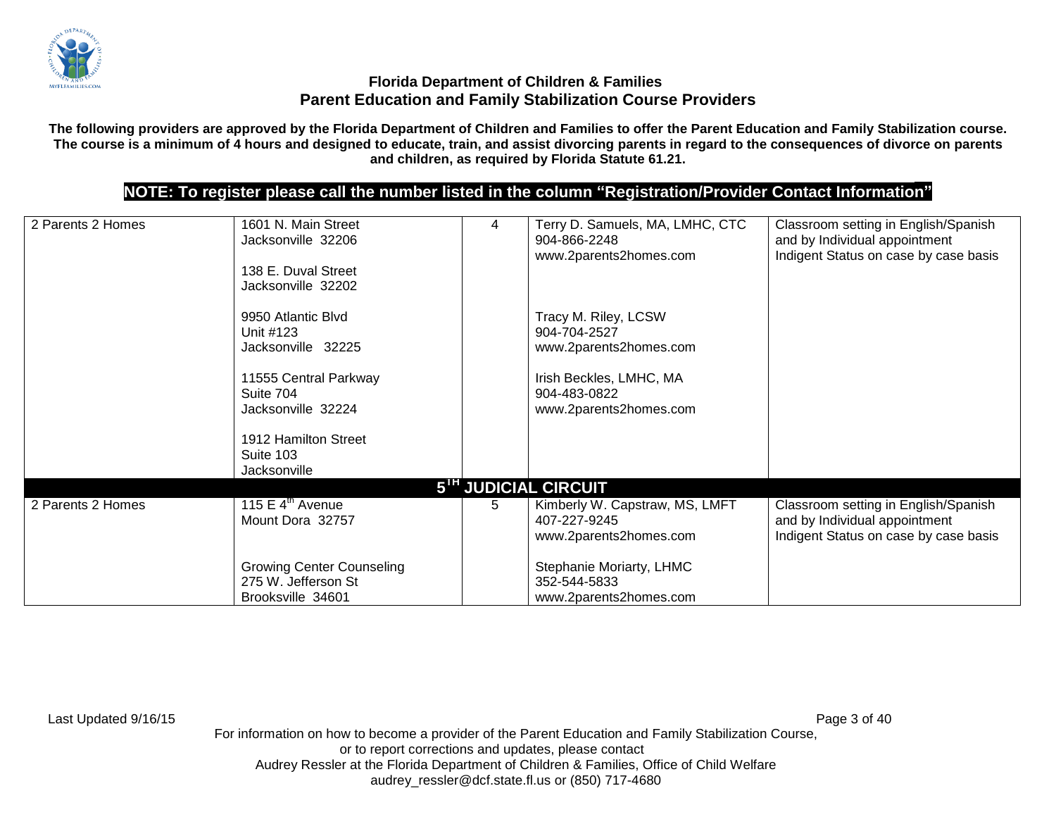# Florida Department of Children & Families
## Parent Education and Family Stabilization Course Providers

**The following providers are approved by the Florida Department of Children and Families to offer the Parent Education and Family Stabilization course. The course is a minimum of 4 hours and designed to educate, train, and assist divorcing parents in regard to the consequences of divorce on parents and children, as required by Florida Statute 61.21.**

**NOTE: To register please call the number listed in the column "Registration/Provider Contact Information"**

| | | | | |
|---|---|---|---|---|
| 2 Parents 2 Homes | 1601 N. Main Street<br>Jacksonville 32206<br><br>138 E. Duval Street<br>Jacksonville 32202<br><br>9950 Atlantic Blvd<br>Unit #123<br>Jacksonville 32225<br><br>11555 Central Parkway<br>Suite 704<br>Jacksonville 32224<br><br>1912 Hamilton Street<br>Suite 103<br>Jacksonville | 4 | Terry D. Samuels, MA, LMHC, CTC<br>904-866-2248<br>www.2parents2homes.com<br><br>Tracy M. Riley, LCSW<br>904-704-2527<br>www.2parents2homes.com<br><br>Irish Beckles, LMHC, MA<br>904-483-0822<br>www.2parents2homes.com | Classroom setting in English/Spanish and by Individual appointment<br>Indigent Status on case by case basis |
| **5TH JUDICIAL CIRCUIT** | | | | |
| 2 Parents 2 Homes | 115 E 4th Avenue<br>Mount Dora 32757<br><br>Growing Center Counseling<br>275 W. Jefferson St<br>Brooksville 34601 | 5 | Kimberly W. Capstraw, MS, LMFT<br>407-227-9245<br>www.2parents2homes.com<br><br>Stephanie Moriarty, LHMC<br>352-544-5833<br>www.2parents2homes.com | Classroom setting in English/Spanish and by Individual appointment<br>Indigent Status on case by case basis |

Last Updated 9/16/15

For information on how to become a provider of the Parent Education and Family Stabilization Course, or to report corrections and updates, please contact Audrey Ressler at the Florida Department of Children & Families, Office of Child Welfare audrey_ressler@dcf.state.fl.us or (850) 717-4680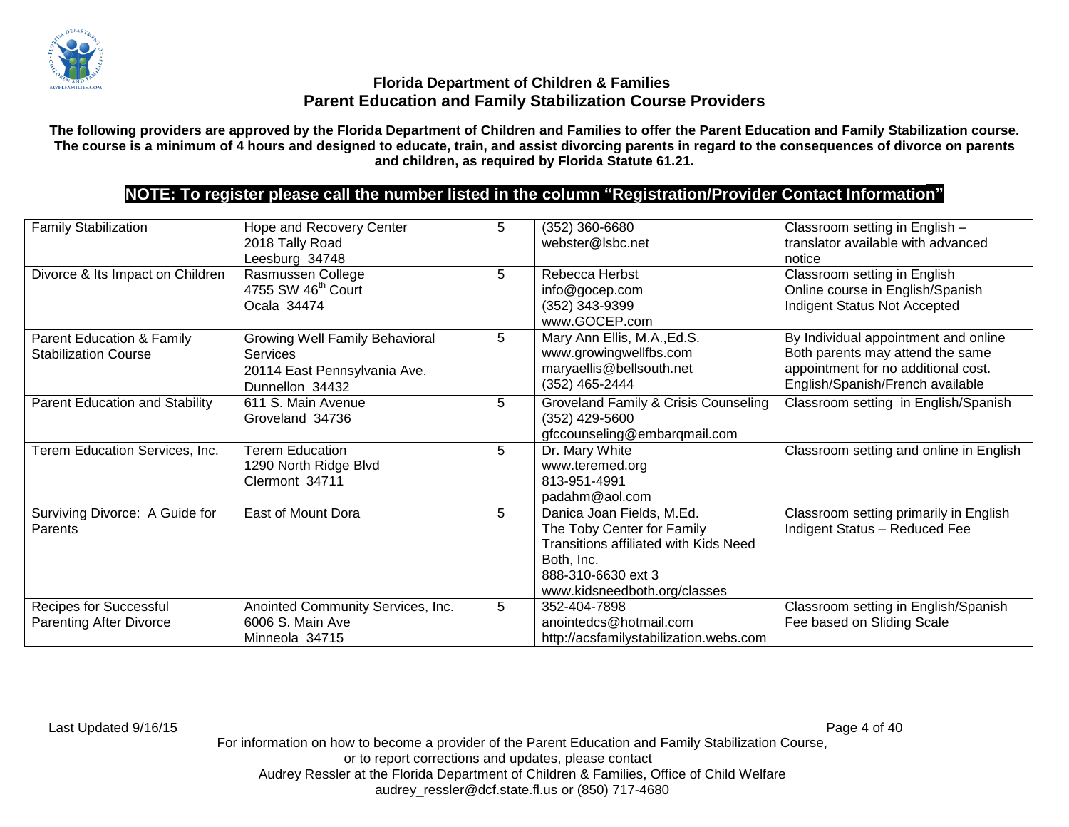**Florida Department of Children & Families**
**Parent Education and Family Stabilization Course Providers**

**The following providers are approved by the Florida Department of Children and Families to offer the Parent Education and Family Stabilization course. The course is a minimum of 4 hours and designed to educate, train, and assist divorcing parents in regard to the consequences of divorce on parents and children, as required by Florida Statute 61.21.**

**NOTE: To register please call the number listed in the column "Registration/Provider Contact Information"**

| | | | | |
|---|---|---|---|---|
| Family Stabilization | Hope and Recovery Center<br>2018 Tally Road<br>Leesburg 34748 | 5 | (352) 360-6680<br>webster@lsbc.net | Classroom setting in English – translator available with advanced notice |
| Divorce & Its Impact on Children | Rasmussen College<br>4755 SW 46th Court<br>Ocala 34474 | 5 | Rebecca Herbst<br>info@gocep.com<br>(352) 343-9399<br>www.GOCEP.com | Classroom setting in English<br>Online course in English/Spanish<br>Indigent Status Not Accepted |
| Parent Education & Family Stabilization Course | Growing Well Family Behavioral Services<br>20114 East Pennsylvania Ave.<br>Dunnellon 34432 | 5 | Mary Ann Ellis, M.A.,Ed.S.<br>www.growingwellfbs.com<br>maryaellis@bellsouth.net<br>(352) 465-2444 | By Individual appointment and online Both parents may attend the same appointment for no additional cost. English/Spanish/French available |
| Parent Education and Stability | 611 S. Main Avenue<br>Groveland 34736 | 5 | Groveland Family & Crisis Counseling<br>(352) 429-5600<br>gfccounseling@embarqmail.com | Classroom setting in English/Spanish |
| Terem Education Services, Inc. | Terem Education<br>1290 North Ridge Blvd<br>Clermont 34711 | 5 | Dr. Mary White<br>www.teremed.org<br>813-951-4991<br>padahm@aol.com | Classroom setting and online in English |
| Surviving Divorce: A Guide for Parents | East of Mount Dora | 5 | Danica Joan Fields, M.Ed.<br>The Toby Center for Family Transitions affiliated with Kids Need Both, Inc.<br>888-310-6630 ext 3<br>www.kidsneedboth.org/classes | Classroom setting primarily in English<br>Indigent Status – Reduced Fee |
| Recipes for Successful Parenting After Divorce | Anointed Community Services, Inc.<br>6006 S. Main Ave<br>Minneola 34715 | 5 | 352-404-7898<br>anointedcs@hotmail.com<br>http://acsfamilystabilization.webs.com | Classroom setting in English/Spanish<br>Fee based on Sliding Scale |

Last Updated 9/16/15

For information on how to become a provider of the Parent Education and Family Stabilization Course, or to report corrections and updates, please contact Audrey Ressler at the Florida Department of Children & Families, Office of Child Welfare audrey_ressler@dcf.state.fl.us or (850) 717-4680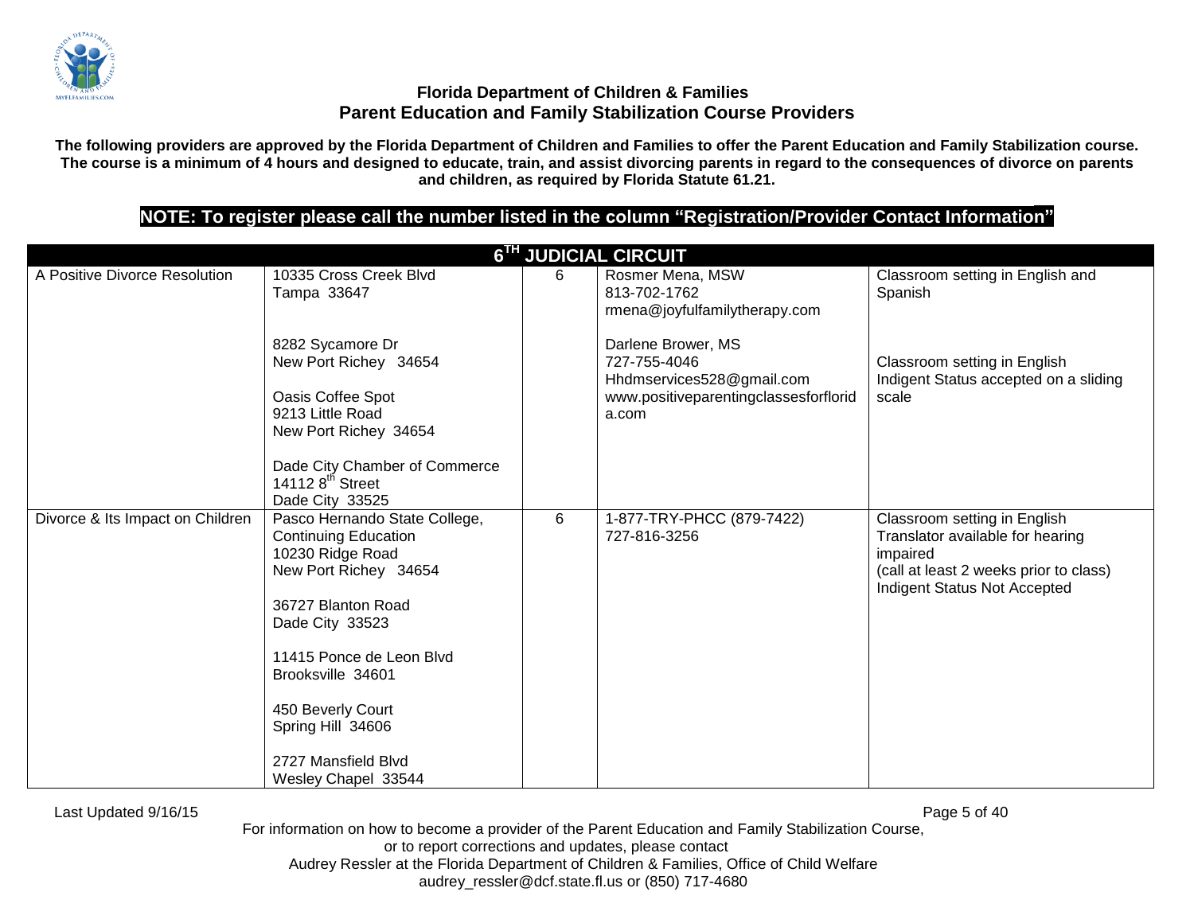# Florida Department of Children & Families
## Parent Education and Family Stabilization Course Providers

**The following providers are approved by the Florida Department of Children and Families to offer the Parent Education and Family Stabilization course. The course is a minimum of 4 hours and designed to educate, train, and assist divorcing parents in regard to the consequences of divorce on parents and children, as required by Florida Statute 61.21.**

**NOTE: To register please call the number listed in the column "Registration/Provider Contact Information"**

| 6TH JUDICIAL CIRCUIT | | | | |
|---|---|---|---|---|
| A Positive Divorce Resolution | 10335 Cross Creek Blvd<br>Tampa 33647<br><br>8282 Sycamore Dr<br>New Port Richey 34654<br><br>Oasis Coffee Spot<br>9213 Little Road<br>New Port Richey 34654<br><br>Dade City Chamber of Commerce<br>14112 8th Street<br>Dade City 33525 | 6 | Rosmer Mena, MSW<br>813-702-1762<br>rmena@joyfulfamilytherapy.com<br><br>Darlene Brower, MS<br>727-755-4046<br>Hhdmservices528@gmail.com<br>www.positiveparentingclassesforflorida.com | Classroom setting in English and Spanish<br><br>Classroom setting in English<br>Indigent Status accepted on a sliding scale |
| Divorce & Its Impact on Children | Pasco Hernando State College, Continuing Education<br>10230 Ridge Road<br>New Port Richey 34654<br><br>36727 Blanton Road<br>Dade City 33523<br><br>11415 Ponce de Leon Blvd<br>Brooksville 34601<br><br>450 Beverly Court<br>Spring Hill 34606<br><br>2727 Mansfield Blvd<br>Wesley Chapel 33544 | 6 | 1-877-TRY-PHCC (879-7422)<br>727-816-3256 | Classroom setting in English<br>Translator available for hearing impaired<br>(call at least 2 weeks prior to class)<br>Indigent Status Not Accepted |

Last Updated 9/16/15

For information on how to become a provider of the Parent Education and Family Stabilization Course, or to report corrections and updates, please contact Audrey Ressler at the Florida Department of Children & Families, Office of Child Welfare audrey_ressler@dcf.state.fl.us or (850) 717-4680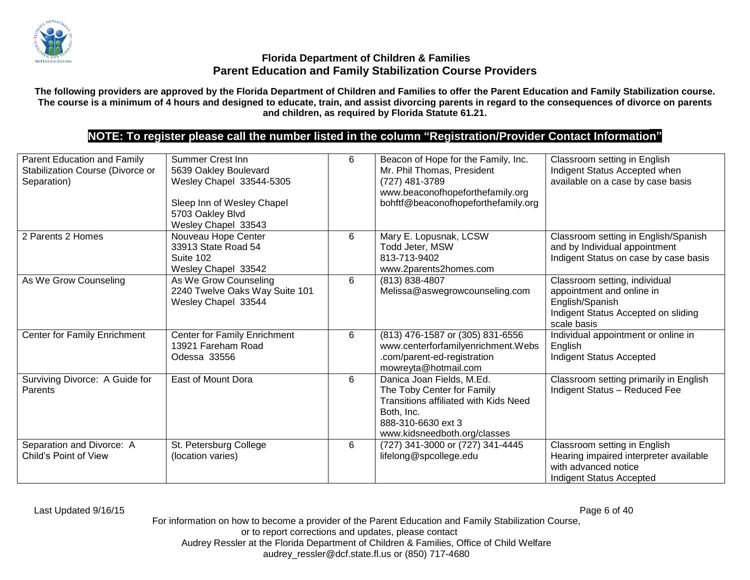## Florida Department of Children & Families
## Parent Education and Family Stabilization Course Providers

**The following providers are approved by the Florida Department of Children and Families to offer the Parent Education and Family Stabilization course. The course is a minimum of 4 hours and designed to educate, train, and assist divorcing parents in regard to the consequences of divorce on parents and children, as required by Florida Statute 61.21.**

**NOTE: To register please call the number listed in the column "Registration/Provider Contact Information"**

| | | | | |
|---|---|---|---|---|
| Parent Education and Family Stabilization Course (Divorce or Separation) | Summer Crest Inn<br>5639 Oakley Boulevard<br>Wesley Chapel 33544-5305<br><br>Sleep Inn of Wesley Chapel<br>5703 Oakley Blvd<br>Wesley Chapel 33543 | 6 | Beacon of Hope for the Family, Inc.<br>Mr. Phil Thomas, President<br>(727) 481-3789<br>www.beaconofhopeforthefamily.org<br>bohftf@beaconofhopeforthefamily.org | Classroom setting in English<br>Indigent Status Accepted when available on a case by case basis |
| 2 Parents 2 Homes | Nouveau Hope Center<br>33913 State Road 54<br>Suite 102<br>Wesley Chapel 33542 | 6 | Mary E. Lopusnak, LCSW<br>Todd Jeter, MSW<br>813-713-9402<br>www.2parents2homes.com | Classroom setting in English/Spanish and by Individual appointment<br>Indigent Status on case by case basis |
| As We Grow Counseling | As We Grow Counseling<br>2240 Twelve Oaks Way Suite 101<br>Wesley Chapel 33544 | 6 | (813) 838-4807<br>Melissa@aswegrowcounseling.com | Classroom setting, individual appointment and online in English/Spanish<br>Indigent Status Accepted on sliding scale basis |
| Center for Family Enrichment | Center for Family Enrichment<br>13921 Fareham Road<br>Odessa 33556 | 6 | (813) 476-1587 or (305) 831-6556<br>www.centerforfamilyenrichment.Webs.com/parent-ed-registration<br>mowreyta@hotmail.com | Individual appointment or online in English<br>Indigent Status Accepted |
| Surviving Divorce: A Guide for Parents | East of Mount Dora | 6 | Danica Joan Fields, M.Ed.<br>The Toby Center for Family Transitions affiliated with Kids Need Both, Inc.<br>888-310-6630 ext 3<br>www.kidsneedboth.org/classes | Classroom setting primarily in English<br>Indigent Status – Reduced Fee |
| Separation and Divorce: A Child's Point of View | St. Petersburg College<br>(location varies) | 6 | (727) 341-3000 or (727) 341-4445<br>lifelong@spcollege.edu | Classroom setting in English<br>Hearing impaired interpreter available with advanced notice<br>Indigent Status Accepted |

Last Updated 9/16/15

For information on how to become a provider of the Parent Education and Family Stabilization Course, or to report corrections and updates, please contact Audrey Ressler at the Florida Department of Children & Families, Office of Child Welfare audrey_ressler@dcf.state.fl.us or (850) 717-4680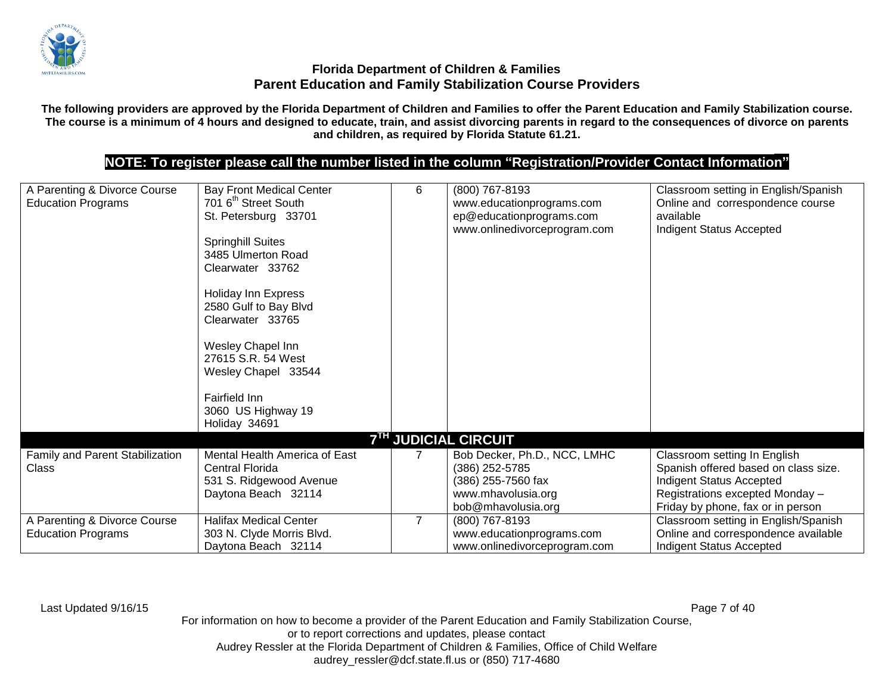## Florida Department of Children & Families
## Parent Education and Family Stabilization Course Providers

**The following providers are approved by the Florida Department of Children and Families to offer the Parent Education and Family Stabilization course. The course is a minimum of 4 hours and designed to educate, train, and assist divorcing parents in regard to the consequences of divorce on parents and children, as required by Florida Statute 61.21.**

**NOTE: To register please call the number listed in the column "Registration/Provider Contact Information"**

| | | | | |
|---|---|---|---|---|
| A Parenting & Divorce Course Education Programs | Bay Front Medical Center<br>701 6th Street South<br>St. Petersburg 33701<br><br>Springhill Suites<br>3485 Ulmerton Road<br>Clearwater 33762<br><br>Holiday Inn Express<br>2580 Gulf to Bay Blvd<br>Clearwater 33765<br><br>Wesley Chapel Inn<br>27615 S.R. 54 West<br>Wesley Chapel 33544<br><br>Fairfield Inn<br>3060 US Highway 19<br>Holiday 34691 | 6 | (800) 767-8193<br>www.educationprograms.com<br>ep@educationprograms.com<br>www.onlinedivorceprogram.com | Classroom setting in English/Spanish<br>Online and correspondence course available<br>Indigent Status Accepted |
| **7TH JUDICIAL CIRCUIT** | | | | |
| Family and Parent Stabilization Class | Mental Health America of East Central Florida<br>531 S. Ridgewood Avenue<br>Daytona Beach 32114 | 7 | Bob Decker, Ph.D., NCC, LMHC<br>(386) 252-5785<br>(386) 255-7560 fax<br>www.mhavolusia.org<br>bob@mhavolusia.org | Classroom setting In English<br>Spanish offered based on class size.<br>Indigent Status Accepted<br>Registrations excepted Monday – Friday by phone, fax or in person |
| A Parenting & Divorce Course Education Programs | Halifax Medical Center<br>303 N. Clyde Morris Blvd.<br>Daytona Beach 32114 | 7 | (800) 767-8193<br>www.educationprograms.com<br>www.onlinedivorceprogram.com | Classroom setting in English/Spanish<br>Online and correspondence available<br>Indigent Status Accepted |

Last Updated 9/16/15

For information on how to become a provider of the Parent Education and Family Stabilization Course, or to report corrections and updates, please contact Audrey Ressler at the Florida Department of Children & Families, Office of Child Welfare audrey_ressler@dcf.state.fl.us or (850) 717-4680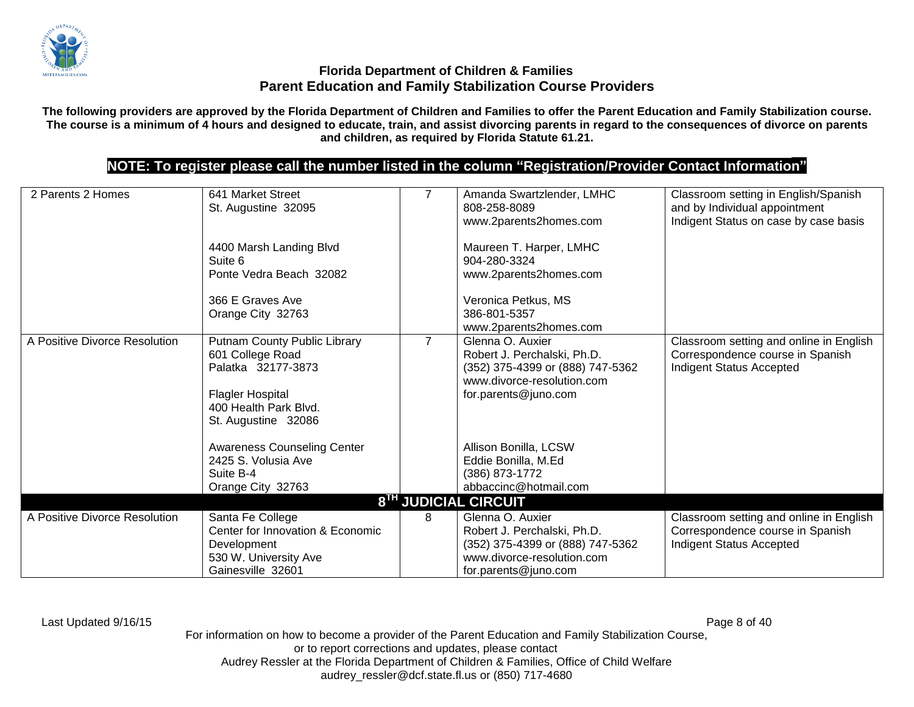# Florida Department of Children & Families
# Parent Education and Family Stabilization Course Providers

**The following providers are approved by the Florida Department of Children and Families to offer the Parent Education and Family Stabilization course. The course is a minimum of 4 hours and designed to educate, train, and assist divorcing parents in regard to the consequences of divorce on parents and children, as required by Florida Statute 61.21.**

**NOTE: To register please call the number listed in the column "Registration/Provider Contact Information"**

| | | | | |
|---|---|---|---|---|
| 2 Parents 2 Homes | 641 Market Street<br>St. Augustine 32095<br><br>4400 Marsh Landing Blvd<br>Suite 6<br>Ponte Vedra Beach 32082<br><br>366 E Graves Ave<br>Orange City 32763 | 7 | Amanda Swartzlender, LMHC<br>808-258-8089<br>www.2parents2homes.com<br><br>Maureen T. Harper, LMHC<br>904-280-3324<br>www.2parents2homes.com<br><br>Veronica Petkus, MS<br>386-801-5357<br>www.2parents2homes.com | Classroom setting in English/Spanish and by Individual appointment<br>Indigent Status on case by case basis |
| A Positive Divorce Resolution | Putnam County Public Library<br>601 College Road<br>Palatka 32177-3873<br><br>Flagler Hospital<br>400 Health Park Blvd.<br>St. Augustine 32086<br><br>Awareness Counseling Center<br>2425 S. Volusia Ave<br>Suite B-4<br>Orange City 32763 | 7 | Glenna O. Auxier<br>Robert J. Perchalski, Ph.D.<br>(352) 375-4399 or (888) 747-5362<br>www.divorce-resolution.com<br>for.parents@juno.com<br><br>Allison Bonilla, LCSW<br>Eddie Bonilla, M.Ed<br>(386) 873-1772<br>abbaccinc@hotmail.com | Classroom setting and online in English<br>Correspondence course in Spanish<br>Indigent Status Accepted |
| **8TH JUDICIAL CIRCUIT** | | | | |
| A Positive Divorce Resolution | Santa Fe College<br>Center for Innovation & Economic Development<br>530 W. University Ave<br>Gainesville 32601 | 8 | Glenna O. Auxier<br>Robert J. Perchalski, Ph.D.<br>(352) 375-4399 or (888) 747-5362<br>www.divorce-resolution.com<br>for.parents@juno.com | Classroom setting and online in English<br>Correspondence course in Spanish<br>Indigent Status Accepted |

Last Updated 9/16/15

For information on how to become a provider of the Parent Education and Family Stabilization Course, or to report corrections and updates, please contact Audrey Ressler at the Florida Department of Children & Families, Office of Child Welfare audrey_ressler@dcf.state.fl.us or (850) 717-4680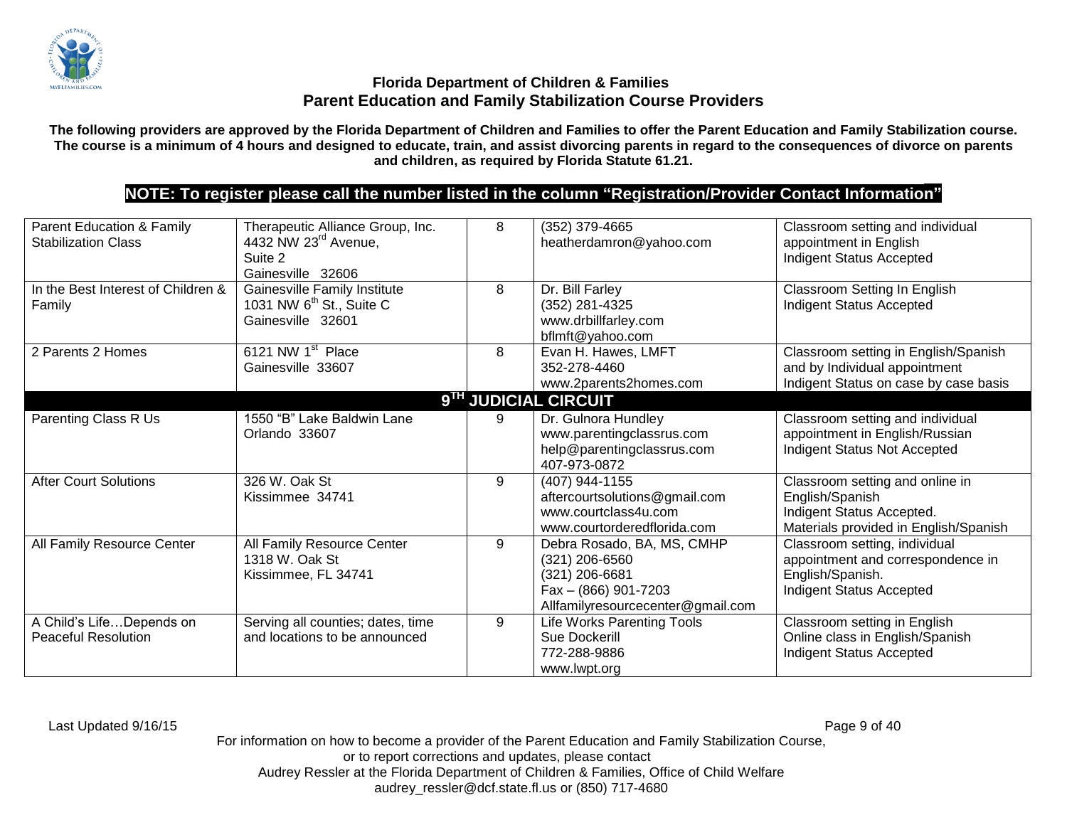**Florida Department of Children & Families**
**Parent Education and Family Stabilization Course Providers**

**The following providers are approved by the Florida Department of Children and Families to offer the Parent Education and Family Stabilization course. The course is a minimum of 4 hours and designed to educate, train, and assist divorcing parents in regard to the consequences of divorce on parents and children, as required by Florida Statute 61.21.**

**NOTE: To register please call the number listed in the column "Registration/Provider Contact Information"**

| | | | | |
|---|---|---|---|---|
| Parent Education & Family Stabilization Class | Therapeutic Alliance Group, Inc.<br>4432 NW 23rd Avenue,<br>Suite 2<br>Gainesville 32606 | 8 | (352) 379-4665<br>heatherdamron@yahoo.com | Classroom setting and individual appointment in English<br>Indigent Status Accepted |
| In the Best Interest of Children & Family | Gainesville Family Institute<br>1031 NW 6th St., Suite C<br>Gainesville 32601 | 8 | Dr. Bill Farley<br>(352) 281-4325<br>www.drbillfarley.com<br>bflmft@yahoo.com | Classroom Setting In English<br>Indigent Status Accepted |
| 2 Parents 2 Homes | 6121 NW 1st Place<br>Gainesville 33607 | 8 | Evan H. Hawes, LMFT<br>352-278-4460<br>www.2parents2homes.com | Classroom setting in English/Spanish and by Individual appointment<br>Indigent Status on case by case basis |
| **9TH JUDICIAL CIRCUIT** | | | | |
| Parenting Class R Us | 1550 "B" Lake Baldwin Lane<br>Orlando 33607 | 9 | Dr. Gulnora Hundley<br>www.parentingclassrus.com<br>help@parentingclassrus.com<br>407-973-0872 | Classroom setting and individual appointment in English/Russian<br>Indigent Status Not Accepted |
| After Court Solutions | 326 W. Oak St<br>Kissimmee 34741 | 9 | (407) 944-1155<br>aftercourtsolutions@gmail.com<br>www.courtclass4u.com<br>www.courtorderedflorida.com | Classroom setting and online in English/Spanish<br>Indigent Status Accepted.<br>Materials provided in English/Spanish |
| All Family Resource Center | All Family Resource Center<br>1318 W. Oak St<br>Kissimmee, FL 34741 | 9 | Debra Rosado, BA, MS, CMHP<br>(321) 206-6560<br>(321) 206-6681<br>Fax – (866) 901-7203<br>Allfamilyresourcecenter@gmail.com | Classroom setting, individual appointment and correspondence in English/Spanish.<br>Indigent Status Accepted |
| A Child's Life…Depends on Peaceful Resolution | Serving all counties; dates, time and locations to be announced | 9 | Life Works Parenting Tools<br>Sue Dockerill<br>772-288-9886<br>www.lwpt.org | Classroom setting in English<br>Online class in English/Spanish<br>Indigent Status Accepted |

Last Updated 9/16/15

For information on how to become a provider of the Parent Education and Family Stabilization Course, or to report corrections and updates, please contact Audrey Ressler at the Florida Department of Children & Families, Office of Child Welfare audrey_ressler@dcf.state.fl.us or (850) 717-4680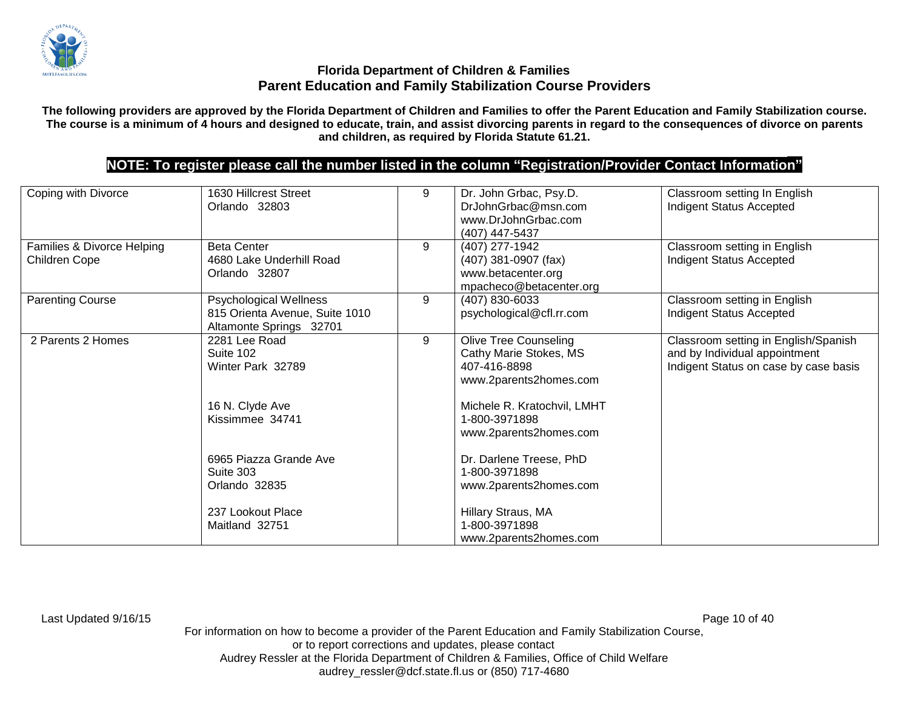## Florida Department of Children & Families
## Parent Education and Family Stabilization Course Providers

**The following providers are approved by the Florida Department of Children and Families to offer the Parent Education and Family Stabilization course. The course is a minimum of 4 hours and designed to educate, train, and assist divorcing parents in regard to the consequences of divorce on parents and children, as required by Florida Statute 61.21.**

**NOTE: To register please call the number listed in the column "Registration/Provider Contact Information"**

| | | | | |
|---|---|---|---|---|
| Coping with Divorce | 1630 Hillcrest Street<br>Orlando 32803 | 9 | Dr. John Grbac, Psy.D.<br>DrJohnGrbac@msn.com<br>www.DrJohnGrbac.com<br>(407) 447-5437 | Classroom setting In English<br>Indigent Status Accepted |
| Families & Divorce Helping Children Cope | Beta Center<br>4680 Lake Underhill Road<br>Orlando 32807 | 9 | (407) 277-1942<br>(407) 381-0907 (fax)<br>www.betacenter.org<br>mpacheco@betacenter.org | Classroom setting in English<br>Indigent Status Accepted |
| Parenting Course | Psychological Wellness<br>815 Orienta Avenue, Suite 1010<br>Altamonte Springs 32701 | 9 | (407) 830-6033<br>psychological@cfl.rr.com | Classroom setting in English<br>Indigent Status Accepted |
| 2 Parents 2 Homes | 2281 Lee Road<br>Suite 102<br>Winter Park 32789<br><br>16 N. Clyde Ave<br>Kissimmee 34741<br><br>6965 Piazza Grande Ave<br>Suite 303<br>Orlando 32835<br><br>237 Lookout Place<br>Maitland 32751 | 9 | Olive Tree Counseling<br>Cathy Marie Stokes, MS<br>407-416-8898<br>www.2parents2homes.com<br><br>Michele R. Kratochvil, LMHT<br>1-800-3971898<br>www.2parents2homes.com<br><br>Dr. Darlene Treese, PhD<br>1-800-3971898<br>www.2parents2homes.com<br><br>Hillary Straus, MA<br>1-800-3971898<br>www.2parents2homes.com | Classroom setting in English/Spanish and by Individual appointment<br>Indigent Status on case by case basis |

Last Updated 9/16/15

For information on how to become a provider of the Parent Education and Family Stabilization Course, or to report corrections and updates, please contact Audrey Ressler at the Florida Department of Children & Families, Office of Child Welfare audrey_ressler@dcf.state.fl.us or (850) 717-4680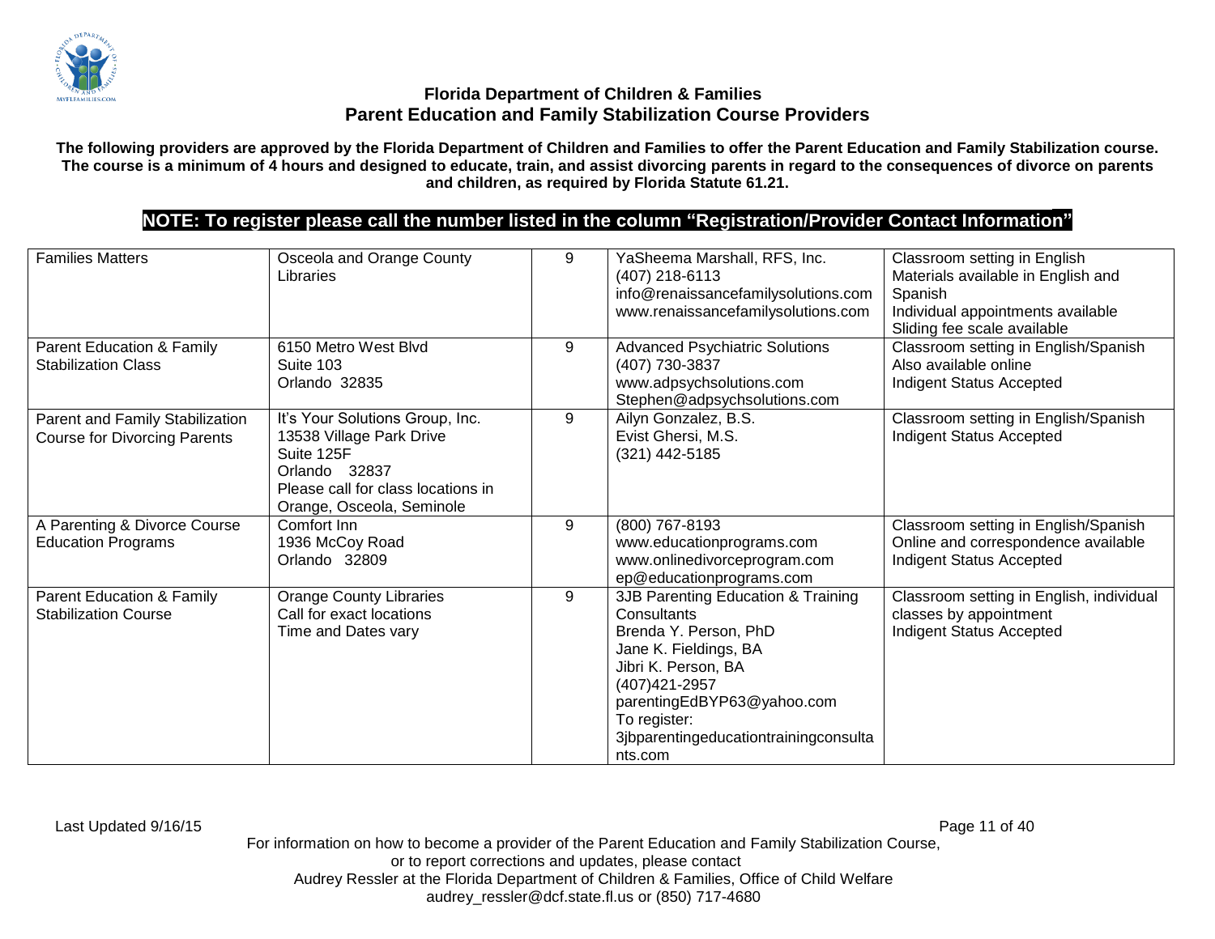**Florida Department of Children & Families**
**Parent Education and Family Stabilization Course Providers**

**The following providers are approved by the Florida Department of Children and Families to offer the Parent Education and Family Stabilization course. The course is a minimum of 4 hours and designed to educate, train, and assist divorcing parents in regard to the consequences of divorce on parents and children, as required by Florida Statute 61.21.**

**NOTE: To register please call the number listed in the column "Registration/Provider Contact Information"**

| | | | | |
|---|---|---|---|---|
| Families Matters | Osceola and Orange County Libraries | 9 | YaSheema Marshall, RFS, Inc.<br>(407) 218-6113<br>info@renaissancefamilysolutions.com<br>www.renaissancefamilysolutions.com | Classroom setting in English<br>Materials available in English and Spanish<br>Individual appointments available<br>Sliding fee scale available |
| Parent Education & Family Stabilization Class | 6150 Metro West Blvd<br>Suite 103<br>Orlando 32835 | 9 | Advanced Psychiatric Solutions<br>(407) 730-3837<br>www.adpsychsolutions.com<br>Stephen@adpsychsolutions.com | Classroom setting in English/Spanish<br>Also available online<br>Indigent Status Accepted |
| Parent and Family Stabilization Course for Divorcing Parents | It's Your Solutions Group, Inc.<br>13538 Village Park Drive<br>Suite 125F<br>Orlando 32837<br>Please call for class locations in Orange, Osceola, Seminole | 9 | Ailyn Gonzalez, B.S.<br>Evist Ghersi, M.S.<br>(321) 442-5185 | Classroom setting in English/Spanish<br>Indigent Status Accepted |
| A Parenting & Divorce Course Education Programs | Comfort Inn<br>1936 McCoy Road<br>Orlando 32809 | 9 | (800) 767-8193<br>www.educationprograms.com<br>www.onlinedivorceprogram.com<br>ep@educationprograms.com | Classroom setting in English/Spanish<br>Online and correspondence available<br>Indigent Status Accepted |
| Parent Education & Family Stabilization Course | Orange County Libraries<br>Call for exact locations<br>Time and Dates vary | 9 | 3JB Parenting Education & Training Consultants<br>Brenda Y. Person, PhD<br>Jane K. Fieldings, BA<br>Jibri K. Person, BA<br>(407)421-2957<br>parentingEdBYP63@yahoo.com<br>To register:<br>3jbparentingeducationtrainingconsultants.com | Classroom setting in English, individual classes by appointment<br>Indigent Status Accepted |

Last Updated 9/16/15

For information on how to become a provider of the Parent Education and Family Stabilization Course, or to report corrections and updates, please contact Audrey Ressler at the Florida Department of Children & Families, Office of Child Welfare audrey_ressler@dcf.state.fl.us or (850) 717-4680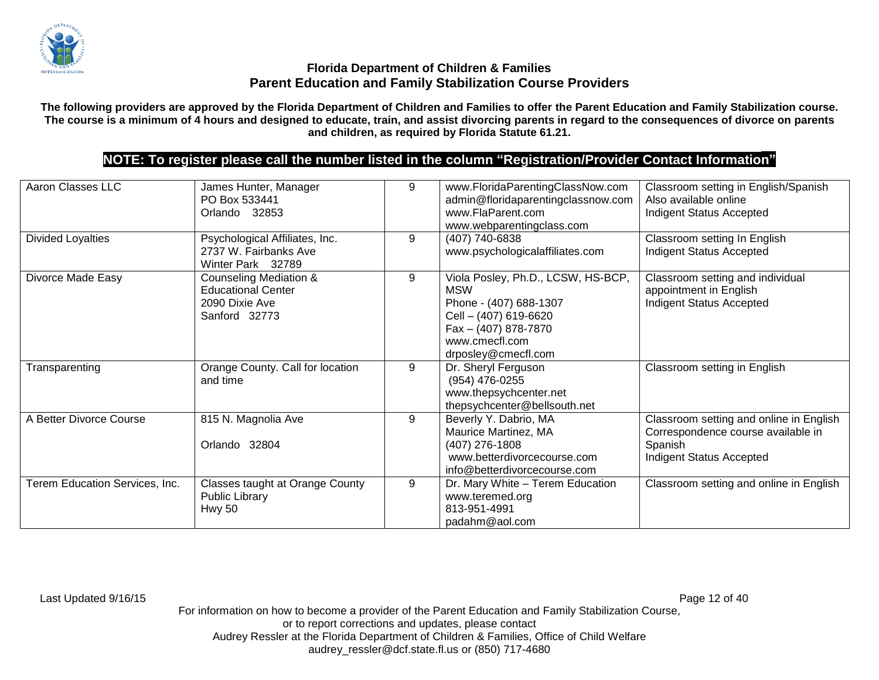## Florida Department of Children & Families
## Parent Education and Family Stabilization Course Providers

**The following providers are approved by the Florida Department of Children and Families to offer the Parent Education and Family Stabilization course. The course is a minimum of 4 hours and designed to educate, train, and assist divorcing parents in regard to the consequences of divorce on parents and children, as required by Florida Statute 61.21.**

**NOTE: To register please call the number listed in the column "Registration/Provider Contact Information"**

| | | | | |
|---|---|---|---|---|
| Aaron Classes LLC | James Hunter, Manager<br>PO Box 533441<br>Orlando 32853 | 9 | www.FloridaParentingClassNow.com<br>admin@floridaparentingclassnow.com<br>www.FlaParent.com<br>www.webparentingclass.com | Classroom setting in English/Spanish<br>Also available online<br>Indigent Status Accepted |
| Divided Loyalties | Psychological Affiliates, Inc.<br>2737 W. Fairbanks Ave<br>Winter Park 32789 | 9 | (407) 740-6838<br>www.psychologicalaffiliates.com | Classroom setting In English<br>Indigent Status Accepted |
| Divorce Made Easy | Counseling Mediation &<br>Educational Center<br>2090 Dixie Ave<br>Sanford 32773 | 9 | Viola Posley, Ph.D., LCSW, HS-BCP, MSW<br>Phone - (407) 688-1307<br>Cell – (407) 619-6620<br>Fax – (407) 878-7870<br>www.cmecfl.com<br>drposley@cmecfl.com | Classroom setting and individual appointment in English<br>Indigent Status Accepted |
| Transparenting | Orange County. Call for location and time | 9 | Dr. Sheryl Ferguson<br>(954) 476-0255<br>www.thepsychcenter.net<br>thepsychcenter@bellsouth.net | Classroom setting in English |
| A Better Divorce Course | 815 N. Magnolia Ave<br><br>Orlando 32804 | 9 | Beverly Y. Dabrio, MA<br>Maurice Martinez, MA<br>(407) 276-1808<br>www.betterdivorcecourse.com<br>info@betterdivorcecourse.com | Classroom setting and online in English<br>Correspondence course available in Spanish<br>Indigent Status Accepted |
| Terem Education Services, Inc. | Classes taught at Orange County Public Library<br>Hwy 50 | 9 | Dr. Mary White – Terem Education<br>www.teremed.org<br>813-951-4991<br>padahm@aol.com | Classroom setting and online in English |

Last Updated 9/16/15

For information on how to become a provider of the Parent Education and Family Stabilization Course, or to report corrections and updates, please contact Audrey Ressler at the Florida Department of Children & Families, Office of Child Welfare audrey_ressler@dcf.state.fl.us or (850) 717-4680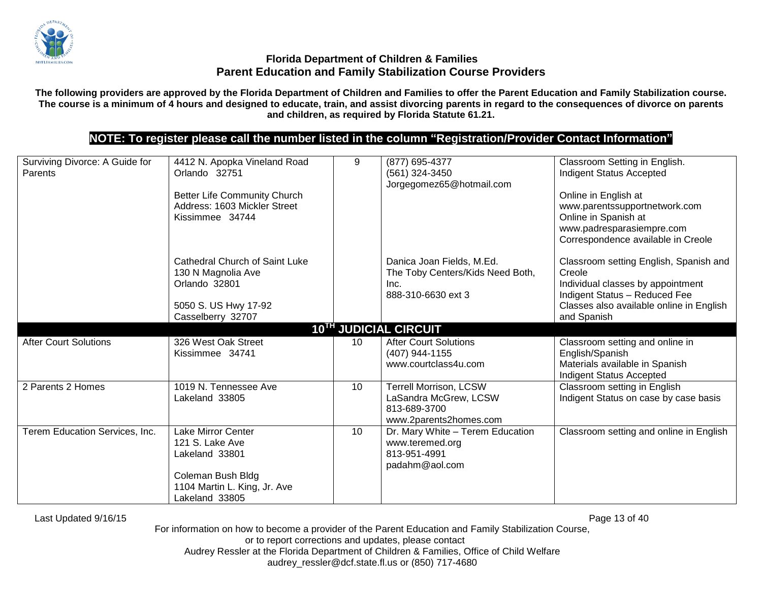# Florida Department of Children & Families
## Parent Education and Family Stabilization Course Providers

**The following providers are approved by the Florida Department of Children and Families to offer the Parent Education and Family Stabilization course. The course is a minimum of 4 hours and designed to educate, train, and assist divorcing parents in regard to the consequences of divorce on parents and children, as required by Florida Statute 61.21.**

**NOTE: To register please call the number listed in the column "Registration/Provider Contact Information"**

| | | | | |
|---|---|---|---|---|
| Surviving Divorce: A Guide for Parents | 4412 N. Apopka Vineland Road<br>Orlando 32751<br><br>Better Life Community Church<br>Address: 1603 Mickler Street<br>Kissimmee 34744 | 9 | (877) 695-4377<br>(561) 324-3450<br>Jorgegomez65@hotmail.com | Classroom Setting in English.<br>Indigent Status Accepted<br><br>Online in English at www.parentssupportnetwork.com<br>Online in Spanish at www.padresparasiempre.com<br>Correspondence available in Creole |
| | Cathedral Church of Saint Luke<br>130 N Magnolia Ave<br>Orlando 32801<br><br>5050 S. US Hwy 17-92<br>Casselberry 32707 | | Danica Joan Fields, M.Ed.<br>The Toby Centers/Kids Need Both, Inc.<br>888-310-6630 ext 3 | Classroom setting English, Spanish and Creole<br>Individual classes by appointment<br>Indigent Status – Reduced Fee<br>Classes also available online in English and Spanish |
| **10TH JUDICIAL CIRCUIT** | | | | |
| After Court Solutions | 326 West Oak Street<br>Kissimmee 34741 | 10 | After Court Solutions<br>(407) 944-1155<br>www.courtclass4u.com | Classroom setting and online in English/Spanish<br>Materials available in Spanish<br>Indigent Status Accepted |
| 2 Parents 2 Homes | 1019 N. Tennessee Ave<br>Lakeland 33805 | 10 | Terrell Morrison, LCSW<br>LaSandra McGrew, LCSW<br>813-689-3700<br>www.2parents2homes.com | Classroom setting in English<br>Indigent Status on case by case basis |
| Terem Education Services, Inc. | Lake Mirror Center<br>121 S. Lake Ave<br>Lakeland 33801<br><br>Coleman Bush Bldg<br>1104 Martin L. King, Jr. Ave<br>Lakeland 33805 | 10 | Dr. Mary White – Terem Education<br>www.teremed.org<br>813-951-4991<br>padahm@aol.com | Classroom setting and online in English |

Last Updated 9/16/15

For information on how to become a provider of the Parent Education and Family Stabilization Course, or to report corrections and updates, please contact Audrey Ressler at the Florida Department of Children & Families, Office of Child Welfare audrey_ressler@dcf.state.fl.us or (850) 717-4680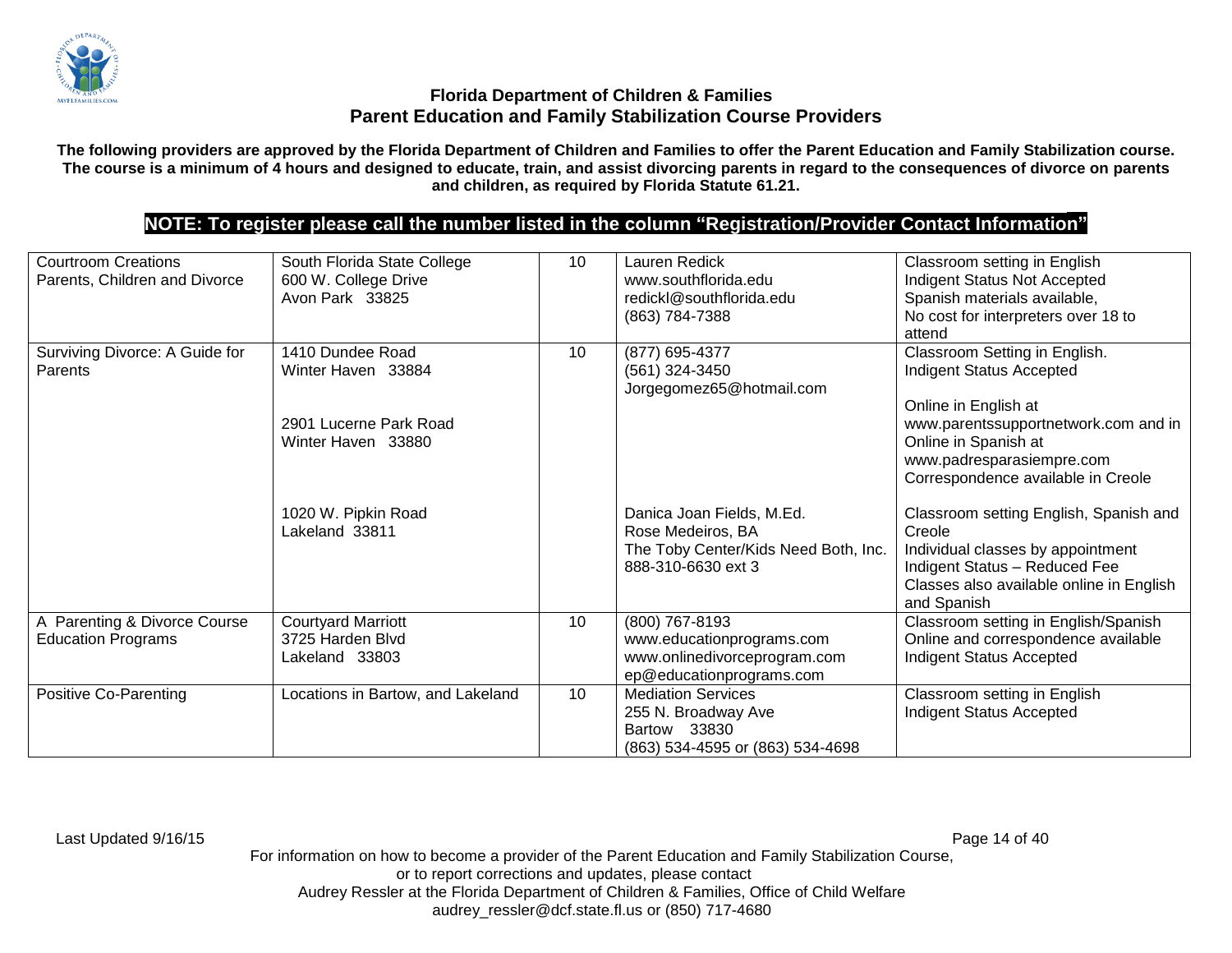**Florida Department of Children & Families**
**Parent Education and Family Stabilization Course Providers**

**The following providers are approved by the Florida Department of Children and Families to offer the Parent Education and Family Stabilization course. The course is a minimum of 4 hours and designed to educate, train, and assist divorcing parents in regard to the consequences of divorce on parents and children, as required by Florida Statute 61.21.**

**NOTE: To register please call the number listed in the column "Registration/Provider Contact Information"**

| | | | | |
|---|---|---|---|---|
| Courtroom Creations<br>Parents, Children and Divorce | South Florida State College<br>600 W. College Drive<br>Avon Park 33825 | 10 | Lauren Redick<br>www.southflorida.edu<br>redickl@southflorida.edu<br>(863) 784-7388 | Classroom setting in English<br>Indigent Status Not Accepted<br>Spanish materials available,<br>No cost for interpreters over 18 to attend |
| Surviving Divorce: A Guide for Parents | 1410 Dundee Road<br>Winter Haven 33884<br><br>2901 Lucerne Park Road<br>Winter Haven 33880 | 10 | (877) 695-4377<br>(561) 324-3450<br>Jorgegomez65@hotmail.com | Classroom Setting in English.<br>Indigent Status Accepted<br><br>Online in English at www.parentssupportnetwork.com and in Online in Spanish at www.padresparasiempre.com<br>Correspondence available in Creole |
| | 1020 W. Pipkin Road<br>Lakeland 33811 | | Danica Joan Fields, M.Ed.<br>Rose Medeiros, BA<br>The Toby Center/Kids Need Both, Inc.<br>888-310-6630 ext 3 | Classroom setting English, Spanish and Creole<br>Individual classes by appointment<br>Indigent Status – Reduced Fee<br>Classes also available online in English and Spanish |
| A Parenting & Divorce Course<br>Education Programs | Courtyard Marriott<br>3725 Harden Blvd<br>Lakeland 33803 | 10 | (800) 767-8193<br>www.educationprograms.com<br>www.onlinedivorceprogram.com<br>ep@educationprograms.com | Classroom setting in English/Spanish<br>Online and correspondence available<br>Indigent Status Accepted |
| Positive Co-Parenting | Locations in Bartow, and Lakeland | 10 | Mediation Services<br>255 N. Broadway Ave<br>Bartow 33830<br>(863) 534-4595 or (863) 534-4698 | Classroom setting in English<br>Indigent Status Accepted |

Last Updated 9/16/15

For information on how to become a provider of the Parent Education and Family Stabilization Course, or to report corrections and updates, please contact Audrey Ressler at the Florida Department of Children & Families, Office of Child Welfare audrey_ressler@dcf.state.fl.us or (850) 717-4680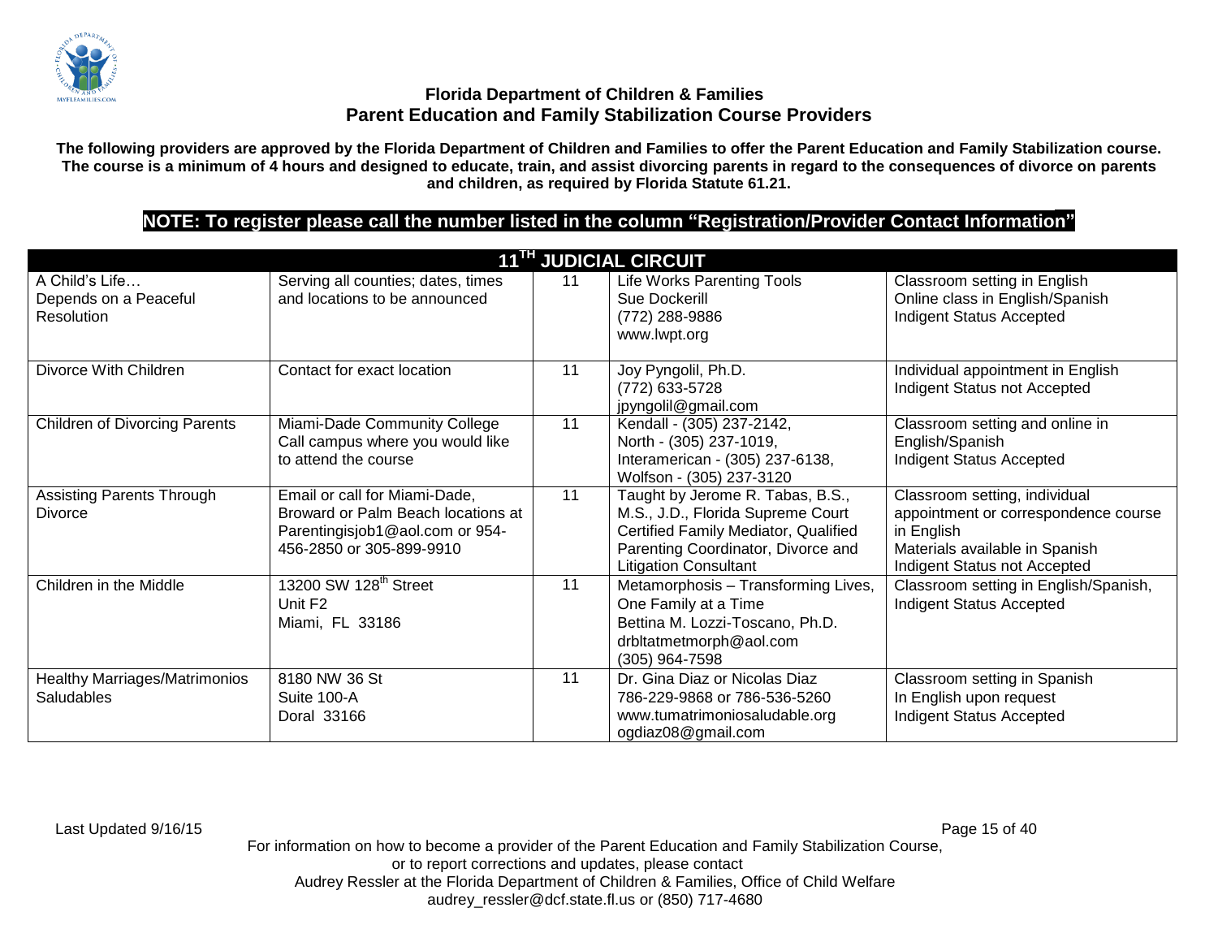# Florida Department of Children & Families
## Parent Education and Family Stabilization Course Providers

**The following providers are approved by the Florida Department of Children and Families to offer the Parent Education and Family Stabilization course. The course is a minimum of 4 hours and designed to educate, train, and assist divorcing parents in regard to the consequences of divorce on parents and children, as required by Florida Statute 61.21.**

**NOTE: To register please call the number listed in the column "Registration/Provider Contact Information"**

| 11TH JUDICIAL CIRCUIT | | | | |
|---|---|---|---|---|
| A Child's Life… Depends on a Peaceful Resolution | Serving all counties; dates, times and locations to be announced | 11 | Life Works Parenting Tools<br>Sue Dockerill<br>(772) 288-9886<br>www.lwpt.org | Classroom setting in English<br>Online class in English/Spanish<br>Indigent Status Accepted |
| Divorce With Children | Contact for exact location | 11 | Joy Pyngolil, Ph.D.<br>(772) 633-5728<br>jpyngolil@gmail.com | Individual appointment in English<br>Indigent Status not Accepted |
| Children of Divorcing Parents | Miami-Dade Community College<br>Call campus where you would like to attend the course | 11 | Kendall - (305) 237-2142,<br>North - (305) 237-1019,<br>Interamerican - (305) 237-6138,<br>Wolfson - (305) 237-3120 | Classroom setting and online in English/Spanish<br>Indigent Status Accepted |
| Assisting Parents Through Divorce | Email or call for Miami-Dade, Broward or Palm Beach locations at Parentingisjob1@aol.com or 954-456-2850 or 305-899-9910 | 11 | Taught by Jerome R. Tabas, B.S., M.S., J.D., Florida Supreme Court Certified Family Mediator, Qualified Parenting Coordinator, Divorce and Litigation Consultant | Classroom setting, individual appointment or correspondence course in English<br>Materials available in Spanish<br>Indigent Status not Accepted |
| Children in the Middle | 13200 SW 128th Street<br>Unit F2<br>Miami, FL 33186 | 11 | Metamorphosis – Transforming Lives, One Family at a Time<br>Bettina M. Lozzi-Toscano, Ph.D.<br>drbltatmetmorph@aol.com<br>(305) 964-7598 | Classroom setting in English/Spanish,<br>Indigent Status Accepted |
| Healthy Marriages/Matrimonios Saludables | 8180 NW 36 St<br>Suite 100-A<br>Doral 33166 | 11 | Dr. Gina Diaz or Nicolas Diaz<br>786-229-9868 or 786-536-5260<br>www.tumatrimoniosaludable.org<br>ogdiaz08@gmail.com | Classroom setting in Spanish<br>In English upon request<br>Indigent Status Accepted |

Last Updated 9/16/15

For information on how to become a provider of the Parent Education and Family Stabilization Course, or to report corrections and updates, please contact Audrey Ressler at the Florida Department of Children & Families, Office of Child Welfare audrey_ressler@dcf.state.fl.us or (850) 717-4680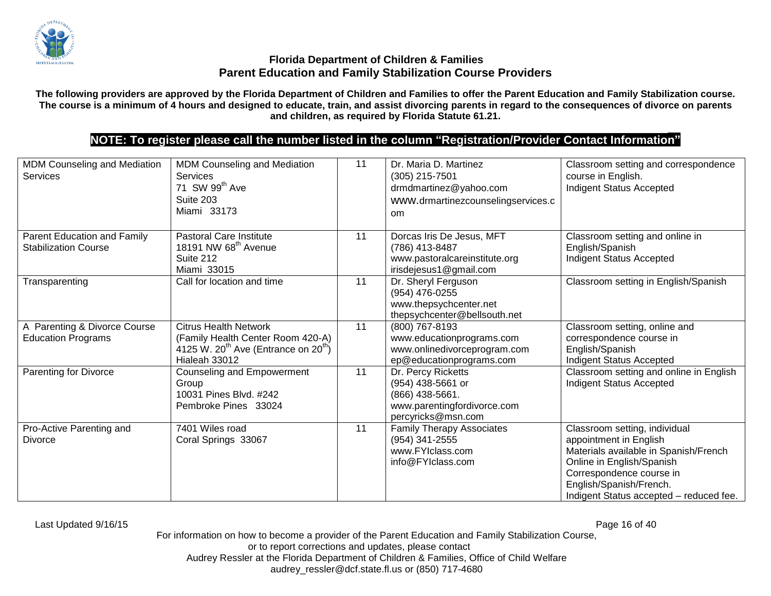# Florida Department of Children & Families
## Parent Education and Family Stabilization Course Providers

**The following providers are approved by the Florida Department of Children and Families to offer the Parent Education and Family Stabilization course. The course is a minimum of 4 hours and designed to educate, train, and assist divorcing parents in regard to the consequences of divorce on parents and children, as required by Florida Statute 61.21.**

**NOTE: To register please call the number listed in the column "Registration/Provider Contact Information"**

| | | | | |
|---|---|---|---|---|
| MDM Counseling and Mediation Services | MDM Counseling and Mediation Services<br>71 SW 99th Ave<br>Suite 203<br>Miami 33173 | 11 | Dr. Maria D. Martinez<br>(305) 215-7501<br>drmdmartinez@yahoo.com<br>www.drmartinezcounselingservices.com | Classroom setting and correspondence course in English.<br>Indigent Status Accepted |
| Parent Education and Family Stabilization Course | Pastoral Care Institute<br>18191 NW 68th Avenue<br>Suite 212<br>Miami 33015 | 11 | Dorcas Iris De Jesus, MFT<br>(786) 413-8487<br>www.pastoralcareinstitute.org<br>irisdejesus1@gmail.com | Classroom setting and online in English/Spanish<br>Indigent Status Accepted |
| Transparenting | Call for location and time | 11 | Dr. Sheryl Ferguson<br>(954) 476-0255<br>www.thepsychcenter.net<br>thepsychcenter@bellsouth.net | Classroom setting in English/Spanish |
| A Parenting & Divorce Course Education Programs | Citrus Health Network<br>(Family Health Center Room 420-A)<br>4125 W. 20th Ave (Entrance on 20th)<br>Hialeah 33012 | 11 | (800) 767-8193<br>www.educationprograms.com<br>www.onlinedivorceprogram.com<br>ep@educationprograms.com | Classroom setting, online and correspondence course in English/Spanish<br>Indigent Status Accepted |
| Parenting for Divorce | Counseling and Empowerment Group<br>10031 Pines Blvd. #242<br>Pembroke Pines 33024 | 11 | Dr. Percy Ricketts<br>(954) 438-5661 or<br>(866) 438-5661.<br>www.parentingfordivorce.com<br>percyricks@msn.com | Classroom setting and online in English<br>Indigent Status Accepted |
| Pro-Active Parenting and Divorce | 7401 Wiles road<br>Coral Springs 33067 | 11 | Family Therapy Associates<br>(954) 341-2555<br>www.FYIclass.com<br>info@FYIclass.com | Classroom setting, individual appointment in English<br>Materials available in Spanish/French<br>Online in English/Spanish<br>Correspondence course in English/Spanish/French.<br>Indigent Status accepted – reduced fee. |

Last Updated 9/16/15

For information on how to become a provider of the Parent Education and Family Stabilization Course, or to report corrections and updates, please contact Audrey Ressler at the Florida Department of Children & Families, Office of Child Welfare audrey_ressler@dcf.state.fl.us or (850) 717-4680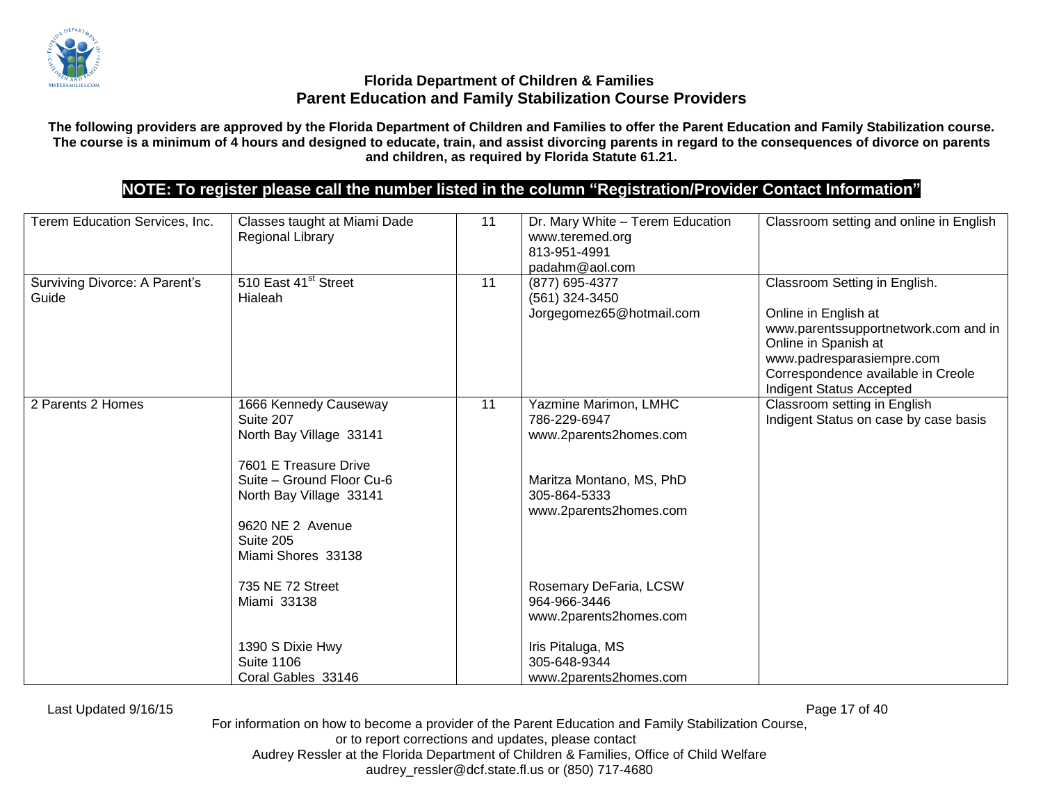## Florida Department of Children & Families
## Parent Education and Family Stabilization Course Providers

**The following providers are approved by the Florida Department of Children and Families to offer the Parent Education and Family Stabilization course. The course is a minimum of 4 hours and designed to educate, train, and assist divorcing parents in regard to the consequences of divorce on parents and children, as required by Florida Statute 61.21.**

**NOTE: To register please call the number listed in the column "Registration/Provider Contact Information"**

| | | | | |
|---|---|---|---|---|
| Terem Education Services, Inc. | Classes taught at Miami Dade Regional Library | 11 | Dr. Mary White – Terem Education<br>www.teremed.org<br>813-951-4991<br>padahm@aol.com | Classroom setting and online in English |
| Surviving Divorce: A Parent's Guide | 510 East 41st Street<br>Hialeah | 11 | (877) 695-4377<br>(561) 324-3450<br>Jorgegomez65@hotmail.com | Classroom Setting in English.<br><br>Online in English at www.parentssupportnetwork.com and in Online in Spanish at www.padresparasiempre.com<br>Correspondence available in Creole<br>Indigent Status Accepted |
| 2 Parents 2 Homes | 1666 Kennedy Causeway<br>Suite 207<br>North Bay Village 33141<br><br>7601 E Treasure Drive<br>Suite – Ground Floor Cu-6<br>North Bay Village 33141<br><br>9620 NE 2 Avenue<br>Suite 205<br>Miami Shores 33138<br><br>735 NE 72 Street<br>Miami 33138<br><br>1390 S Dixie Hwy<br>Suite 1106<br>Coral Gables 33146 | 11 | Yazmine Marimon, LMHC<br>786-229-6947<br>www.2parents2homes.com<br><br>Maritza Montano, MS, PhD<br>305-864-5333<br>www.2parents2homes.com<br><br>Rosemary DeFaria, LCSW<br>964-966-3446<br>www.2parents2homes.com<br><br>Iris Pitaluga, MS<br>305-648-9344<br>www.2parents2homes.com | Classroom setting in English<br>Indigent Status on case by case basis |

Last Updated 9/16/15

For information on how to become a provider of the Parent Education and Family Stabilization Course, or to report corrections and updates, please contact Audrey Ressler at the Florida Department of Children & Families, Office of Child Welfare audrey_ressler@dcf.state.fl.us or (850) 717-4680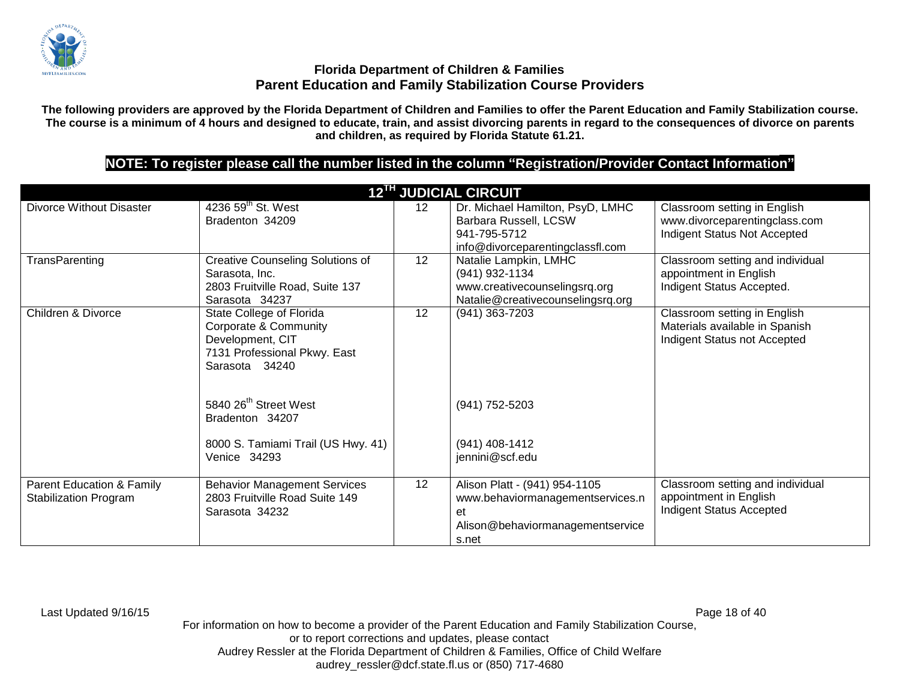## Florida Department of Children & Families
## Parent Education and Family Stabilization Course Providers

**The following providers are approved by the Florida Department of Children and Families to offer the Parent Education and Family Stabilization course. The course is a minimum of 4 hours and designed to educate, train, and assist divorcing parents in regard to the consequences of divorce on parents and children, as required by Florida Statute 61.21.**

**NOTE: To register please call the number listed in the column "Registration/Provider Contact Information"**

| 12TH JUDICIAL CIRCUIT | | | | |
|---|---|---|---|---|
| Divorce Without Disaster | 4236 59th St. West<br>Bradenton 34209 | 12 | Dr. Michael Hamilton, PsyD, LMHC<br>Barbara Russell, LCSW<br>941-795-5712<br>info@divorceparentingclassfl.com | Classroom setting in English<br>www.divorceparentingclass.com<br>Indigent Status Not Accepted |
| TransParenting | Creative Counseling Solutions of Sarasota, Inc.<br>2803 Fruitville Road, Suite 137<br>Sarasota 34237 | 12 | Natalie Lampkin, LMHC<br>(941) 932-1134<br>www.creativecounselingsrq.org<br>Natalie@creativecounselingsrq.org | Classroom setting and individual appointment in English<br>Indigent Status Accepted. |
| Children & Divorce | State College of Florida<br>Corporate & Community Development, CIT<br>7131 Professional Pkwy. East<br>Sarasota 34240<br><br>5840 26th Street West<br>Bradenton 34207<br><br>8000 S. Tamiami Trail (US Hwy. 41)<br>Venice 34293 | 12 | (941) 363-7203<br><br>(941) 752-5203<br><br>(941) 408-1412<br>jennini@scf.edu | Classroom setting in English<br>Materials available in Spanish<br>Indigent Status not Accepted |
| Parent Education & Family Stabilization Program | Behavior Management Services<br>2803 Fruitville Road Suite 149<br>Sarasota 34232 | 12 | Alison Platt - (941) 954-1105<br>www.behaviormanagementservices.net<br>Alison@behaviormanagementservices.net | Classroom setting and individual appointment in English<br>Indigent Status Accepted |

Last Updated 9/16/15

For information on how to become a provider of the Parent Education and Family Stabilization Course, or to report corrections and updates, please contact Audrey Ressler at the Florida Department of Children & Families, Office of Child Welfare audrey_ressler@dcf.state.fl.us or (850) 717-4680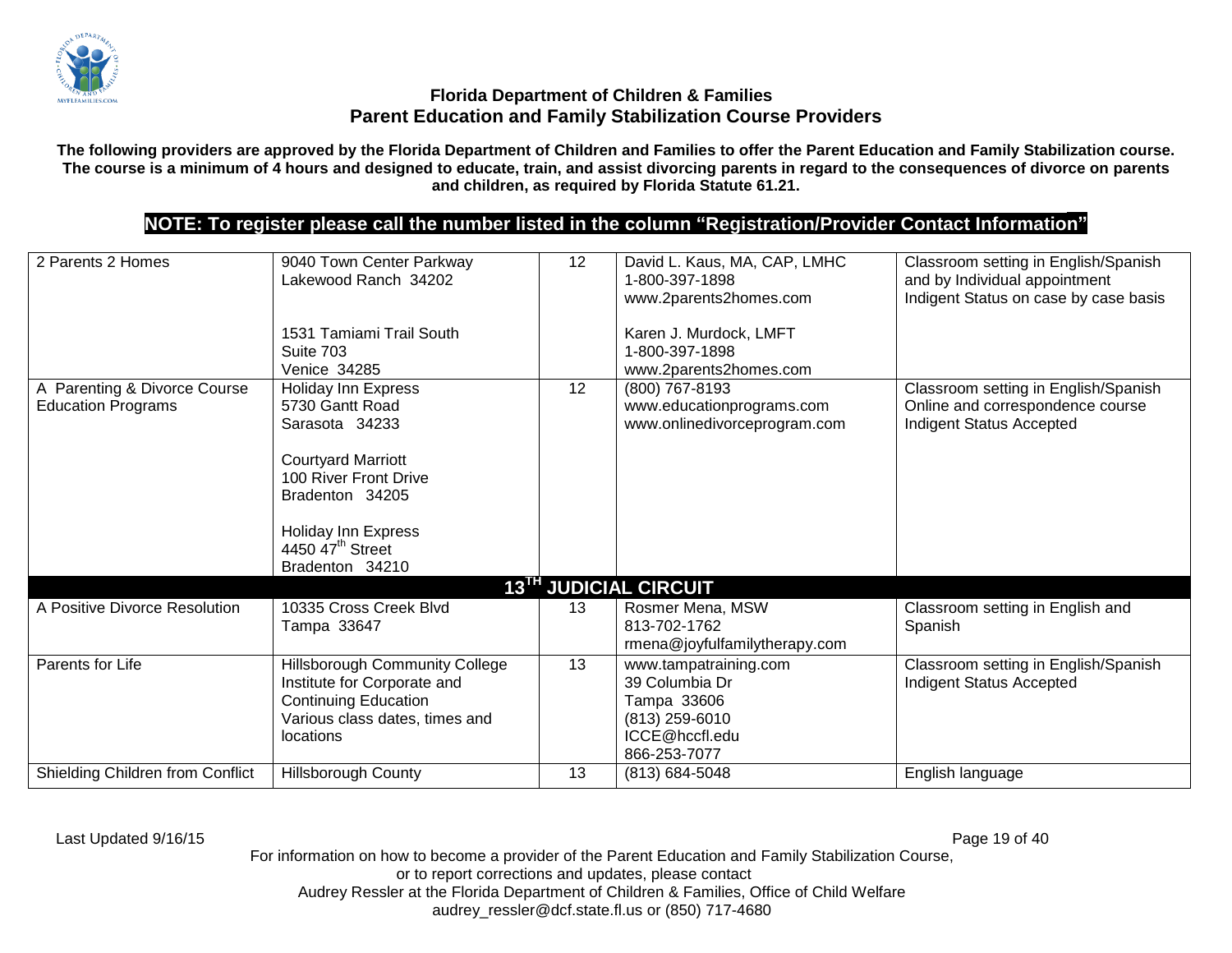# Florida Department of Children & Families
## Parent Education and Family Stabilization Course Providers

**The following providers are approved by the Florida Department of Children and Families to offer the Parent Education and Family Stabilization course. The course is a minimum of 4 hours and designed to educate, train, and assist divorcing parents in regard to the consequences of divorce on parents and children, as required by Florida Statute 61.21.**

**NOTE: To register please call the number listed in the column "Registration/Provider Contact Information"**

| | | | | |
|---|---|---|---|---|
| 2 Parents 2 Homes | 9040 Town Center Parkway<br>Lakewood Ranch 34202<br><br>1531 Tamiami Trail South<br>Suite 703<br>Venice 34285 | 12 | David L. Kaus, MA, CAP, LMHC<br>1-800-397-1898<br>www.2parents2homes.com<br><br>Karen J. Murdock, LMFT<br>1-800-397-1898<br>www.2parents2homes.com | Classroom setting in English/Spanish and by Individual appointment<br>Indigent Status on case by case basis |
| A Parenting & Divorce Course<br>Education Programs | Holiday Inn Express<br>5730 Gantt Road<br>Sarasota 34233<br><br>Courtyard Marriott<br>100 River Front Drive<br>Bradenton 34205<br><br>Holiday Inn Express<br>4450 47th Street<br>Bradenton 34210 | 12 | (800) 767-8193<br>www.educationprograms.com<br>www.onlinedivorceprogram.com | Classroom setting in English/Spanish<br>Online and correspondence course<br>Indigent Status Accepted |
| **13TH JUDICIAL CIRCUIT** | | | | |
| A Positive Divorce Resolution | 10335 Cross Creek Blvd<br>Tampa 33647 | 13 | Rosmer Mena, MSW<br>813-702-1762<br>rmena@joyfulfamilytherapy.com | Classroom setting in English and Spanish |
| Parents for Life | Hillsborough Community College<br>Institute for Corporate and Continuing Education<br>Various class dates, times and locations | 13 | www.tampatraining.com<br>39 Columbia Dr<br>Tampa 33606<br>(813) 259-6010<br>ICCE@hccfl.edu<br>866-253-7077 | Classroom setting in English/Spanish<br>Indigent Status Accepted |
| Shielding Children from Conflict | Hillsborough County | 13 | (813) 684-5048 | English language |

Last Updated 9/16/15

For information on how to become a provider of the Parent Education and Family Stabilization Course, or to report corrections and updates, please contact
Audrey Ressler at the Florida Department of Children & Families, Office of Child Welfare
audrey_ressler@dcf.state.fl.us or (850) 717-4680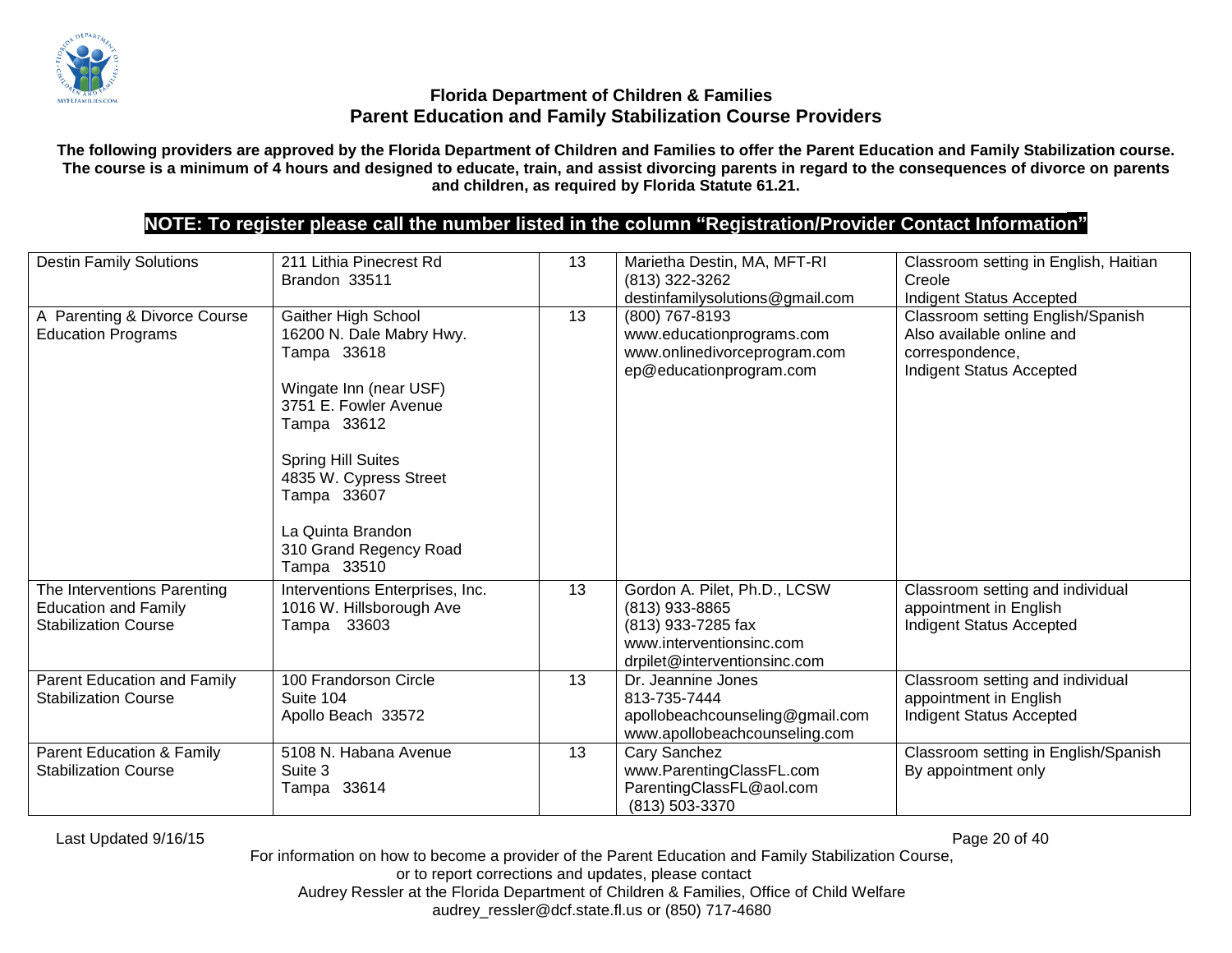**Florida Department of Children & Families**
**Parent Education and Family Stabilization Course Providers**

**The following providers are approved by the Florida Department of Children and Families to offer the Parent Education and Family Stabilization course. The course is a minimum of 4 hours and designed to educate, train, and assist divorcing parents in regard to the consequences of divorce on parents and children, as required by Florida Statute 61.21.**

**NOTE: To register please call the number listed in the column "Registration/Provider Contact Information"**

| | | | | |
|---|---|---|---|---|
| Destin Family Solutions | 211 Lithia Pinecrest Rd<br>Brandon 33511 | 13 | Marietha Destin, MA, MFT-RI<br>(813) 322-3262<br>destinfamilysolutions@gmail.com | Classroom setting in English, Haitian Creole<br>Indigent Status Accepted |
| A Parenting & Divorce Course Education Programs | Gaither High School<br>16200 N. Dale Mabry Hwy.<br>Tampa 33618<br><br>Wingate Inn (near USF)<br>3751 E. Fowler Avenue<br>Tampa 33612<br><br>Spring Hill Suites<br>4835 W. Cypress Street<br>Tampa 33607<br><br>La Quinta Brandon<br>310 Grand Regency Road<br>Tampa 33510 | 13 | (800) 767-8193<br>www.educationprograms.com<br>www.onlinedivorceprogram.com<br>ep@educationprogram.com | Classroom setting English/Spanish<br>Also available online and correspondence,<br>Indigent Status Accepted |
| The Interventions Parenting Education and Family Stabilization Course | Interventions Enterprises, Inc.<br>1016 W. Hillsborough Ave<br>Tampa 33603 | 13 | Gordon A. Pilet, Ph.D., LCSW<br>(813) 933-8865<br>(813) 933-7285 fax<br>www.interventionsinc.com<br>drpilet@interventionsinc.com | Classroom setting and individual appointment in English<br>Indigent Status Accepted |
| Parent Education and Family Stabilization Course | 100 Frandorson Circle<br>Suite 104<br>Apollo Beach 33572 | 13 | Dr. Jeannine Jones<br>813-735-7444<br>apollobeachcounseling@gmail.com<br>www.apollobeachcounseling.com | Classroom setting and individual appointment in English<br>Indigent Status Accepted |
| Parent Education & Family Stabilization Course | 5108 N. Habana Avenue<br>Suite 3<br>Tampa 33614 | 13 | Cary Sanchez<br>www.ParentingClassFL.com<br>ParentingClassFL@aol.com<br>(813) 503-3370 | Classroom setting in English/Spanish<br>By appointment only |

Last Updated 9/16/15

For information on how to become a provider of the Parent Education and Family Stabilization Course, or to report corrections and updates, please contact Audrey Ressler at the Florida Department of Children & Families, Office of Child Welfare audrey_ressler@dcf.state.fl.us or (850) 717-4680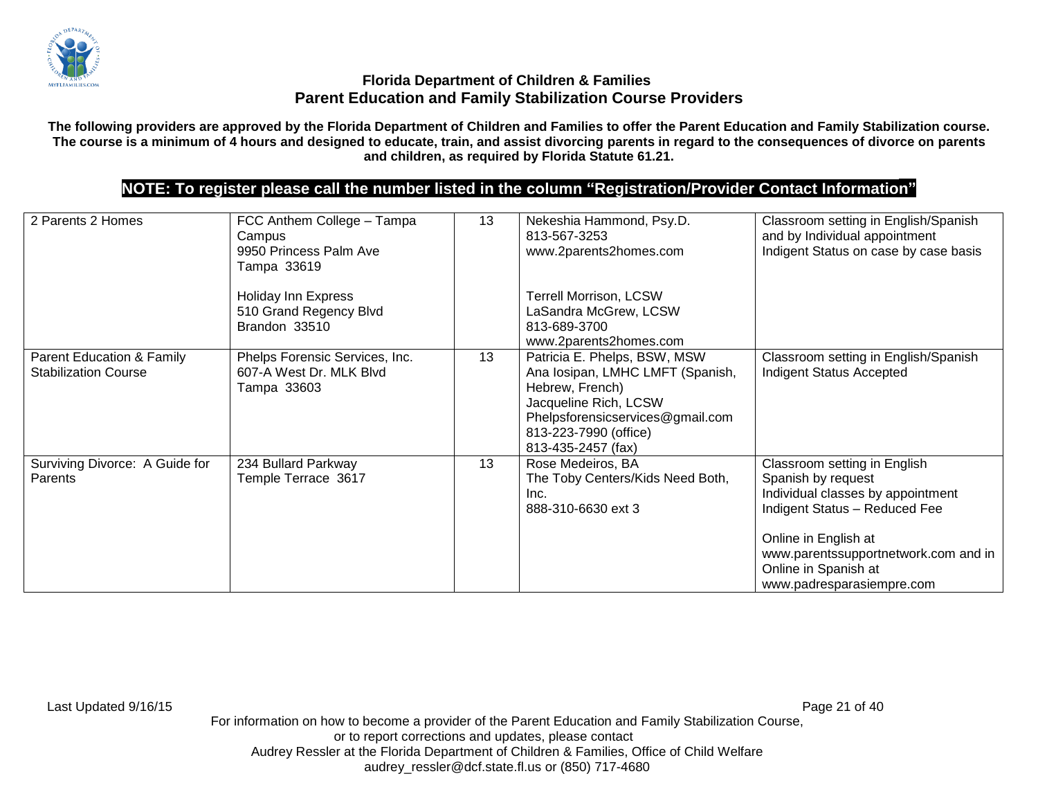# Florida Department of Children & Families
## Parent Education and Family Stabilization Course Providers

**The following providers are approved by the Florida Department of Children and Families to offer the Parent Education and Family Stabilization course. The course is a minimum of 4 hours and designed to educate, train, and assist divorcing parents in regard to the consequences of divorce on parents and children, as required by Florida Statute 61.21.**

**NOTE: To register please call the number listed in the column "Registration/Provider Contact Information"**

| | | | | |
|---|---|---|---|---|
| 2 Parents 2 Homes | FCC Anthem College – Tampa Campus<br>9950 Princess Palm Ave<br>Tampa 33619<br><br>Holiday Inn Express<br>510 Grand Regency Blvd<br>Brandon 33510 | 13 | Nekeshia Hammond, Psy.D.<br>813-567-3253<br>www.2parents2homes.com<br><br>Terrell Morrison, LCSW<br>LaSandra McGrew, LCSW<br>813-689-3700<br>www.2parents2homes.com | Classroom setting in English/Spanish and by Individual appointment<br>Indigent Status on case by case basis |
| Parent Education & Family Stabilization Course | Phelps Forensic Services, Inc.<br>607-A West Dr. MLK Blvd<br>Tampa 33603 | 13 | Patricia E. Phelps, BSW, MSW<br>Ana Iosipan, LMHC LMFT (Spanish, Hebrew, French)<br>Jacqueline Rich, LCSW<br>Phelpsforensicservices@gmail.com<br>813-223-7990 (office)<br>813-435-2457 (fax) | Classroom setting in English/Spanish<br>Indigent Status Accepted |
| Surviving Divorce: A Guide for Parents | 234 Bullard Parkway<br>Temple Terrace 3617 | 13 | Rose Medeiros, BA<br>The Toby Centers/Kids Need Both, Inc.<br>888-310-6630 ext 3 | Classroom setting in English<br>Spanish by request<br>Individual classes by appointment<br>Indigent Status – Reduced Fee<br><br>Online in English at www.parentssupportnetwork.com and in Online in Spanish at www.padresparasiempre.com |

Last Updated 9/16/15

For information on how to become a provider of the Parent Education and Family Stabilization Course, or to report corrections and updates, please contact Audrey Ressler at the Florida Department of Children & Families, Office of Child Welfare audrey_ressler@dcf.state.fl.us or (850) 717-4680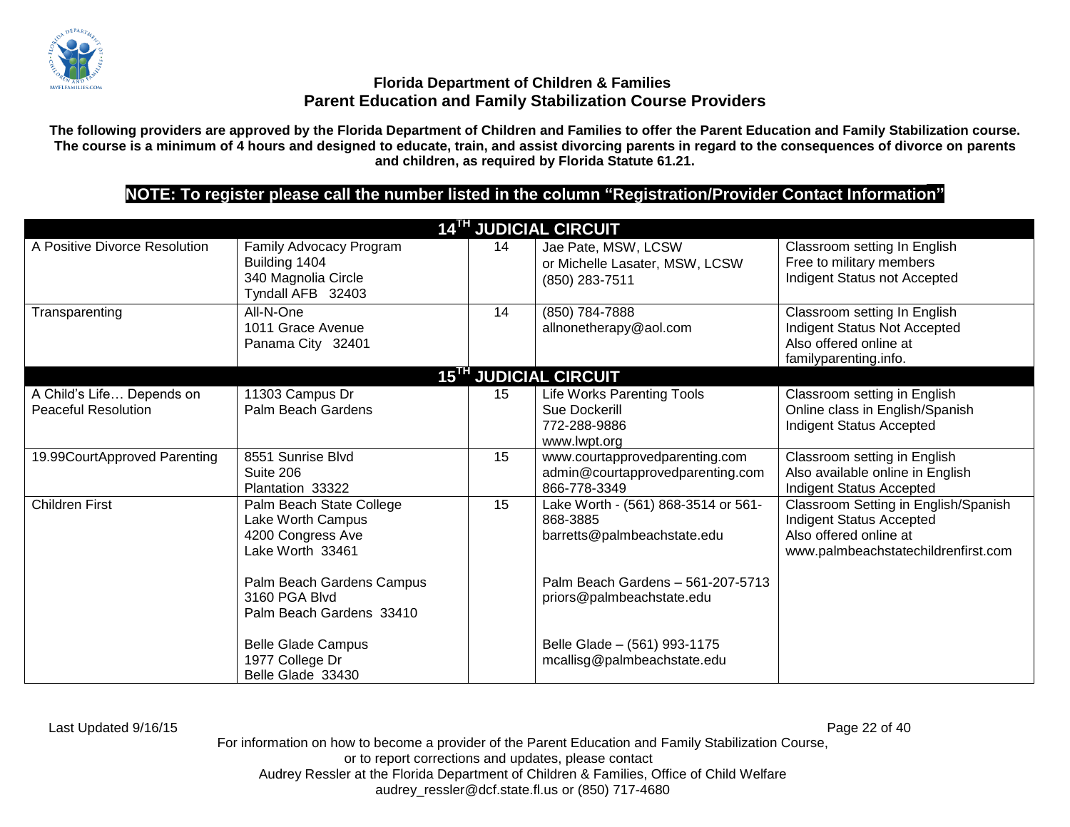# Florida Department of Children & Families
## Parent Education and Family Stabilization Course Providers

**The following providers are approved by the Florida Department of Children and Families to offer the Parent Education and Family Stabilization course. The course is a minimum of 4 hours and designed to educate, train, and assist divorcing parents in regard to the consequences of divorce on parents and children, as required by Florida Statute 61.21.**

**NOTE: To register please call the number listed in the column "Registration/Provider Contact Information"**

| | | | | |
|---|---|---|---|---|
| **14TH JUDICIAL CIRCUIT** | | | | |
| A Positive Divorce Resolution | Family Advocacy Program<br>Building 1404<br>340 Magnolia Circle<br>Tyndall AFB 32403 | 14 | Jae Pate, MSW, LCSW<br>or Michelle Lasater, MSW, LCSW<br>(850) 283-7511 | Classroom setting In English<br>Free to military members<br>Indigent Status not Accepted |
| Transparenting | All-N-One<br>1011 Grace Avenue<br>Panama City 32401 | 14 | (850) 784-7888<br>allnonetherapy@aol.com | Classroom setting In English<br>Indigent Status Not Accepted<br>Also offered online at familyparenting.info. |
| **15TH JUDICIAL CIRCUIT** | | | | |
| A Child's Life… Depends on Peaceful Resolution | 11303 Campus Dr<br>Palm Beach Gardens | 15 | Life Works Parenting Tools<br>Sue Dockerill<br>772-288-9886<br>www.lwpt.org | Classroom setting in English<br>Online class in English/Spanish<br>Indigent Status Accepted |
| 19.99CourtApproved Parenting | 8551 Sunrise Blvd<br>Suite 206<br>Plantation 33322 | 15 | www.courtapprovedparenting.com<br>admin@courtapprovedparenting.com<br>866-778-3349 | Classroom setting in English<br>Also available online in English<br>Indigent Status Accepted |
| Children First | Palm Beach State College<br>Lake Worth Campus<br>4200 Congress Ave<br>Lake Worth 33461<br><br>Palm Beach Gardens Campus<br>3160 PGA Blvd<br>Palm Beach Gardens 33410<br><br>Belle Glade Campus<br>1977 College Dr<br>Belle Glade 33430 | 15 | Lake Worth - (561) 868-3514 or 561-868-3885<br>barretts@palmbeachstate.edu<br><br>Palm Beach Gardens – 561-207-5713<br>priors@palmbeachstate.edu<br><br>Belle Glade – (561) 993-1175<br>mcallisg@palmbeachstate.edu | Classroom Setting in English/Spanish<br>Indigent Status Accepted<br>Also offered online at www.palmbeachstatechildrenfirst.com |

Last Updated 9/16/15

For information on how to become a provider of the Parent Education and Family Stabilization Course, or to report corrections and updates, please contact Audrey Ressler at the Florida Department of Children & Families, Office of Child Welfare audrey_ressler@dcf.state.fl.us or (850) 717-4680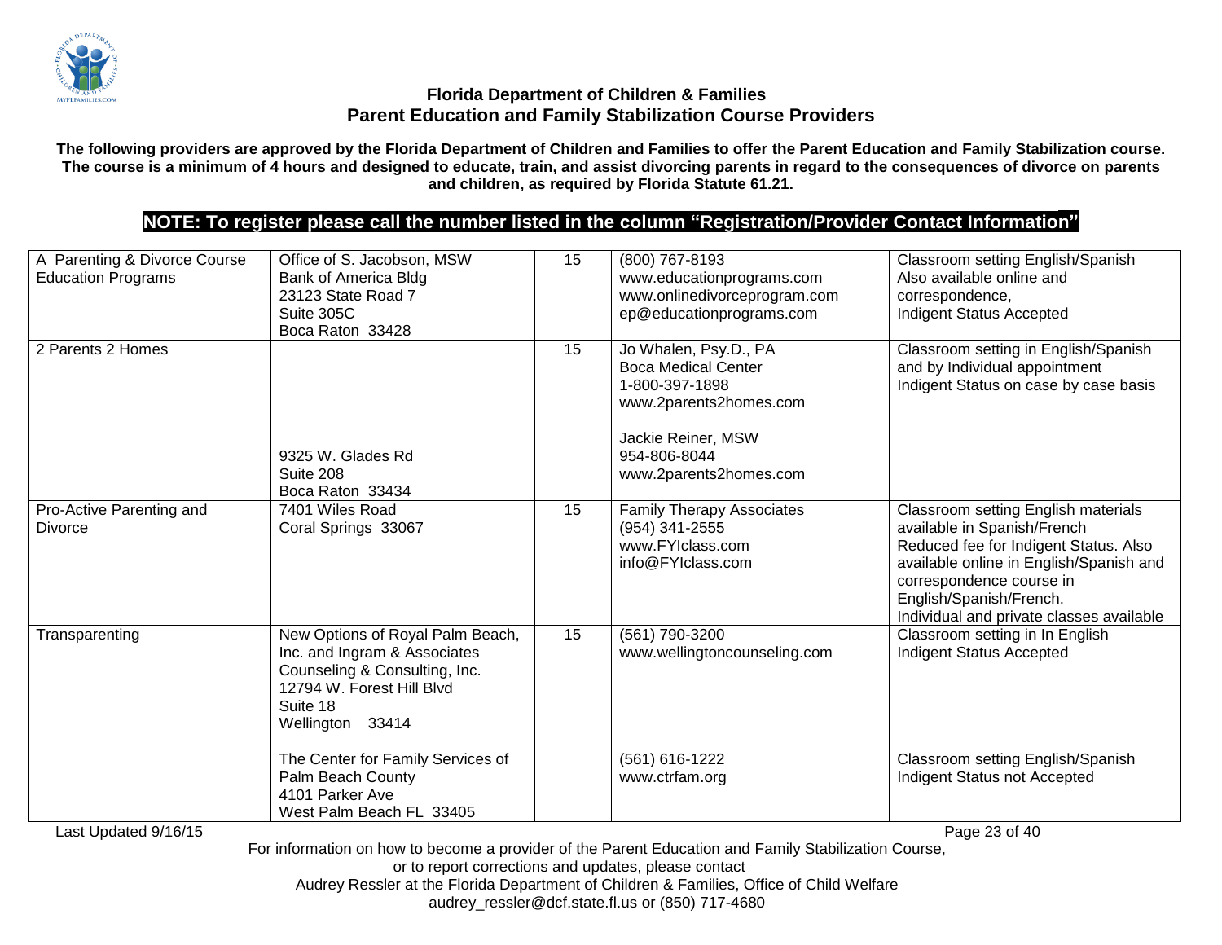## Florida Department of Children & Families
## Parent Education and Family Stabilization Course Providers

**The following providers are approved by the Florida Department of Children and Families to offer the Parent Education and Family Stabilization course. The course is a minimum of 4 hours and designed to educate, train, and assist divorcing parents in regard to the consequences of divorce on parents and children, as required by Florida Statute 61.21.**

**NOTE: To register please call the number listed in the column "Registration/Provider Contact Information"**

| | | | | |
|---|---|---|---|---|
| A Parenting & Divorce Course Education Programs | Office of S. Jacobson, MSW<br>Bank of America Bldg<br>23123 State Road 7<br>Suite 305C<br>Boca Raton 33428 | 15 | (800) 767-8193<br>www.educationprograms.com<br>www.onlinedivorceprogram.com<br>ep@educationprograms.com | Classroom setting English/Spanish<br>Also available online and correspondence,<br>Indigent Status Accepted |
| 2 Parents 2 Homes | 9325 W. Glades Rd<br>Suite 208<br>Boca Raton 33434 | 15 | Jo Whalen, Psy.D., PA<br>Boca Medical Center<br>1-800-397-1898<br>www.2parents2homes.com<br><br>Jackie Reiner, MSW<br>954-806-8044<br>www.2parents2homes.com | Classroom setting in English/Spanish and by Individual appointment<br>Indigent Status on case by case basis |
| Pro-Active Parenting and Divorce | 7401 Wiles Road<br>Coral Springs 33067 | 15 | Family Therapy Associates<br>(954) 341-2555<br>www.FYIclass.com<br>info@FYIclass.com | Classroom setting English materials available in Spanish/French<br>Reduced fee for Indigent Status. Also available online in English/Spanish and correspondence course in English/Spanish/French.<br>Individual and private classes available |
| Transparenting | New Options of Royal Palm Beach, Inc. and Ingram & Associates Counseling & Consulting, Inc.<br>12794 W. Forest Hill Blvd<br>Suite 18<br>Wellington 33414 | 15 | (561) 790-3200<br>www.wellingtoncounseling.com | Classroom setting in In English<br>Indigent Status Accepted |
| | The Center for Family Services of Palm Beach County<br>4101 Parker Ave<br>West Palm Beach FL 33405 | | (561) 616-1222<br>www.ctrfam.org | Classroom setting English/Spanish<br>Indigent Status not Accepted |

Last Updated 9/16/15

For information on how to become a provider of the Parent Education and Family Stabilization Course,
or to report corrections and updates, please contact
Audrey Ressler at the Florida Department of Children & Families, Office of Child Welfare
audrey_ressler@dcf.state.fl.us or (850) 717-4680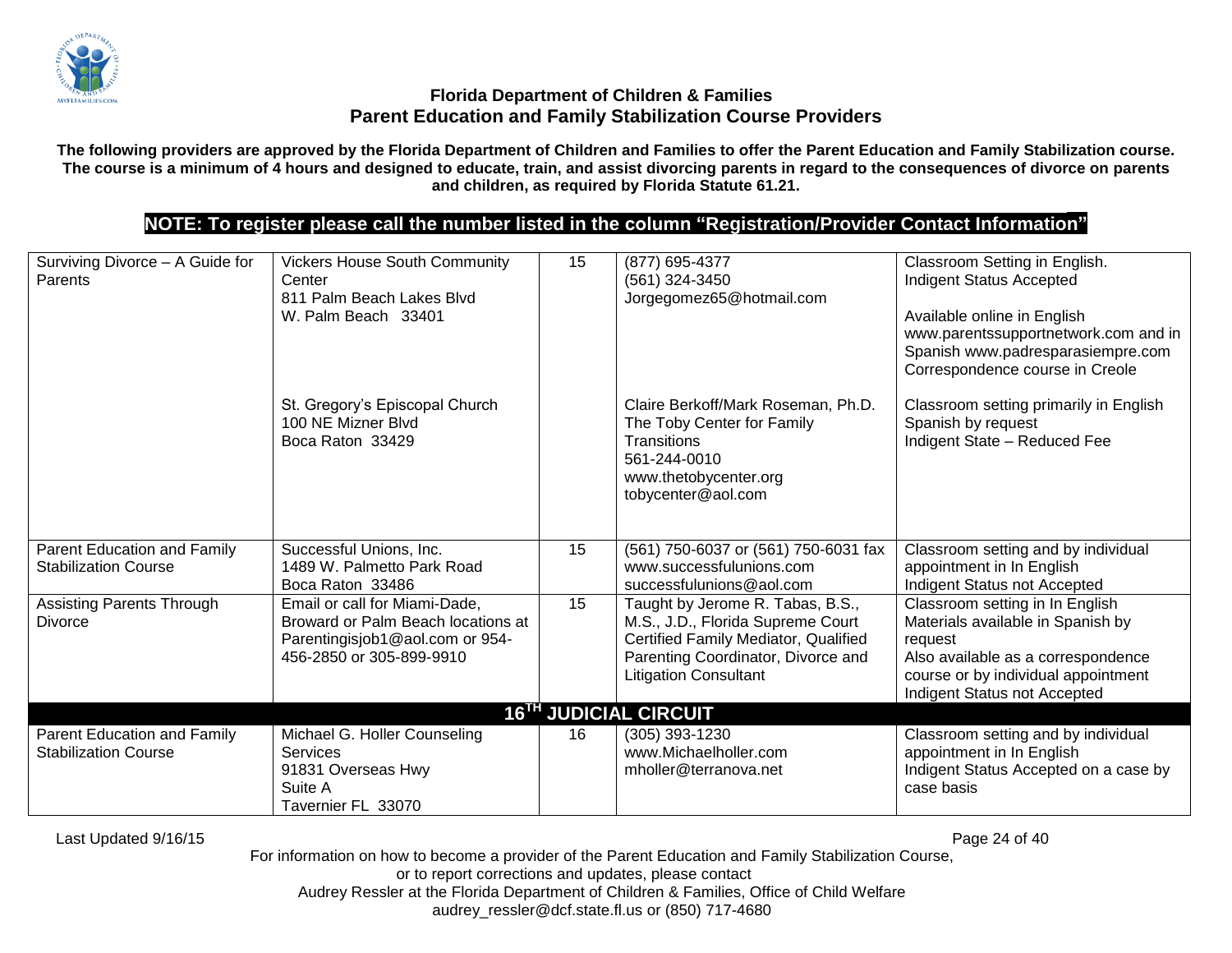**Florida Department of Children & Families**
**Parent Education and Family Stabilization Course Providers**

**The following providers are approved by the Florida Department of Children and Families to offer the Parent Education and Family Stabilization course. The course is a minimum of 4 hours and designed to educate, train, and assist divorcing parents in regard to the consequences of divorce on parents and children, as required by Florida Statute 61.21.**

**NOTE: To register please call the number listed in the column "Registration/Provider Contact Information"**

| | | | | |
|---|---|---|---|---|
| Surviving Divorce – A Guide for Parents | Vickers House South Community Center<br>811 Palm Beach Lakes Blvd<br>W. Palm Beach 33401 | 15 | (877) 695-4377<br>(561) 324-3450<br>Jorgegomez65@hotmail.com | Classroom Setting in English.<br>Indigent Status Accepted<br><br>Available online in English www.parentssupportnetwork.com and in Spanish www.padresparasiempre.com<br>Correspondence course in Creole |
| | St. Gregory's Episcopal Church<br>100 NE Mizner Blvd<br>Boca Raton 33429 | | Claire Berkoff/Mark Roseman, Ph.D.<br>The Toby Center for Family Transitions<br>561-244-0010<br>www.thetobycenter.org<br>tobycenter@aol.com | Classroom setting primarily in English<br>Spanish by request<br>Indigent State – Reduced Fee |
| Parent Education and Family Stabilization Course | Successful Unions, Inc.<br>1489 W. Palmetto Park Road<br>Boca Raton 33486 | 15 | (561) 750-6037 or (561) 750-6031 fax<br>www.successfulunions.com<br>successfulunions@aol.com | Classroom setting and by individual appointment in In English<br>Indigent Status not Accepted |
| Assisting Parents Through Divorce | Email or call for Miami-Dade, Broward or Palm Beach locations at Parentingisjob1@aol.com or 954-456-2850 or 305-899-9910 | 15 | Taught by Jerome R. Tabas, B.S., M.S., J.D., Florida Supreme Court Certified Family Mediator, Qualified Parenting Coordinator, Divorce and Litigation Consultant | Classroom setting in In English<br>Materials available in Spanish by request<br>Also available as a correspondence course or by individual appointment<br>Indigent Status not Accepted |
| **16TH JUDICIAL CIRCUIT** | | | | |
| Parent Education and Family Stabilization Course | Michael G. Holler Counseling Services<br>91831 Overseas Hwy<br>Suite A<br>Tavernier FL 33070 | 16 | (305) 393-1230<br>www.Michaelholler.com<br>mholler@terranova.net | Classroom setting and by individual appointment in In English<br>Indigent Status Accepted on a case by case basis |

Last Updated 9/16/15

For information on how to become a provider of the Parent Education and Family Stabilization Course, or to report corrections and updates, please contact Audrey Ressler at the Florida Department of Children & Families, Office of Child Welfare audrey_ressler@dcf.state.fl.us or (850) 717-4680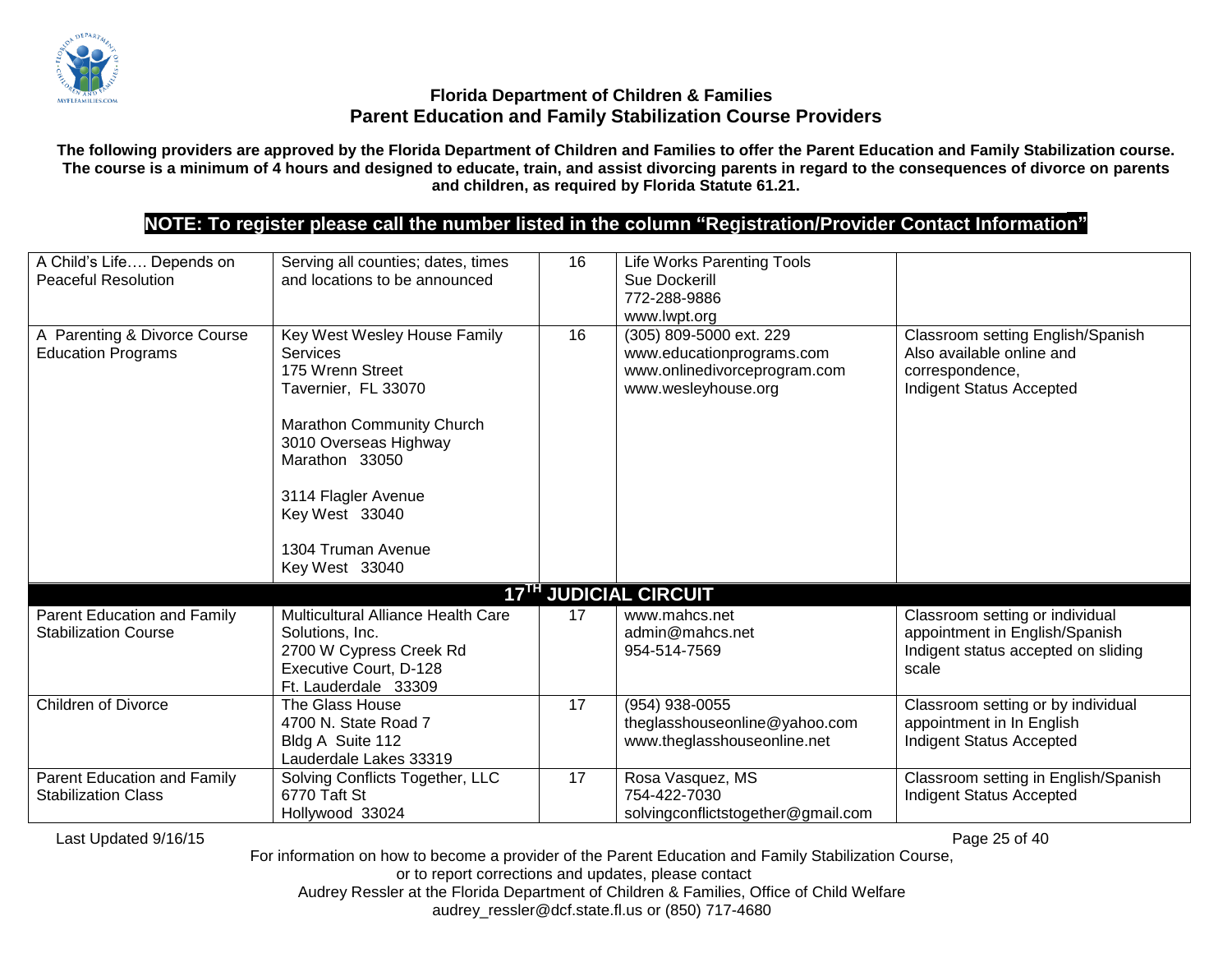## Florida Department of Children & Families
## Parent Education and Family Stabilization Course Providers

**The following providers are approved by the Florida Department of Children and Families to offer the Parent Education and Family Stabilization course. The course is a minimum of 4 hours and designed to educate, train, and assist divorcing parents in regard to the consequences of divorce on parents and children, as required by Florida Statute 61.21.**

**NOTE: To register please call the number listed in the column "Registration/Provider Contact Information"**

| | | | | |
|---|---|---|---|---|
| A Child's Life…. Depends on Peaceful Resolution | Serving all counties; dates, times and locations to be announced | 16 | Life Works Parenting Tools<br>Sue Dockerill<br>772-288-9886<br>www.lwpt.org | |
| A Parenting & Divorce Course Education Programs | Key West Wesley House Family Services<br>175 Wrenn Street<br>Tavernier, FL 33070<br><br>Marathon Community Church<br>3010 Overseas Highway<br>Marathon 33050<br><br>3114 Flagler Avenue<br>Key West 33040<br><br>1304 Truman Avenue<br>Key West 33040 | 16 | (305) 809-5000 ext. 229<br>www.educationprograms.com<br>www.onlinedivorceprogram.com<br>www.wesleyhouse.org | Classroom setting English/Spanish<br>Also available online and correspondence,<br>Indigent Status Accepted |
| **17TH JUDICIAL CIRCUIT** | | | | |
| Parent Education and Family Stabilization Course | Multicultural Alliance Health Care Solutions, Inc.<br>2700 W Cypress Creek Rd<br>Executive Court, D-128<br>Ft. Lauderdale 33309 | 17 | www.mahcs.net<br>admin@mahcs.net<br>954-514-7569 | Classroom setting or individual appointment in English/Spanish<br>Indigent status accepted on sliding scale |
| Children of Divorce | The Glass House<br>4700 N. State Road 7<br>Bldg A Suite 112<br>Lauderdale Lakes 33319 | 17 | (954) 938-0055<br>theglasshouseonline@yahoo.com<br>www.theglasshouseonline.net | Classroom setting or by individual appointment in In English<br>Indigent Status Accepted |
| Parent Education and Family Stabilization Class | Solving Conflicts Together, LLC<br>6770 Taft St<br>Hollywood 33024 | 17 | Rosa Vasquez, MS<br>754-422-7030<br>solvingconflictstogether@gmail.com | Classroom setting in English/Spanish<br>Indigent Status Accepted |

Last Updated 9/16/15

For information on how to become a provider of the Parent Education and Family Stabilization Course, or to report corrections and updates, please contact Audrey Ressler at the Florida Department of Children & Families, Office of Child Welfare audrey_ressler@dcf.state.fl.us or (850) 717-4680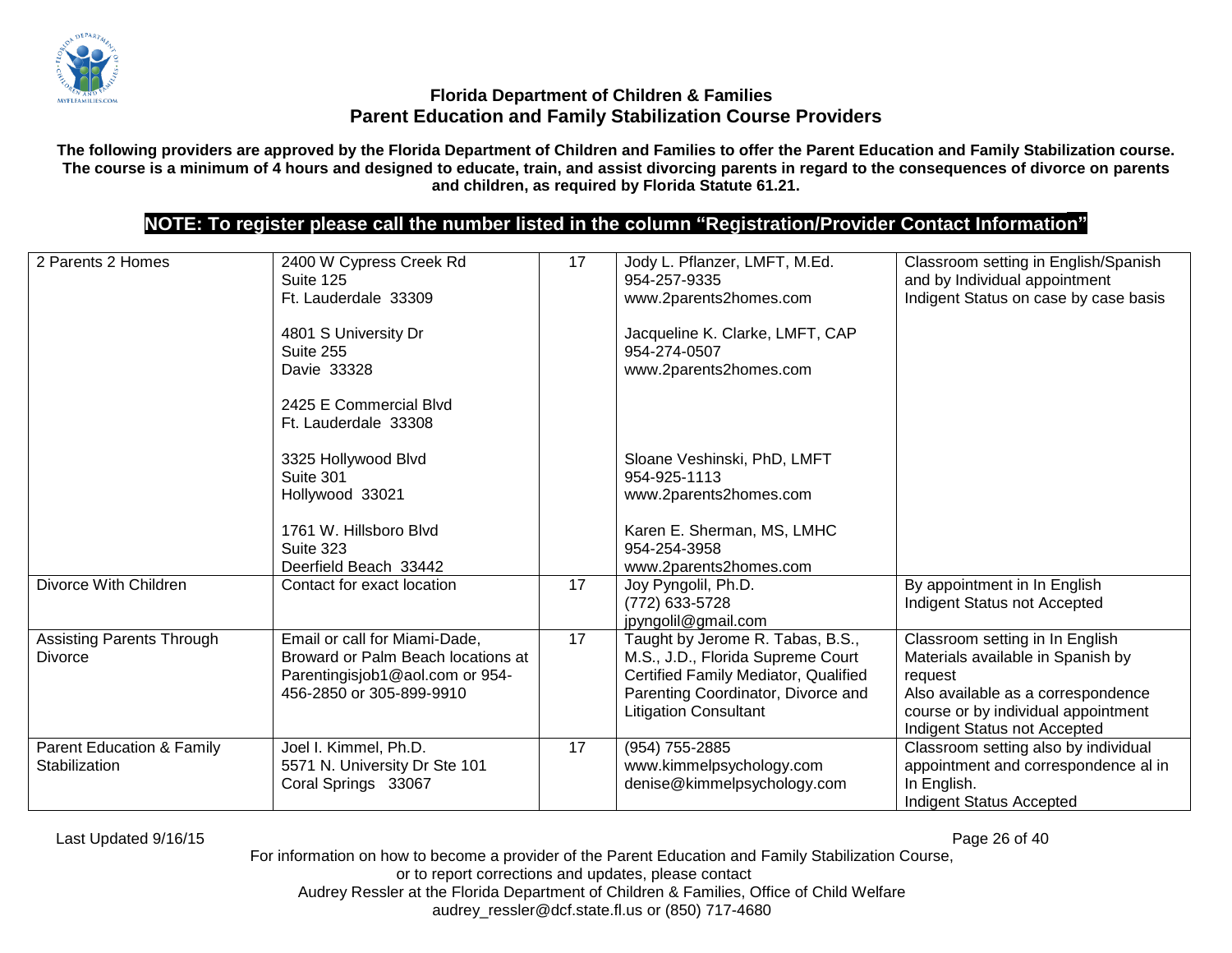**Florida Department of Children & Families**
**Parent Education and Family Stabilization Course Providers**

**The following providers are approved by the Florida Department of Children and Families to offer the Parent Education and Family Stabilization course. The course is a minimum of 4 hours and designed to educate, train, and assist divorcing parents in regard to the consequences of divorce on parents and children, as required by Florida Statute 61.21.**

**NOTE: To register please call the number listed in the column "Registration/Provider Contact Information"**

| | | | | |
|---|---|---|---|---|
| 2 Parents 2 Homes | 2400 W Cypress Creek Rd<br>Suite 125<br>Ft. Lauderdale 33309<br><br>4801 S University Dr<br>Suite 255<br>Davie 33328<br><br>2425 E Commercial Blvd<br>Ft. Lauderdale 33308<br><br>3325 Hollywood Blvd<br>Suite 301<br>Hollywood 33021<br><br>1761 W. Hillsboro Blvd<br>Suite 323<br>Deerfield Beach 33442 | 17 | Jody L. Pflanzer, LMFT, M.Ed.<br>954-257-9335<br>www.2parents2homes.com<br><br>Jacqueline K. Clarke, LMFT, CAP<br>954-274-0507<br>www.2parents2homes.com<br><br>Sloane Veshinski, PhD, LMFT<br>954-925-1113<br>www.2parents2homes.com<br><br>Karen E. Sherman, MS, LMHC<br>954-254-3958<br>www.2parents2homes.com | Classroom setting in English/Spanish and by Individual appointment<br>Indigent Status on case by case basis |
| Divorce With Children | Contact for exact location | 17 | Joy Pyngolil, Ph.D.<br>(772) 633-5728<br>jpyngolil@gmail.com | By appointment in In English<br>Indigent Status not Accepted |
| Assisting Parents Through Divorce | Email or call for Miami-Dade, Broward or Palm Beach locations at Parentingisjob1@aol.com or 954-456-2850 or 305-899-9910 | 17 | Taught by Jerome R. Tabas, B.S., M.S., J.D., Florida Supreme Court Certified Family Mediator, Qualified Parenting Coordinator, Divorce and Litigation Consultant | Classroom setting in In English<br>Materials available in Spanish by request<br>Also available as a correspondence course or by individual appointment<br>Indigent Status not Accepted |
| Parent Education & Family Stabilization | Joel I. Kimmel, Ph.D.<br>5571 N. University Dr Ste 101<br>Coral Springs 33067 | 17 | (954) 755-2885<br>www.kimmelpsychology.com<br>denise@kimmelpsychology.com | Classroom setting also by individual appointment and correspondence al in In English.<br>Indigent Status Accepted |

Last Updated 9/16/15

For information on how to become a provider of the Parent Education and Family Stabilization Course, or to report corrections and updates, please contact Audrey Ressler at the Florida Department of Children & Families, Office of Child Welfare audrey_ressler@dcf.state.fl.us or (850) 717-4680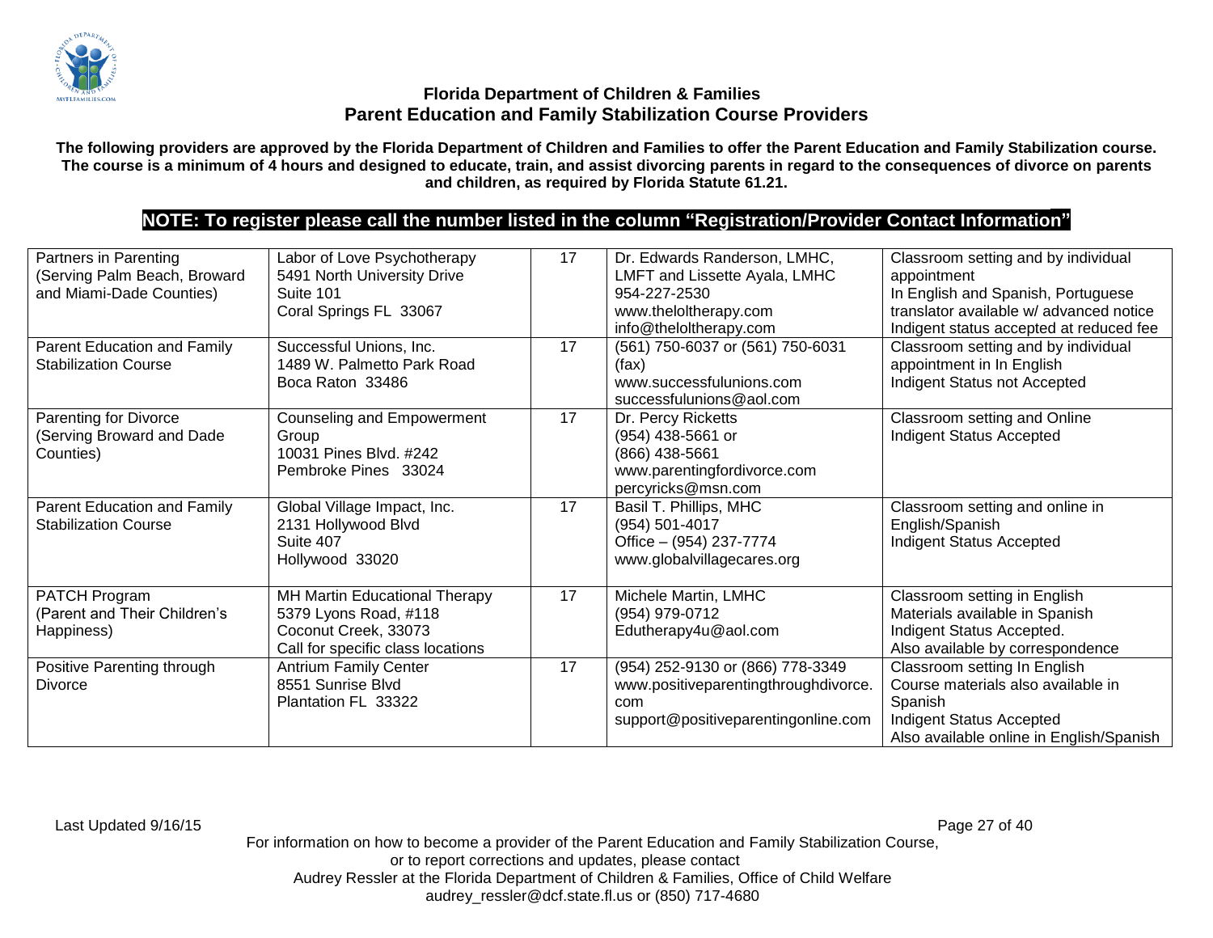**Florida Department of Children & Families**
**Parent Education and Family Stabilization Course Providers**

**The following providers are approved by the Florida Department of Children and Families to offer the Parent Education and Family Stabilization course. The course is a minimum of 4 hours and designed to educate, train, and assist divorcing parents in regard to the consequences of divorce on parents and children, as required by Florida Statute 61.21.**

**NOTE: To register please call the number listed in the column "Registration/Provider Contact Information"**

| | | | | |
|---|---|---|---|---|
| Partners in Parenting<br>(Serving Palm Beach, Broward and Miami-Dade Counties) | Labor of Love Psychotherapy<br>5491 North University Drive<br>Suite 101<br>Coral Springs FL 33067 | 17 | Dr. Edwards Randerson, LMHC, LMFT and Lissette Ayala, LMHC<br>954-227-2530<br>www.theloltherapy.com<br>info@theloltherapy.com | Classroom setting and by individual appointment<br>In English and Spanish, Portuguese translator available w/ advanced notice<br>Indigent status accepted at reduced fee |
| Parent Education and Family Stabilization Course | Successful Unions, Inc.<br>1489 W. Palmetto Park Road<br>Boca Raton 33486 | 17 | (561) 750-6037 or (561) 750-6031 (fax)<br>www.successfulunions.com<br>successfulunions@aol.com | Classroom setting and by individual appointment in In English<br>Indigent Status not Accepted |
| Parenting for Divorce<br>(Serving Broward and Dade Counties) | Counseling and Empowerment Group<br>10031 Pines Blvd. #242<br>Pembroke Pines 33024 | 17 | Dr. Percy Ricketts<br>(954) 438-5661 or<br>(866) 438-5661<br>www.parentingfordivorce.com<br>percyricks@msn.com | Classroom setting and Online<br>Indigent Status Accepted |
| Parent Education and Family Stabilization Course | Global Village Impact, Inc.<br>2131 Hollywood Blvd<br>Suite 407<br>Hollywood 33020 | 17 | Basil T. Phillips, MHC<br>(954) 501-4017<br>Office – (954) 237-7774<br>www.globalvillagecares.org | Classroom setting and online in English/Spanish<br>Indigent Status Accepted |
| PATCH Program<br>(Parent and Their Children's Happiness) | MH Martin Educational Therapy<br>5379 Lyons Road, #118<br>Coconut Creek, 33073<br>Call for specific class locations | 17 | Michele Martin, LMHC<br>(954) 979-0712<br>Edutherapy4u@aol.com | Classroom setting in English<br>Materials available in Spanish<br>Indigent Status Accepted.<br>Also available by correspondence |
| Positive Parenting through Divorce | Antrium Family Center<br>8551 Sunrise Blvd<br>Plantation FL 33322 | 17 | (954) 252-9130 or (866) 778-3349<br>www.positiveparentingthroughdivorce.com<br>support@positiveparentingonline.com | Classroom setting In English<br>Course materials also available in Spanish<br>Indigent Status Accepted<br>Also available online in English/Spanish |

Last Updated 9/16/15

For information on how to become a provider of the Parent Education and Family Stabilization Course, or to report corrections and updates, please contact Audrey Ressler at the Florida Department of Children & Families, Office of Child Welfare audrey_ressler@dcf.state.fl.us or (850) 717-4680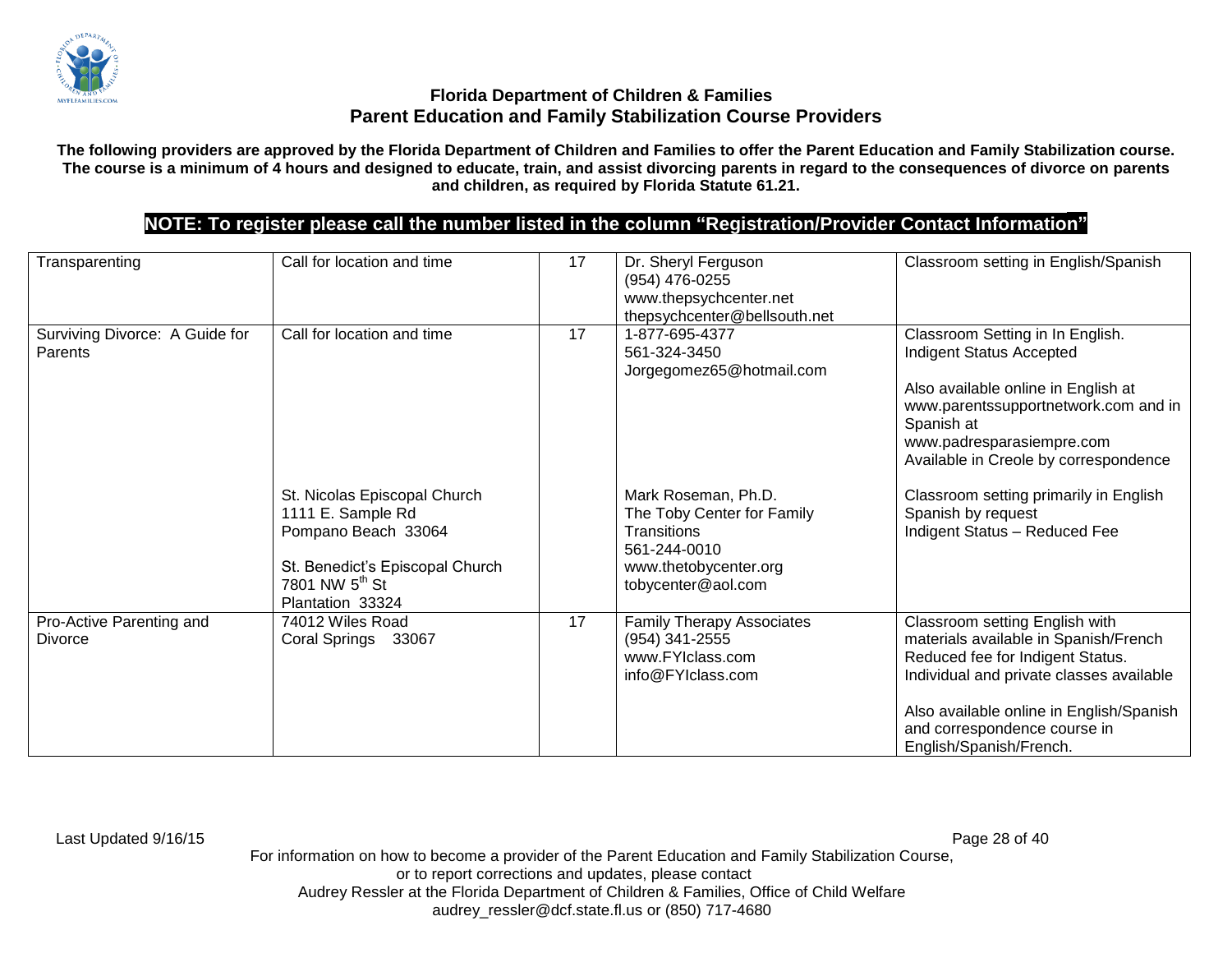## Florida Department of Children & Families
## Parent Education and Family Stabilization Course Providers

**The following providers are approved by the Florida Department of Children and Families to offer the Parent Education and Family Stabilization course. The course is a minimum of 4 hours and designed to educate, train, and assist divorcing parents in regard to the consequences of divorce on parents and children, as required by Florida Statute 61.21.**

**NOTE: To register please call the number listed in the column "Registration/Provider Contact Information"**

| | | | | |
|---|---|---|---|---|
| Transparenting | Call for location and time | 17 | Dr. Sheryl Ferguson<br>(954) 476-0255<br>www.thepsychcenter.net<br>thepsychcenter@bellsouth.net | Classroom setting in English/Spanish |
| Surviving Divorce: A Guide for Parents | Call for location and time | 17 | 1-877-695-4377<br>561-324-3450<br>Jorgegomez65@hotmail.com | Classroom Setting in In English.<br>Indigent Status Accepted<br><br>Also available online in English at www.parentssupportnetwork.com and in Spanish at www.padresparasiempre.com<br>Available in Creole by correspondence |
| | St. Nicolas Episcopal Church<br>1111 E. Sample Rd<br>Pompano Beach 33064<br><br>St. Benedict's Episcopal Church<br>7801 NW 5th St<br>Plantation 33324 | | Mark Roseman, Ph.D.<br>The Toby Center for Family Transitions<br>561-244-0010<br>www.thetobycenter.org<br>tobycenter@aol.com | Classroom setting primarily in English<br>Spanish by request<br>Indigent Status – Reduced Fee |
| Pro-Active Parenting and Divorce | 74012 Wiles Road<br>Coral Springs 33067 | 17 | Family Therapy Associates<br>(954) 341-2555<br>www.FYIclass.com<br>info@FYIclass.com | Classroom setting English with materials available in Spanish/French<br>Reduced fee for Indigent Status.<br>Individual and private classes available<br><br>Also available online in English/Spanish and correspondence course in English/Spanish/French. |

Last Updated 9/16/15

For information on how to become a provider of the Parent Education and Family Stabilization Course, or to report corrections and updates, please contact Audrey Ressler at the Florida Department of Children & Families, Office of Child Welfare audrey_ressler@dcf.state.fl.us or (850) 717-4680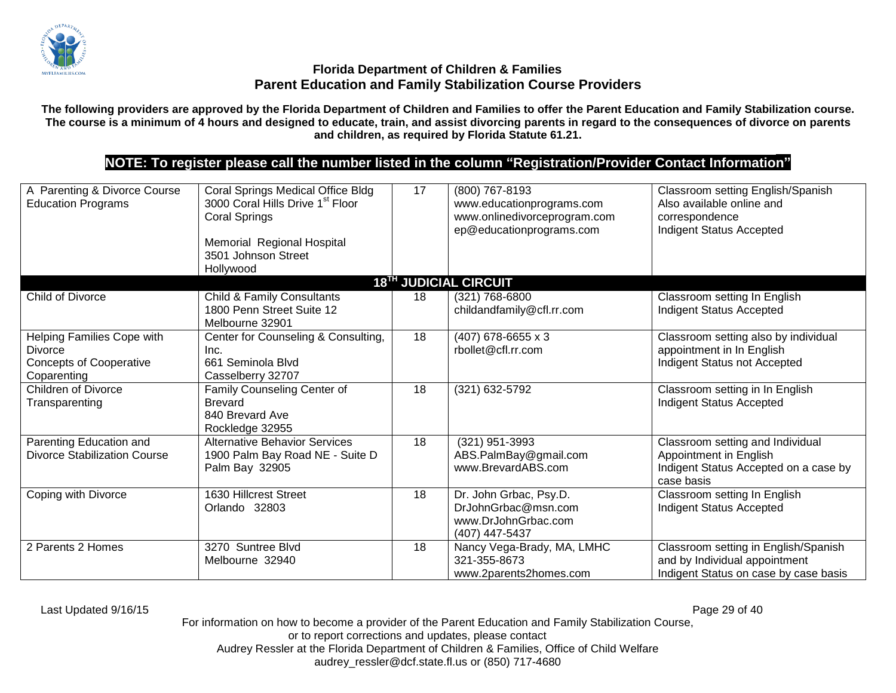## Florida Department of Children & Families
## Parent Education and Family Stabilization Course Providers

**The following providers are approved by the Florida Department of Children and Families to offer the Parent Education and Family Stabilization course. The course is a minimum of 4 hours and designed to educate, train, and assist divorcing parents in regard to the consequences of divorce on parents and children, as required by Florida Statute 61.21.**

**NOTE: To register please call the number listed in the column "Registration/Provider Contact Information"**

| | | | | |
|---|---|---|---|---|
| A Parenting & Divorce Course Education Programs | Coral Springs Medical Office Bldg<br>3000 Coral Hills Drive 1st Floor<br>Coral Springs<br><br>Memorial Regional Hospital<br>3501 Johnson Street<br>Hollywood | 17 | (800) 767-8193<br>www.educationprograms.com<br>www.onlinedivorceprogram.com<br>ep@educationprograms.com | Classroom setting English/Spanish<br>Also available online and correspondence<br>Indigent Status Accepted |
| **18TH JUDICIAL CIRCUIT** | | | | |
| Child of Divorce | Child & Family Consultants<br>1800 Penn Street Suite 12<br>Melbourne 32901 | 18 | (321) 768-6800<br>childandfamily@cfl.rr.com | Classroom setting In English<br>Indigent Status Accepted |
| Helping Families Cope with Divorce<br>Concepts of Cooperative Coparenting | Center for Counseling & Consulting, Inc.<br>661 Seminola Blvd<br>Casselberry 32707 | 18 | (407) 678-6655 x 3<br>rbollet@cfl.rr.com | Classroom setting also by individual appointment in In English<br>Indigent Status not Accepted |
| Children of Divorce<br>Transparenting | Family Counseling Center of Brevard<br>840 Brevard Ave<br>Rockledge 32955 | 18 | (321) 632-5792 | Classroom setting in In English<br>Indigent Status Accepted |
| Parenting Education and Divorce Stabilization Course | Alternative Behavior Services<br>1900 Palm Bay Road NE - Suite D<br>Palm Bay 32905 | 18 | (321) 951-3993<br>ABS.PalmBay@gmail.com<br>www.BrevardABS.com | Classroom setting and Individual Appointment in English<br>Indigent Status Accepted on a case by case basis |
| Coping with Divorce | 1630 Hillcrest Street<br>Orlando 32803 | 18 | Dr. John Grbac, Psy.D.<br>DrJohnGrbac@msn.com<br>www.DrJohnGrbac.com<br>(407) 447-5437 | Classroom setting In English<br>Indigent Status Accepted |
| 2 Parents 2 Homes | 3270 Suntree Blvd<br>Melbourne 32940 | 18 | Nancy Vega-Brady, MA, LMHC<br>321-355-8673<br>www.2parents2homes.com | Classroom setting in English/Spanish and by Individual appointment<br>Indigent Status on case by case basis |

Last Updated 9/16/15

For information on how to become a provider of the Parent Education and Family Stabilization Course, or to report corrections and updates, please contact Audrey Ressler at the Florida Department of Children & Families, Office of Child Welfare audrey_ressler@dcf.state.fl.us or (850) 717-4680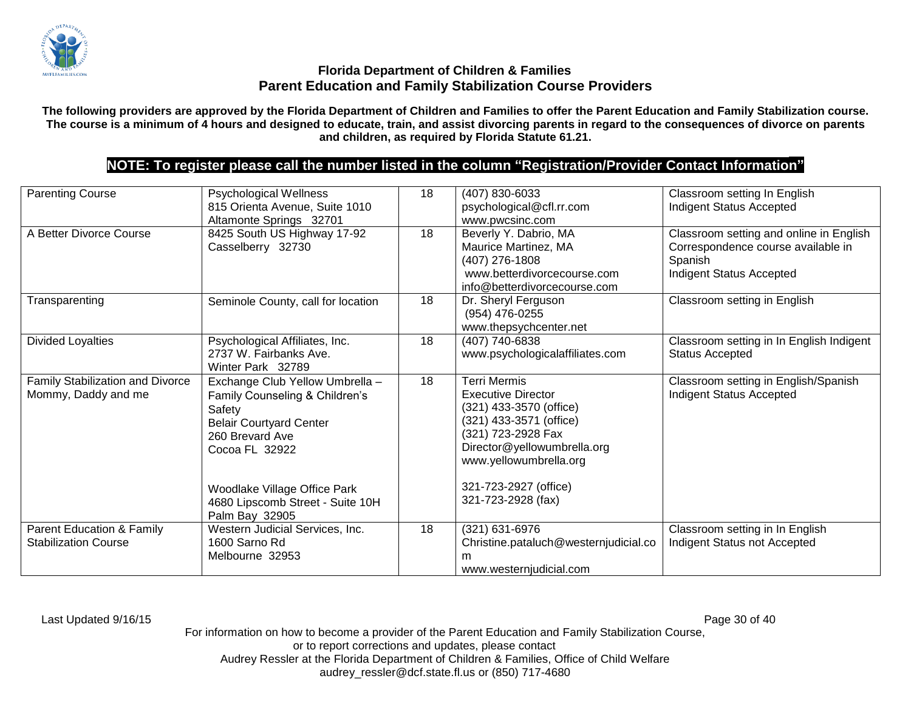# Florida Department of Children & Families
## Parent Education and Family Stabilization Course Providers

**The following providers are approved by the Florida Department of Children and Families to offer the Parent Education and Family Stabilization course. The course is a minimum of 4 hours and designed to educate, train, and assist divorcing parents in regard to the consequences of divorce on parents and children, as required by Florida Statute 61.21.**

**NOTE: To register please call the number listed in the column "Registration/Provider Contact Information"**

| | | | | |
|---|---|---|---|---|
| Parenting Course | Psychological Wellness<br>815 Orienta Avenue, Suite 1010<br>Altamonte Springs 32701 | 18 | (407) 830-6033<br>psychological@cfl.rr.com<br>www.pwcsinc.com | Classroom setting In English<br>Indigent Status Accepted |
| A Better Divorce Course | 8425 South US Highway 17-92<br>Casselberry 32730 | 18 | Beverly Y. Dabrio, MA<br>Maurice Martinez, MA<br>(407) 276-1808<br>www.betterdivorcecourse.com<br>info@betterdivorcecourse.com | Classroom setting and online in English<br>Correspondence course available in Spanish<br>Indigent Status Accepted |
| Transparenting | Seminole County, call for location | 18 | Dr. Sheryl Ferguson<br>(954) 476-0255<br>www.thepsychcenter.net | Classroom setting in English |
| Divided Loyalties | Psychological Affiliates, Inc.<br>2737 W. Fairbanks Ave.<br>Winter Park 32789 | 18 | (407) 740-6838<br>www.psychologicalaffiliates.com | Classroom setting in In English Indigent Status Accepted |
| Family Stabilization and Divorce Mommy, Daddy and me | Exchange Club Yellow Umbrella – Family Counseling & Children's Safety<br>Belair Courtyard Center<br>260 Brevard Ave<br>Cocoa FL 32922<br><br>Woodlake Village Office Park<br>4680 Lipscomb Street - Suite 10H<br>Palm Bay 32905 | 18 | Terri Mermis<br>Executive Director<br>(321) 433-3570 (office)<br>(321) 433-3571 (office)<br>(321) 723-2928 Fax<br>Director@yellowumbrella.org<br>www.yellowumbrella.org<br><br>321-723-2927 (office)<br>321-723-2928 (fax) | Classroom setting in English/Spanish<br>Indigent Status Accepted |
| Parent Education & Family Stabilization Course | Western Judicial Services, Inc.<br>1600 Sarno Rd<br>Melbourne 32953 | 18 | (321) 631-6976<br>Christine.pataluch@westernjudicial.com<br>www.westernjudicial.com | Classroom setting in In English<br>Indigent Status not Accepted |

Last Updated 9/16/15

For information on how to become a provider of the Parent Education and Family Stabilization Course, or to report corrections and updates, please contact Audrey Ressler at the Florida Department of Children & Families, Office of Child Welfare audrey_ressler@dcf.state.fl.us or (850) 717-4680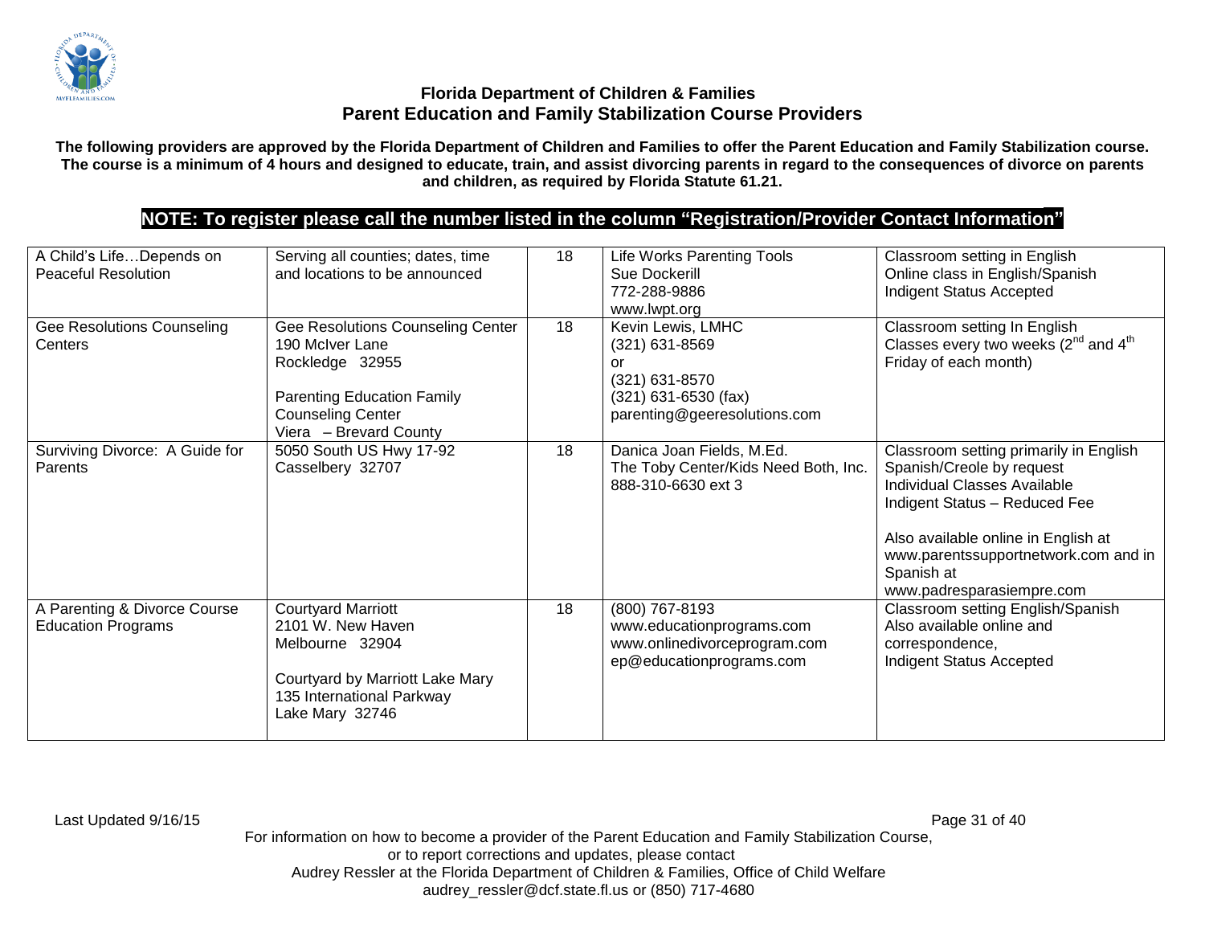**Florida Department of Children & Families**
**Parent Education and Family Stabilization Course Providers**

**The following providers are approved by the Florida Department of Children and Families to offer the Parent Education and Family Stabilization course. The course is a minimum of 4 hours and designed to educate, train, and assist divorcing parents in regard to the consequences of divorce on parents and children, as required by Florida Statute 61.21.**

**NOTE: To register please call the number listed in the column "Registration/Provider Contact Information"**

| | | | | |
|---|---|---|---|---|
| A Child's Life…Depends on Peaceful Resolution | Serving all counties; dates, time and locations to be announced | 18 | Life Works Parenting Tools<br>Sue Dockerill<br>772-288-9886<br>www.lwpt.org | Classroom setting in English<br>Online class in English/Spanish<br>Indigent Status Accepted |
| Gee Resolutions Counseling Centers | Gee Resolutions Counseling Center<br>190 McIver Lane<br>Rockledge 32955<br><br>Parenting Education Family Counseling Center<br>Viera – Brevard County | 18 | Kevin Lewis, LMHC<br>(321) 631-8569<br>or<br>(321) 631-8570<br>(321) 631-6530 (fax)<br>parenting@geeresolutions.com | Classroom setting In English<br>Classes every two weeks (2nd and 4th Friday of each month) |
| Surviving Divorce: A Guide for Parents | 5050 South US Hwy 17-92<br>Casselbery 32707 | 18 | Danica Joan Fields, M.Ed.<br>The Toby Center/Kids Need Both, Inc.<br>888-310-6630 ext 3 | Classroom setting primarily in English<br>Spanish/Creole by request<br>Individual Classes Available<br>Indigent Status – Reduced Fee<br><br>Also available online in English at www.parentssupportnetwork.com and in Spanish at www.padresparasiempre.com |
| A Parenting & Divorce Course Education Programs | Courtyard Marriott<br>2101 W. New Haven<br>Melbourne 32904<br><br>Courtyard by Marriott Lake Mary<br>135 International Parkway<br>Lake Mary 32746 | 18 | (800) 767-8193<br>www.educationprograms.com<br>www.onlinedivorceprogram.com<br>ep@educationprograms.com | Classroom setting English/Spanish<br>Also available online and correspondence,<br>Indigent Status Accepted |

Last Updated 9/16/15

For information on how to become a provider of the Parent Education and Family Stabilization Course, or to report corrections and updates, please contact Audrey Ressler at the Florida Department of Children & Families, Office of Child Welfare audrey_ressler@dcf.state.fl.us or (850) 717-4680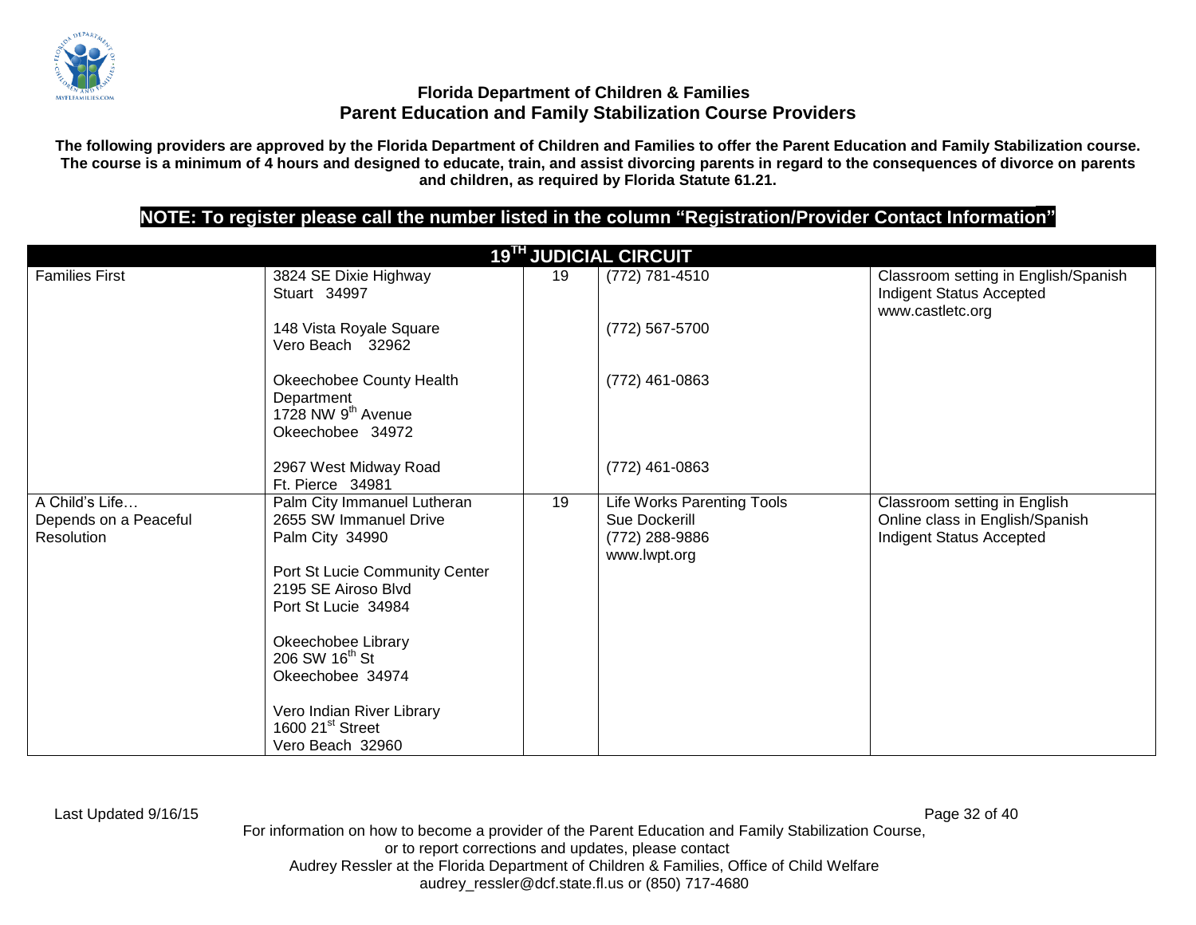**Florida Department of Children & Families**
**Parent Education and Family Stabilization Course Providers**

**The following providers are approved by the Florida Department of Children and Families to offer the Parent Education and Family Stabilization course. The course is a minimum of 4 hours and designed to educate, train, and assist divorcing parents in regard to the consequences of divorce on parents and children, as required by Florida Statute 61.21.**

**NOTE: To register please call the number listed in the column "Registration/Provider Contact Information"**

| 19TH JUDICIAL CIRCUIT | | | | |
|---|---|---|---|---|
| Families First | 3824 SE Dixie Highway<br>Stuart 34997<br><br>148 Vista Royale Square<br>Vero Beach 32962<br><br>Okeechobee County Health Department<br>1728 NW 9th Avenue<br>Okeechobee 34972<br><br>2967 West Midway Road<br>Ft. Pierce 34981 | 19 | (772) 781-4510<br><br>(772) 567-5700<br><br>(772) 461-0863<br><br>(772) 461-0863 | Classroom setting in English/Spanish<br>Indigent Status Accepted<br>www.castletc.org |
| A Child's Life…<br>Depends on a Peaceful Resolution | Palm City Immanuel Lutheran<br>2655 SW Immanuel Drive<br>Palm City 34990<br><br>Port St Lucie Community Center<br>2195 SE Airoso Blvd<br>Port St Lucie 34984<br><br>Okeechobee Library<br>206 SW 16th St<br>Okeechobee 34974<br><br>Vero Indian River Library<br>1600 21st Street<br>Vero Beach 32960 | 19 | Life Works Parenting Tools<br>Sue Dockerill<br>(772) 288-9886<br>www.lwpt.org | Classroom setting in English<br>Online class in English/Spanish<br>Indigent Status Accepted |

Last Updated 9/16/15

For information on how to become a provider of the Parent Education and Family Stabilization Course, or to report corrections and updates, please contact Audrey Ressler at the Florida Department of Children & Families, Office of Child Welfare audrey_ressler@dcf.state.fl.us or (850) 717-4680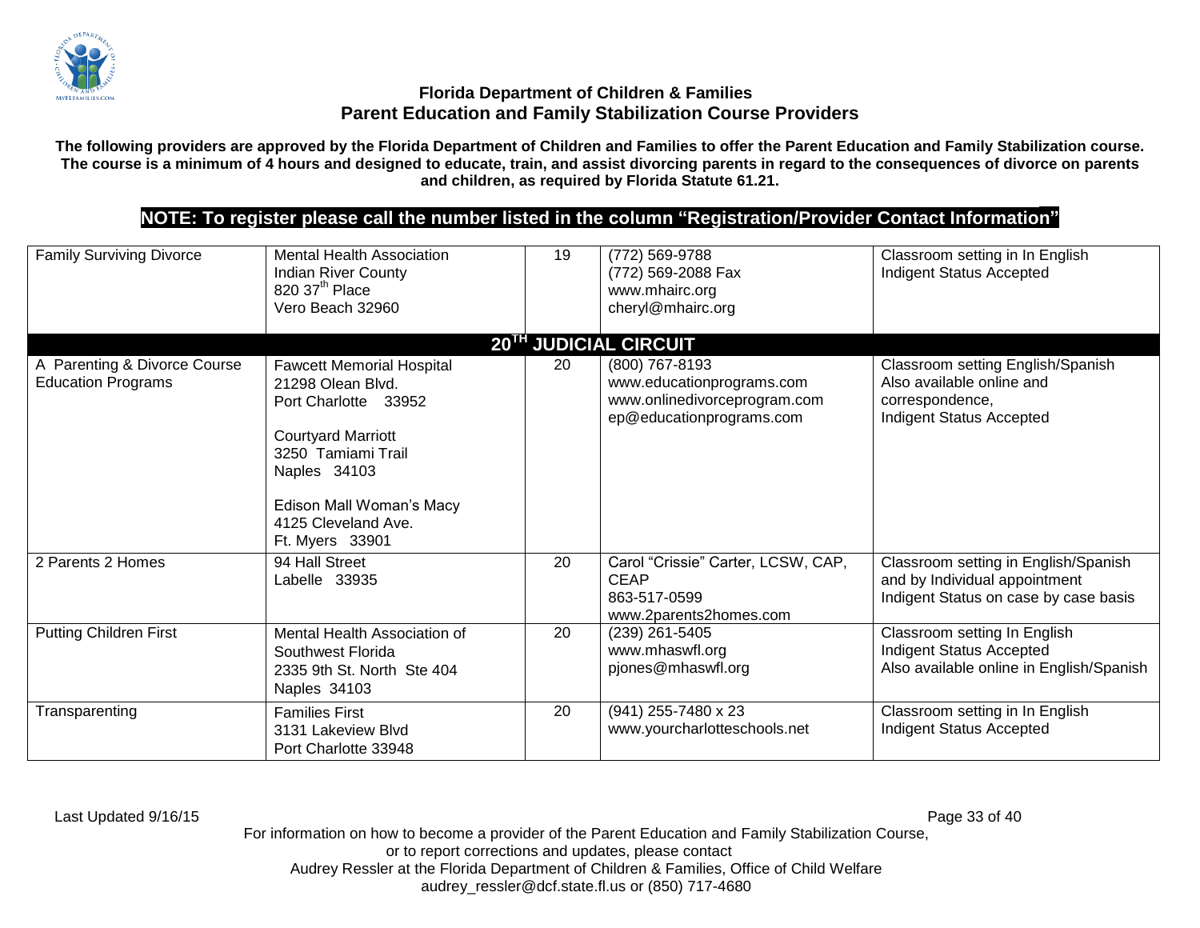## Florida Department of Children & Families
## Parent Education and Family Stabilization Course Providers

**The following providers are approved by the Florida Department of Children and Families to offer the Parent Education and Family Stabilization course. The course is a minimum of 4 hours and designed to educate, train, and assist divorcing parents in regard to the consequences of divorce on parents and children, as required by Florida Statute 61.21.**

**NOTE: To register please call the number listed in the column "Registration/Provider Contact Information"**

| | | | | |
|---|---|---|---|---|
| Family Surviving Divorce | Mental Health Association Indian River County 820 37th Place Vero Beach 32960 | 19 | (772) 569-9788 (772) 569-2088 Fax www.mhairc.org cheryl@mhairc.org | Classroom setting in In English Indigent Status Accepted |
| **20TH JUDICIAL CIRCUIT** | | | | |
| A Parenting & Divorce Course Education Programs | Fawcett Memorial Hospital 21298 Olean Blvd. Port Charlotte 33952<br><br>Courtyard Marriott 3250 Tamiami Trail Naples 34103<br><br>Edison Mall Woman's Macy 4125 Cleveland Ave. Ft. Myers 33901 | 20 | (800) 767-8193 www.educationprograms.com www.onlinedivorceprogram.com ep@educationprograms.com | Classroom setting English/Spanish Also available online and correspondence, Indigent Status Accepted |
| 2 Parents 2 Homes | 94 Hall Street Labelle 33935 | 20 | Carol "Crissie" Carter, LCSW, CAP, CEAP 863-517-0599 www.2parents2homes.com | Classroom setting in English/Spanish and by Individual appointment Indigent Status on case by case basis |
| Putting Children First | Mental Health Association of Southwest Florida 2335 9th St. North Ste 404 Naples 34103 | 20 | (239) 261-5405 www.mhaswfl.org pjones@mhaswfl.org | Classroom setting In English Indigent Status Accepted Also available online in English/Spanish |
| Transparenting | Families First 3131 Lakeview Blvd Port Charlotte 33948 | 20 | (941) 255-7480 x 23 www.yourcharlotteschools.net | Classroom setting in In English Indigent Status Accepted |

Last Updated 9/16/15

For information on how to become a provider of the Parent Education and Family Stabilization Course, or to report corrections and updates, please contact Audrey Ressler at the Florida Department of Children & Families, Office of Child Welfare audrey_ressler@dcf.state.fl.us or (850) 717-4680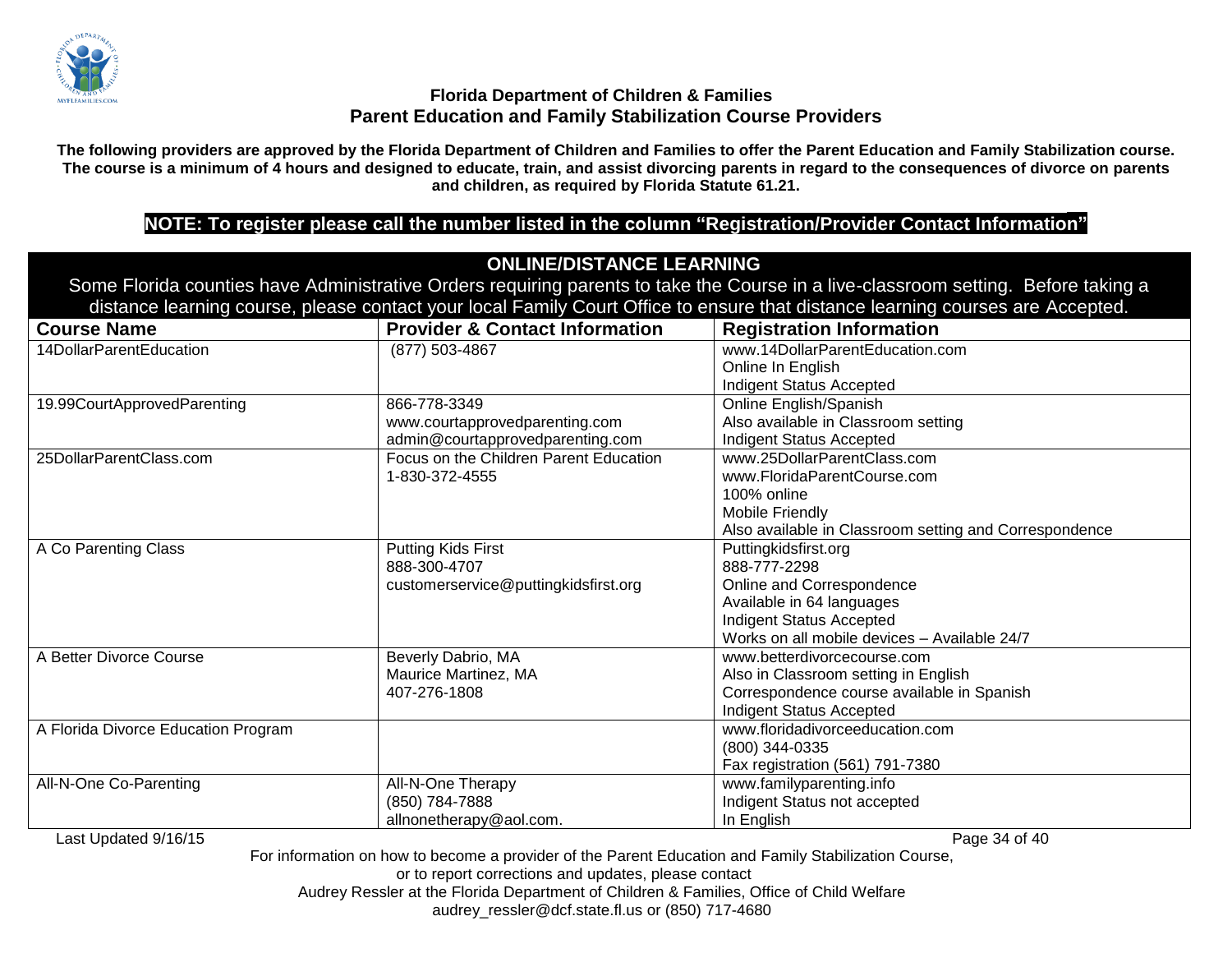# Florida Department of Children & Families
## Parent Education and Family Stabilization Course Providers

**The following providers are approved by the Florida Department of Children and Families to offer the Parent Education and Family Stabilization course. The course is a minimum of 4 hours and designed to educate, train, and assist divorcing parents in regard to the consequences of divorce on parents and children, as required by Florida Statute 61.21.**

**NOTE: To register please call the number listed in the column "Registration/Provider Contact Information"**

**ONLINE/DISTANCE LEARNING**

Some Florida counties have Administrative Orders requiring parents to take the Course in a live-classroom setting. Before taking a distance learning course, please contact your local Family Court Office to ensure that distance learning courses are Accepted.

| Course Name | Provider & Contact Information | Registration Information |
|---|---|---|
| 14DollarParentEducation | (877) 503-4867 | www.14DollarParentEducation.com<br>Online In English<br>Indigent Status Accepted |
| 19.99CourtApprovedParenting | 866-778-3349<br>www.courtapprovedparenting.com<br>admin@courtapprovedparenting.com | Online English/Spanish<br>Also available in Classroom setting<br>Indigent Status Accepted |
| 25DollarParentClass.com | Focus on the Children Parent Education<br>1-830-372-4555 | www.25DollarParentClass.com<br>www.FloridaParentCourse.com<br>100% online<br>Mobile Friendly<br>Also available in Classroom setting and Correspondence |
| A Co Parenting Class | Putting Kids First<br>888-300-4707<br>customerservice@puttingkidsfirst.org | Puttingkidsfirst.org<br>888-777-2298<br>Online and Correspondence<br>Available in 64 languages<br>Indigent Status Accepted<br>Works on all mobile devices – Available 24/7 |
| A Better Divorce Course | Beverly Dabrio, MA<br>Maurice Martinez, MA<br>407-276-1808 | www.betterdivorcecourse.com<br>Also in Classroom setting in English<br>Correspondence course available in Spanish<br>Indigent Status Accepted |
| A Florida Divorce Education Program | | www.floridadivorceeducation.com<br>(800) 344-0335<br>Fax registration (561) 791-7380 |
| All-N-One Co-Parenting | All-N-One Therapy<br>(850) 784-7888<br>allnonetherapy@aol.com. | www.familyparenting.info<br>Indigent Status not accepted<br>In English |

Last Updated 9/16/15

For information on how to become a provider of the Parent Education and Family Stabilization Course, or to report corrections and updates, please contact Audrey Ressler at the Florida Department of Children & Families, Office of Child Welfare audrey_ressler@dcf.state.fl.us or (850) 717-4680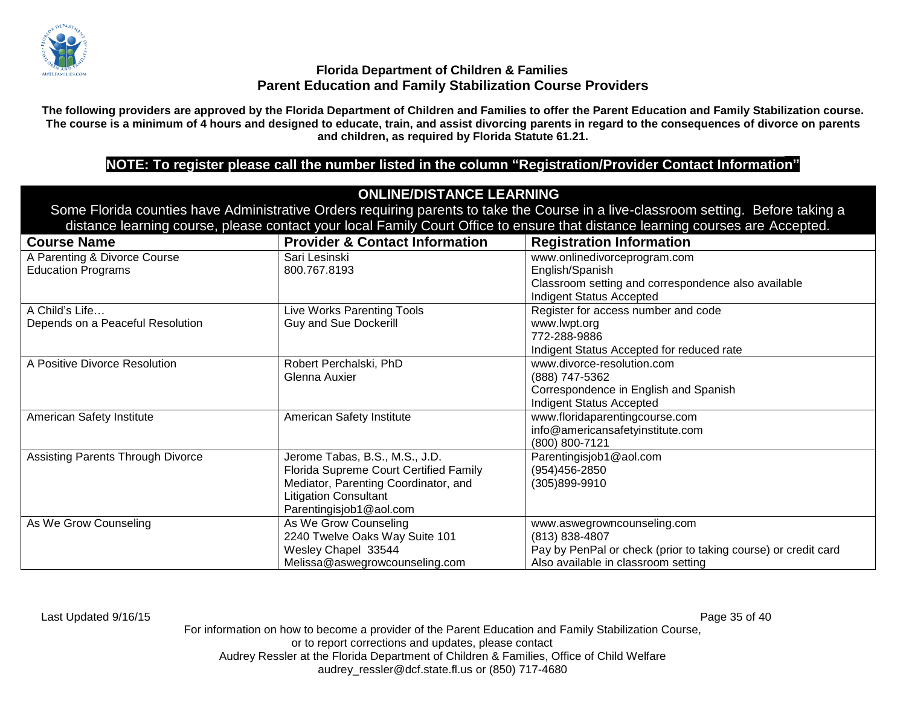**Florida Department of Children & Families**
**Parent Education and Family Stabilization Course Providers**

**The following providers are approved by the Florida Department of Children and Families to offer the Parent Education and Family Stabilization course. The course is a minimum of 4 hours and designed to educate, train, and assist divorcing parents in regard to the consequences of divorce on parents and children, as required by Florida Statute 61.21.**

**NOTE: To register please call the number listed in the column "Registration/Provider Contact Information"**

## ONLINE/DISTANCE LEARNING

Some Florida counties have Administrative Orders requiring parents to take the Course in a live-classroom setting. Before taking a distance learning course, please contact your local Family Court Office to ensure that distance learning courses are Accepted.

| Course Name | Provider & Contact Information | Registration Information |
|---|---|---|
| A Parenting & Divorce Course Education Programs | Sari Lesinski<br>800.767.8193 | www.onlinedivorceprogram.com<br>English/Spanish<br>Classroom setting and correspondence also available<br>Indigent Status Accepted |
| A Child's Life… Depends on a Peaceful Resolution | Live Works Parenting Tools<br>Guy and Sue Dockerill | Register for access number and code<br>www.lwpt.org<br>772-288-9886<br>Indigent Status Accepted for reduced rate |
| A Positive Divorce Resolution | Robert Perchalski, PhD<br>Glenna Auxier | www.divorce-resolution.com<br>(888) 747-5362<br>Correspondence in English and Spanish<br>Indigent Status Accepted |
| American Safety Institute | American Safety Institute | www.floridaparentingcourse.com<br>info@americansafetyinstitute.com<br>(800) 800-7121 |
| Assisting Parents Through Divorce | Jerome Tabas, B.S., M.S., J.D.<br>Florida Supreme Court Certified Family Mediator, Parenting Coordinator, and Litigation Consultant<br>Parentingisjob1@aol.com | Parentingisjob1@aol.com<br>(954)456-2850<br>(305)899-9910 |
| As We Grow Counseling | As We Grow Counseling<br>2240 Twelve Oaks Way Suite 101<br>Wesley Chapel 33544<br>Melissa@aswegrowcounseling.com | www.aswegrowcounseling.com<br>(813) 838-4807<br>Pay by PenPal or check (prior to taking course) or credit card<br>Also available in classroom setting |

Last Updated 9/16/15

For information on how to become a provider of the Parent Education and Family Stabilization Course, or to report corrections and updates, please contact Audrey Ressler at the Florida Department of Children & Families, Office of Child Welfare audrey_ressler@dcf.state.fl.us or (850) 717-4680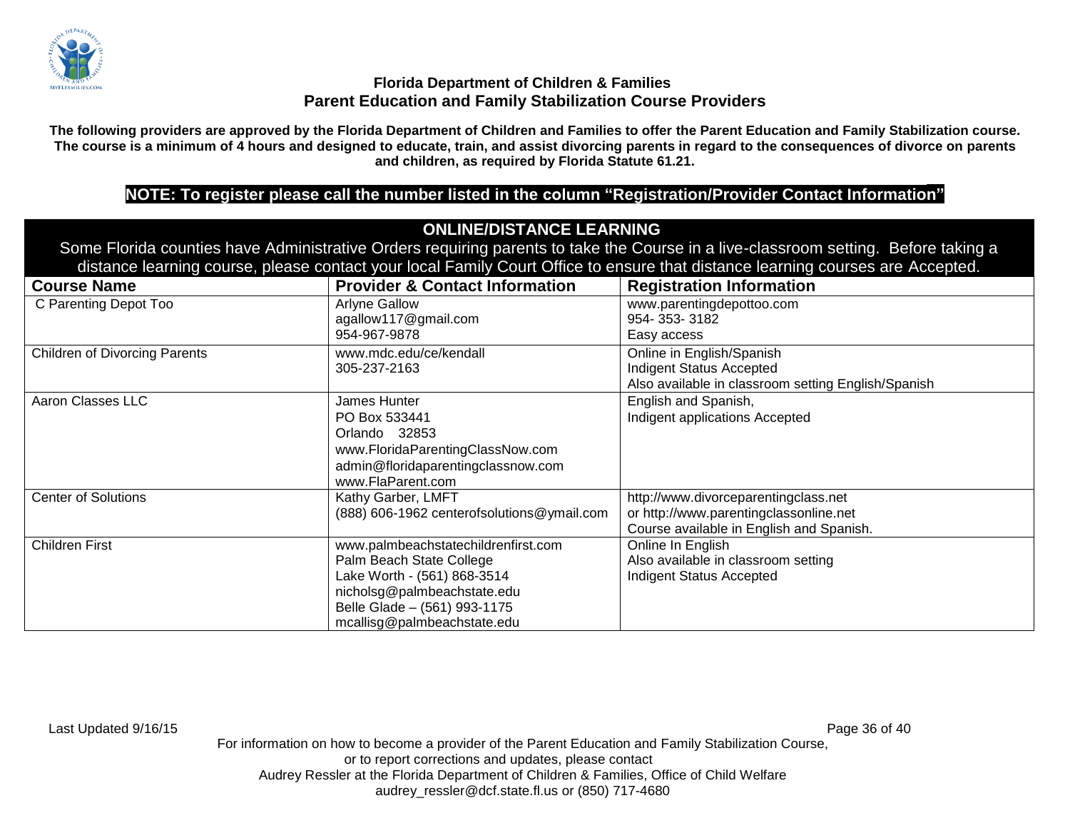**Florida Department of Children & Families**
**Parent Education and Family Stabilization Course Providers**

**The following providers are approved by the Florida Department of Children and Families to offer the Parent Education and Family Stabilization course. The course is a minimum of 4 hours and designed to educate, train, and assist divorcing parents in regard to the consequences of divorce on parents and children, as required by Florida Statute 61.21.**

**NOTE: To register please call the number listed in the column "Registration/Provider Contact Information"**

**ONLINE/DISTANCE LEARNING**

Some Florida counties have Administrative Orders requiring parents to take the Course in a live-classroom setting. Before taking a distance learning course, please contact your local Family Court Office to ensure that distance learning courses are Accepted.

| Course Name | Provider & Contact Information | Registration Information |
|---|---|---|
| C Parenting Depot Too | Arlyne Gallow<br>agallow117@gmail.com<br>954-967-9878 | www.parentingdepottoo.com<br>954- 353- 3182<br>Easy access |
| Children of Divorcing Parents | www.mdc.edu/ce/kendall<br>305-237-2163 | Online in English/Spanish<br>Indigent Status Accepted<br>Also available in classroom setting English/Spanish |
| Aaron Classes LLC | James Hunter<br>PO Box 533441<br>Orlando 32853<br>www.FloridaParentingClassNow.com<br>admin@floridaparentingclassnow.com<br>www.FlaParent.com | English and Spanish,<br>Indigent applications Accepted |
| Center of Solutions | Kathy Garber, LMFT<br>(888) 606-1962 centerofsolutions@ymail.com | http://www.divorceparentingclass.net<br>or http://www.parentingclassonline.net<br>Course available in English and Spanish. |
| Children First | www.palmbeachstatechildrenfirst.com<br>Palm Beach State College<br>Lake Worth - (561) 868-3514<br>nicholsg@palmbeachstate.edu<br>Belle Glade – (561) 993-1175<br>mcallisg@palmbeachstate.edu | Online In English<br>Also available in classroom setting<br>Indigent Status Accepted |

Last Updated 9/16/15

For information on how to become a provider of the Parent Education and Family Stabilization Course, or to report corrections and updates, please contact Audrey Ressler at the Florida Department of Children & Families, Office of Child Welfare audrey_ressler@dcf.state.fl.us or (850) 717-4680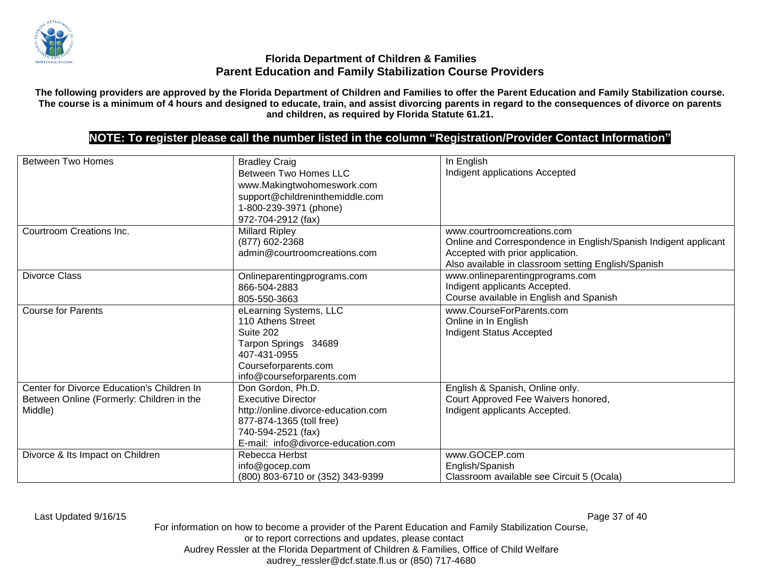**Florida Department of Children & Families**
**Parent Education and Family Stabilization Course Providers**

**The following providers are approved by the Florida Department of Children and Families to offer the Parent Education and Family Stabilization course. The course is a minimum of 4 hours and designed to educate, train, and assist divorcing parents in regard to the consequences of divorce on parents and children, as required by Florida Statute 61.21.**

**NOTE: To register please call the number listed in the column "Registration/Provider Contact Information"**

| | | |
|---|---|---|
| Between Two Homes | Bradley Craig<br>Between Two Homes LLC<br>www.Makingtwohomeswork.com<br>support@childreninthemiddle.com<br>1-800-239-3971 (phone)<br>972-704-2912 (fax) | In English<br>Indigent applications Accepted |
| Courtroom Creations Inc. | Millard Ripley<br>(877) 602-2368<br>admin@courtroomcreations.com | www.courtroomcreations.com<br>Online and Correspondence in English/Spanish Indigent applicant Accepted with prior application.<br>Also available in classroom setting English/Spanish |
| Divorce Class | Onlineparentingprograms.com<br>866-504-2883<br>805-550-3663 | www.onlineparentingprograms.com<br>Indigent applicants Accepted.<br>Course available in English and Spanish |
| Course for Parents | eLearning Systems, LLC<br>110 Athens Street<br>Suite 202<br>Tarpon Springs 34689<br>407-431-0955<br>Courseforparents.com<br>info@courseforparents.com | www.CourseForParents.com<br>Online in In English<br>Indigent Status Accepted |
| Center for Divorce Education's Children In Between Online (Formerly: Children in the Middle) | Don Gordon, Ph.D.<br>Executive Director<br>http://online.divorce-education.com<br>877-874-1365 (toll free)<br>740-594-2521 (fax)<br>E-mail: info@divorce-education.com | English & Spanish, Online only.<br>Court Approved Fee Waivers honored,<br>Indigent applicants Accepted. |
| Divorce & Its Impact on Children | Rebecca Herbst<br>info@gocep.com<br>(800) 803-6710 or (352) 343-9399 | www.GOCEP.com<br>English/Spanish<br>Classroom available see Circuit 5 (Ocala) |

Last Updated 9/16/15

For information on how to become a provider of the Parent Education and Family Stabilization Course, or to report corrections and updates, please contact Audrey Ressler at the Florida Department of Children & Families, Office of Child Welfare audrey_ressler@dcf.state.fl.us or (850) 717-4680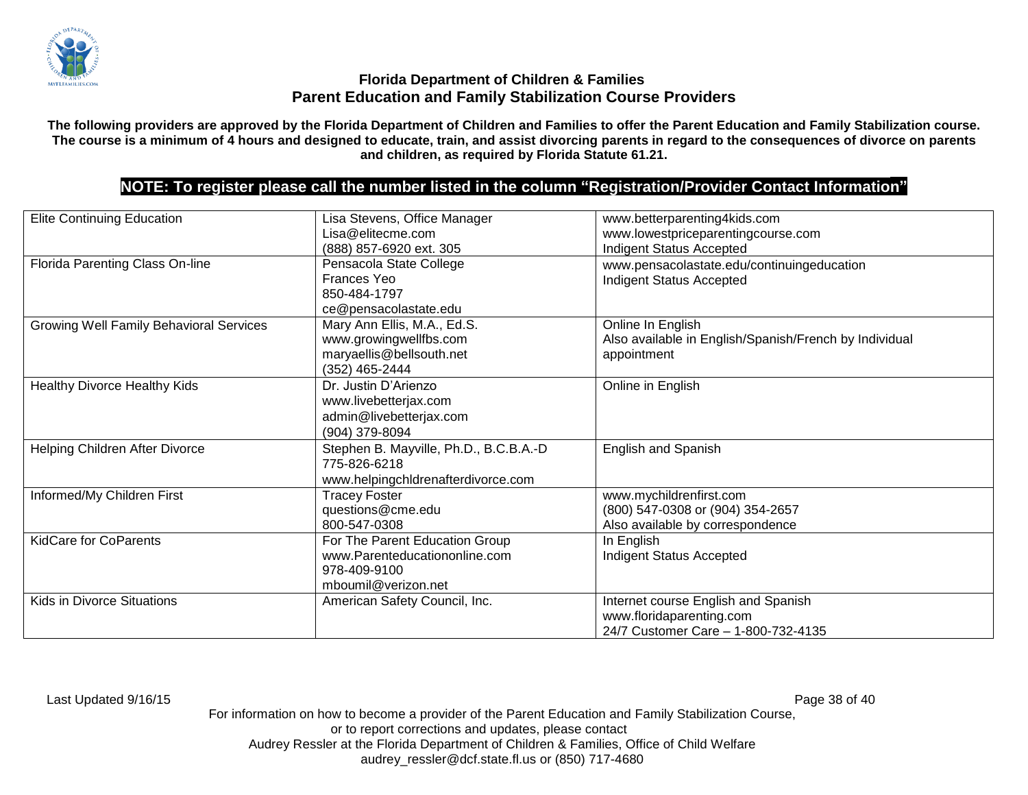**Florida Department of Children & Families**
**Parent Education and Family Stabilization Course Providers**

**The following providers are approved by the Florida Department of Children and Families to offer the Parent Education and Family Stabilization course. The course is a minimum of 4 hours and designed to educate, train, and assist divorcing parents in regard to the consequences of divorce on parents and children, as required by Florida Statute 61.21.**

**NOTE: To register please call the number listed in the column "Registration/Provider Contact Information"**

| | | |
|---|---|---|
| Elite Continuing Education | Lisa Stevens, Office Manager<br>Lisa@elitecme.com<br>(888) 857-6920 ext. 305 | www.betterparenting4kids.com<br>www.lowestpriceparentingcourse.com<br>Indigent Status Accepted |
| Florida Parenting Class On-line | Pensacola State College<br>Frances Yeo<br>850-484-1797<br>ce@pensacolastate.edu | www.pensacolastate.edu/continuingeducation<br>Indigent Status Accepted |
| Growing Well Family Behavioral Services | Mary Ann Ellis, M.A., Ed.S.<br>www.growingwellfbs.com<br>maryaellis@bellsouth.net<br>(352) 465-2444 | Online In English<br>Also available in English/Spanish/French by Individual appointment |
| Healthy Divorce Healthy Kids | Dr. Justin D'Arienzo<br>www.livebetterjax.com<br>admin@livebetterjax.com<br>(904) 379-8094 | Online in English |
| Helping Children After Divorce | Stephen B. Mayville, Ph.D., B.C.B.A.-D<br>775-826-6218<br>www.helpingchldrenafterdivorce.com | English and Spanish |
| Informed/My Children First | Tracey Foster<br>questions@cme.edu<br>800-547-0308 | www.mychildrenfirst.com<br>(800) 547-0308 or (904) 354-2657<br>Also available by correspondence |
| KidCare for CoParents | For The Parent Education Group<br>www.Parenteducationonline.com<br>978-409-9100<br>mboumil@verizon.net | In English<br>Indigent Status Accepted |
| Kids in Divorce Situations | American Safety Council, Inc. | Internet course English and Spanish<br>www.floridaparenting.com<br>24/7 Customer Care – 1-800-732-4135 |

Last Updated 9/16/15

For information on how to become a provider of the Parent Education and Family Stabilization Course,
or to report corrections and updates, please contact
Audrey Ressler at the Florida Department of Children & Families, Office of Child Welfare
audrey_ressler@dcf.state.fl.us or (850) 717-4680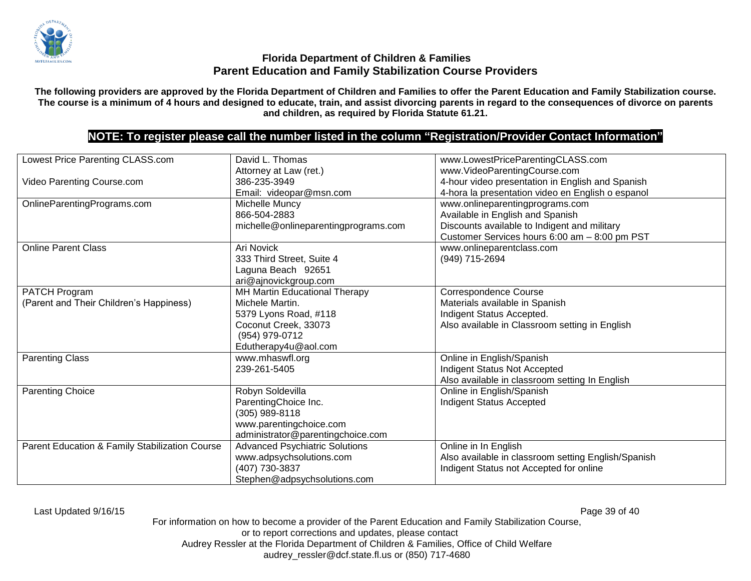## Florida Department of Children & Families
## Parent Education and Family Stabilization Course Providers

**The following providers are approved by the Florida Department of Children and Families to offer the Parent Education and Family Stabilization course. The course is a minimum of 4 hours and designed to educate, train, and assist divorcing parents in regard to the consequences of divorce on parents and children, as required by Florida Statute 61.21.**

**NOTE: To register please call the number listed in the column "Registration/Provider Contact Information"**

| | | |
|---|---|---|
| Lowest Price Parenting CLASS.com<br><br>Video Parenting Course.com | David L. Thomas<br>Attorney at Law (ret.)<br>386-235-3949<br>Email: videopar@msn.com | www.LowestPriceParentingCLASS.com<br>www.VideoParentingCourse.com<br>4-hour video presentation in English and Spanish<br>4-hora la presentation video en English o espanol |
| OnlineParentingPrograms.com | Michelle Muncy<br>866-504-2883<br>michelle@onlineparentingprograms.com | www.onlineparentingprograms.com<br>Available in English and Spanish<br>Discounts available to Indigent and military<br>Customer Services hours 6:00 am – 8:00 pm PST |
| Online Parent Class | Ari Novick<br>333 Third Street, Suite 4<br>Laguna Beach 92651<br>ari@ajnovickgroup.com | www.onlineparentclass.com<br>(949) 715-2694 |
| PATCH Program<br>(Parent and Their Children's Happiness) | MH Martin Educational Therapy<br>Michele Martin.<br>5379 Lyons Road, #118<br>Coconut Creek, 33073<br>(954) 979-0712<br>Edutherapy4u@aol.com | Correspondence Course<br>Materials available in Spanish<br>Indigent Status Accepted.<br>Also available in Classroom setting in English |
| Parenting Class | www.mhaswfl.org<br>239-261-5405 | Online in English/Spanish<br>Indigent Status Not Accepted<br>Also available in classroom setting In English |
| Parenting Choice | Robyn Soldevilla<br>ParentingChoice Inc.<br>(305) 989-8118<br>www.parentingchoice.com<br>administrator@parentingchoice.com | Online in English/Spanish<br>Indigent Status Accepted |
| Parent Education & Family Stabilization Course | Advanced Psychiatric Solutions<br>www.adpsychsolutions.com<br>(407) 730-3837<br>Stephen@adpsychsolutions.com | Online in In English<br>Also available in classroom setting English/Spanish<br>Indigent Status not Accepted for online |

Last Updated 9/16/15

For information on how to become a provider of the Parent Education and Family Stabilization Course,
or to report corrections and updates, please contact
Audrey Ressler at the Florida Department of Children & Families, Office of Child Welfare
audrey_ressler@dcf.state.fl.us or (850) 717-4680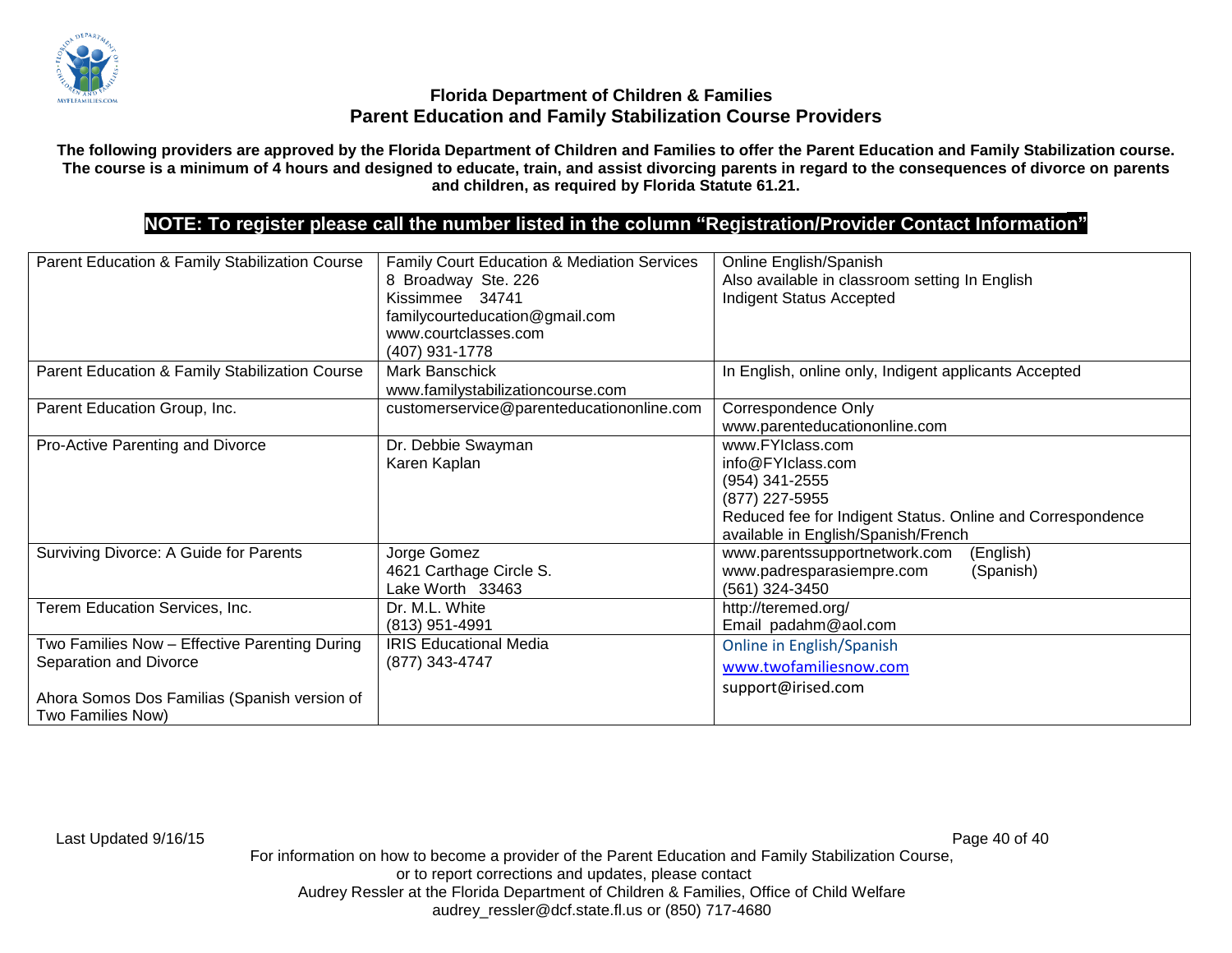**Florida Department of Children & Families**
**Parent Education and Family Stabilization Course Providers**

**The following providers are approved by the Florida Department of Children and Families to offer the Parent Education and Family Stabilization course. The course is a minimum of 4 hours and designed to educate, train, and assist divorcing parents in regard to the consequences of divorce on parents and children, as required by Florida Statute 61.21.**

**NOTE: To register please call the number listed in the column "Registration/Provider Contact Information"**

| | | |
|---|---|---|
| Parent Education & Family Stabilization Course | Family Court Education & Mediation Services<br>8 Broadway Ste. 226<br>Kissimmee 34741<br>familycourteducation@gmail.com<br>www.courtclasses.com<br>(407) 931-1778 | Online English/Spanish<br>Also available in classroom setting In English<br>Indigent Status Accepted |
| Parent Education & Family Stabilization Course | Mark Banschick<br>www.familystabilizationcourse.com | In English, online only, Indigent applicants Accepted |
| Parent Education Group, Inc. | customerservice@parenteducationonline.com | Correspondence Only<br>www.parenteducationonline.com |
| Pro-Active Parenting and Divorce | Dr. Debbie Swayman<br>Karen Kaplan | www.FYIclass.com<br>info@FYIclass.com<br>(954) 341-2555<br>(877) 227-5955<br>Reduced fee for Indigent Status. Online and Correspondence available in English/Spanish/French |
| Surviving Divorce: A Guide for Parents | Jorge Gomez<br>4621 Carthage Circle S.<br>Lake Worth 33463 | www.parentssupportnetwork.com (English)<br>www.padresparasiempre.com (Spanish)<br>(561) 324-3450 |
| Terem Education Services, Inc. | Dr. M.L. White<br>(813) 951-4991 | http://teremed.org/<br>Email padahm@aol.com |
| Two Families Now – Effective Parenting During Separation and Divorce<br><br>Ahora Somos Dos Familias (Spanish version of Two Families Now) | IRIS Educational Media<br>(877) 343-4747 | Online in English/Spanish<br>www.twofamiliesnow.com<br>support@irised.com |

Last Updated 9/16/15

For information on how to become a provider of the Parent Education and Family Stabilization Course, or to report corrections and updates, please contact Audrey Ressler at the Florida Department of Children & Families, Office of Child Welfare audrey_ressler@dcf.state.fl.us or (850) 717-4680